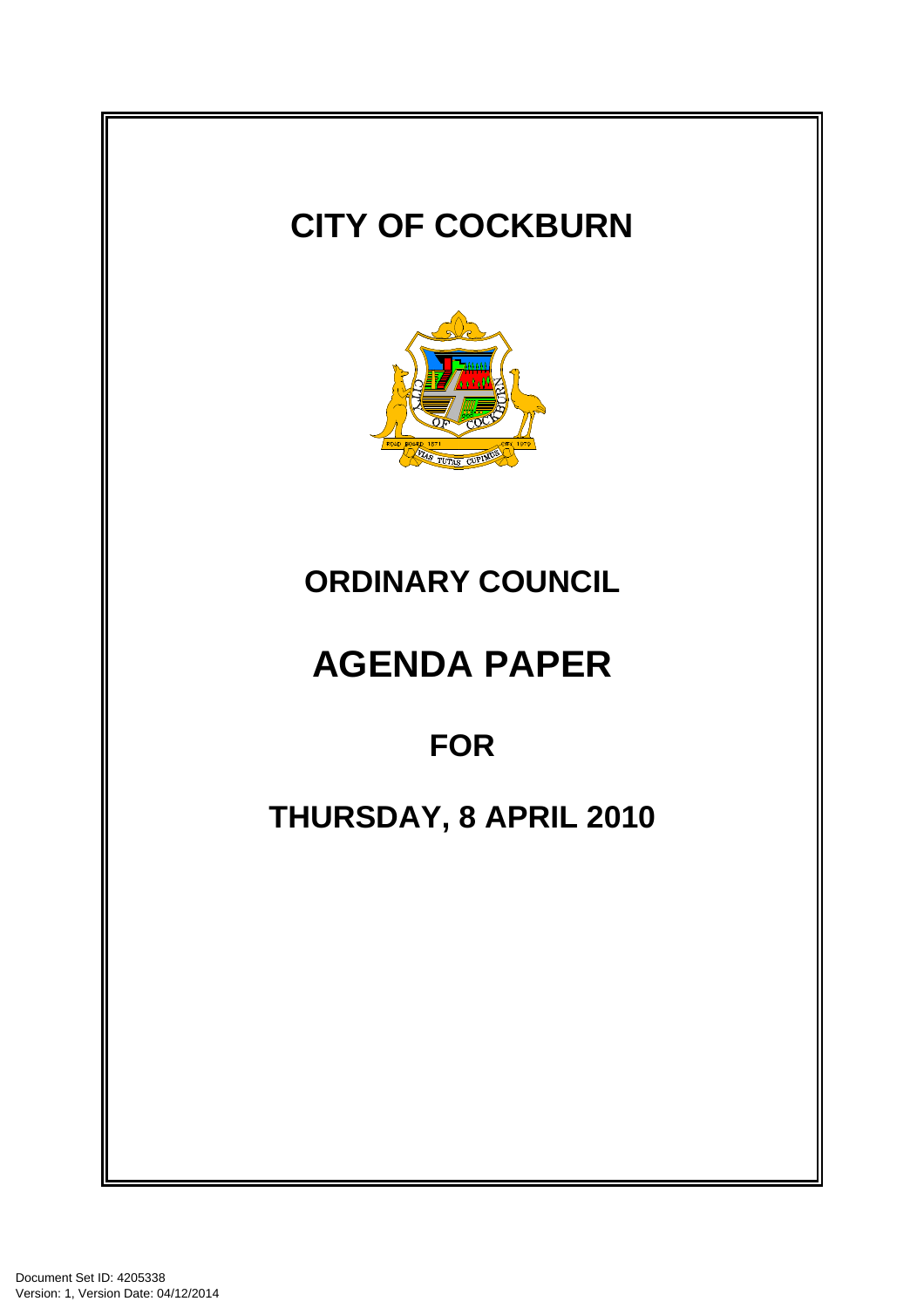# CITY OF COCKBURN

## ORDINARY COUNCIL

# AGENDA PAPER

## FOR

## THURSDAY, 8 APRIL 2010

Document Set ID: 4205338
Version: 1, Version Date: 04/12/2014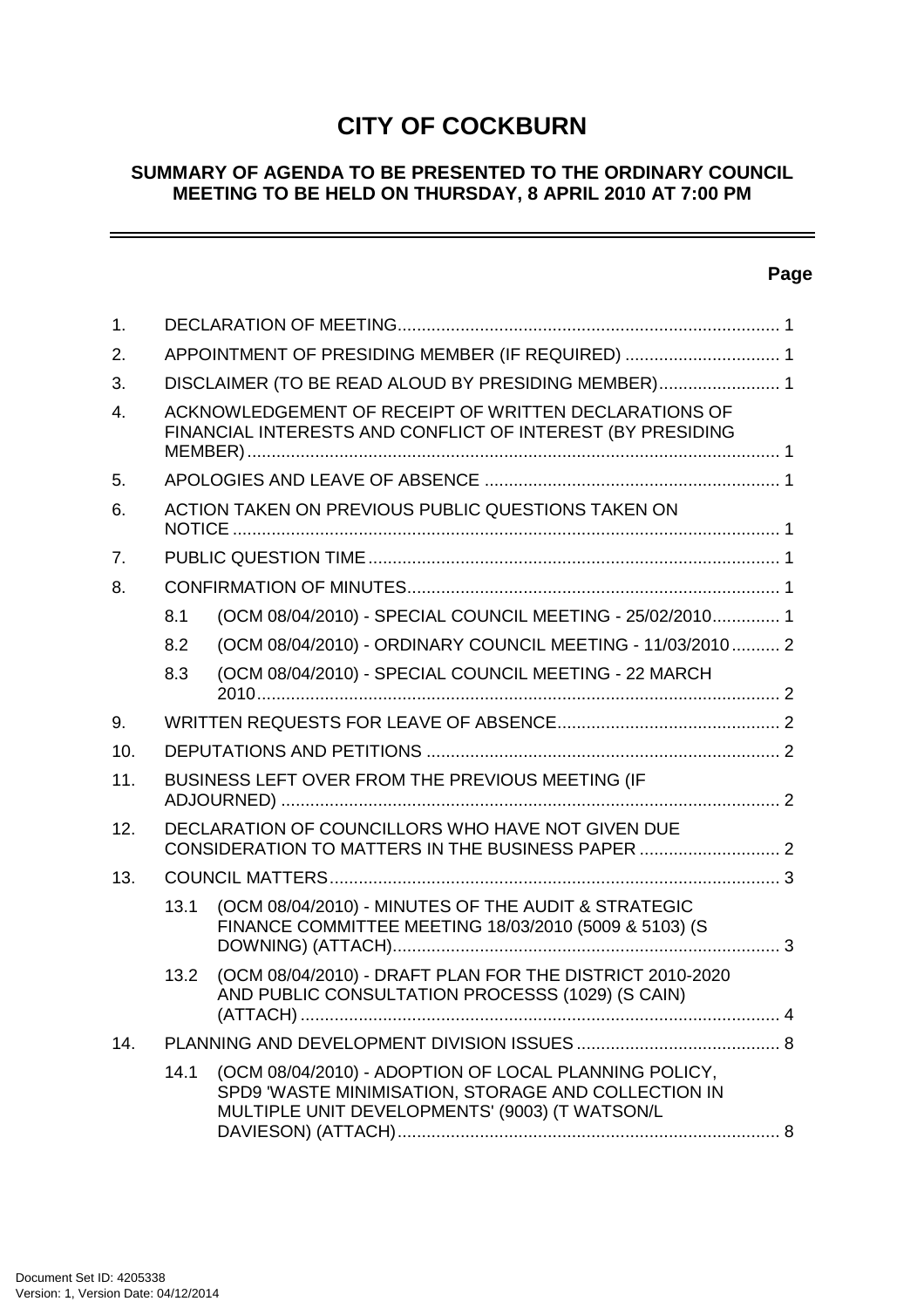# CITY OF COCKBURN

## SUMMARY OF AGENDA TO BE PRESENTED TO THE ORDINARY COUNCIL MEETING TO BE HELD ON THURSDAY, 8 APRIL 2010 AT 7:00 PM

---

**Page**

1. DECLARATION OF MEETING................................................................................ 1
2. APPOINTMENT OF PRESIDING MEMBER (IF REQUIRED) ................................ 1
3. DISCLAIMER (TO BE READ ALOUD BY PRESIDING MEMBER)......................... 1
4. ACKNOWLEDGEMENT OF RECEIPT OF WRITTEN DECLARATIONS OF FINANCIAL INTERESTS AND CONFLICT OF INTEREST (BY PRESIDING MEMBER).............................................................................................................. 1
5. APOLOGIES AND LEAVE OF ABSENCE ............................................................. 1
6. ACTION TAKEN ON PREVIOUS PUBLIC QUESTIONS TAKEN ON NOTICE ................................................................................................................. 1
7. PUBLIC QUESTION TIME..................................................................................... 1
8. CONFIRMATION OF MINUTES............................................................................. 1
   - 8.1 (OCM 08/04/2010) - SPECIAL COUNCIL MEETING - 25/02/2010.............. 1
   - 8.2 (OCM 08/04/2010) - ORDINARY COUNCIL MEETING - 11/03/2010.......... 2
   - 8.3 (OCM 08/04/2010) - SPECIAL COUNCIL MEETING - 22 MARCH 2010............................................................................................................ 2
9. WRITTEN REQUESTS FOR LEAVE OF ABSENCE.............................................. 2
10. DEPUTATIONS AND PETITIONS ......................................................................... 2
11. BUSINESS LEFT OVER FROM THE PREVIOUS MEETING (IF ADJOURNED) ....................................................................................................... 2
12. DECLARATION OF COUNCILLORS WHO HAVE NOT GIVEN DUE CONSIDERATION TO MATTERS IN THE BUSINESS PAPER ............................. 2
13. COUNCIL MATTERS............................................................................................. 3
    - 13.1 (OCM 08/04/2010) - MINUTES OF THE AUDIT & STRATEGIC FINANCE COMMITTEE MEETING 18/03/2010 (5009 & 5103) (S DOWNING) (ATTACH)................................................................................ 3
    - 13.2 (OCM 08/04/2010) - DRAFT PLAN FOR THE DISTRICT 2010-2020 AND PUBLIC CONSULTATION PROCESSS (1029) (S CAIN) (ATTACH) ................................................................................................... 4
14. PLANNING AND DEVELOPMENT DIVISION ISSUES .......................................... 8
    - 14.1 (OCM 08/04/2010) - ADOPTION OF LOCAL PLANNING POLICY, SPD9 'WASTE MINIMISATION, STORAGE AND COLLECTION IN MULTIPLE UNIT DEVELOPMENTS' (9003) (T WATSON/L DAVIESON) (ATTACH)............................................................................... 8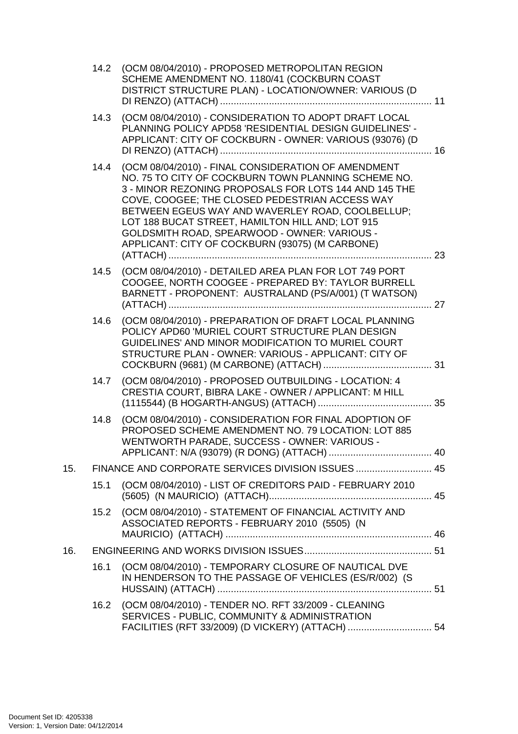14.2 (OCM 08/04/2010) - PROPOSED METROPOLITAN REGION SCHEME AMENDMENT NO. 1180/41 (COCKBURN COAST DISTRICT STRUCTURE PLAN) - LOCATION/OWNER: VARIOUS (D DI RENZO) (ATTACH) .............................................................................. 11

14.3 (OCM 08/04/2010) - CONSIDERATION TO ADOPT DRAFT LOCAL PLANNING POLICY APD58 'RESIDENTIAL DESIGN GUIDELINES' - APPLICANT: CITY OF COCKBURN - OWNER: VARIOUS (93076) (D DI RENZO) (ATTACH) .............................................................................. 16

14.4 (OCM 08/04/2010) - FINAL CONSIDERATION OF AMENDMENT NO. 75 TO CITY OF COCKBURN TOWN PLANNING SCHEME NO. 3 - MINOR REZONING PROPOSALS FOR LOTS 144 AND 145 THE COVE, COOGEE; THE CLOSED PEDESTRIAN ACCESS WAY BETWEEN EGEUS WAY AND WAVERLEY ROAD, COOLBELLUP; LOT 188 BUCAT STREET, HAMILTON HILL AND; LOT 915 GOLDSMITH ROAD, SPEARWOOD - OWNER: VARIOUS - APPLICANT: CITY OF COCKBURN (93075) (M CARBONE) (ATTACH) .................................................................................................. 23

14.5 (OCM 08/04/2010) - DETAILED AREA PLAN FOR LOT 749 PORT COOGEE, NORTH COOGEE - PREPARED BY: TAYLOR BURRELL BARNETT - PROPONENT: AUSTRALAND (PS/A/001) (T WATSON) (ATTACH) .................................................................................................. 27

14.6 (OCM 08/04/2010) - PREPARATION OF DRAFT LOCAL PLANNING POLICY APD60 'MURIEL COURT STRUCTURE PLAN DESIGN GUIDELINES' AND MINOR MODIFICATION TO MURIEL COURT STRUCTURE PLAN - OWNER: VARIOUS - APPLICANT: CITY OF COCKBURN (9681) (M CARBONE) (ATTACH) ........................................ 31

14.7 (OCM 08/04/2010) - PROPOSED OUTBUILDING - LOCATION: 4 CRESTIA COURT, BIBRA LAKE - OWNER / APPLICANT: M HILL (1115544) (B HOGARTH-ANGUS) (ATTACH) .......................................... 35

14.8 (OCM 08/04/2010) - CONSIDERATION FOR FINAL ADOPTION OF PROPOSED SCHEME AMENDMENT NO. 79 LOCATION: LOT 885 WENTWORTH PARADE, SUCCESS - OWNER: VARIOUS - APPLICANT: N/A (93079) (R DONG) (ATTACH) ...................................... 40

15. FINANCE AND CORPORATE SERVICES DIVISION ISSUES ............................ 45

15.1 (OCM 08/04/2010) - LIST OF CREDITORS PAID - FEBRUARY 2010 (5605) (N MAURICIO) (ATTACH)............................................................ 45

15.2 (OCM 08/04/2010) - STATEMENT OF FINANCIAL ACTIVITY AND ASSOCIATED REPORTS - FEBRUARY 2010 (5505) (N MAURICIO) (ATTACH) ............................................................................ 46

16. ENGINEERING AND WORKS DIVISION ISSUES............................................... 51

16.1 (OCM 08/04/2010) - TEMPORARY CLOSURE OF NAUTICAL DVE IN HENDERSON TO THE PASSAGE OF VEHICLES (ES/R/002) (S HUSSAIN) (ATTACH) ............................................................................... 51

16.2 (OCM 08/04/2010) - TENDER NO. RFT 33/2009 - CLEANING SERVICES - PUBLIC, COMMUNITY & ADMINISTRATION FACILITIES (RFT 33/2009) (D VICKERY) (ATTACH) ............................... 54

Document Set ID: 4205338
Version: 1, Version Date: 04/12/2014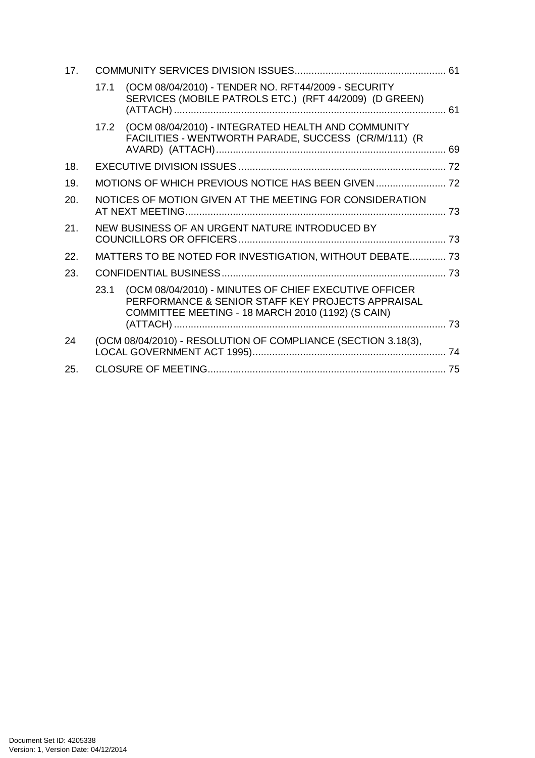17. COMMUNITY SERVICES DIVISION ISSUES ...................................................... 61

   17.1 (OCM 08/04/2010) - TENDER NO. RFT44/2009 - SECURITY SERVICES (MOBILE PATROLS ETC.) (RFT 44/2009) (D GREEN) (ATTACH) ................................................................................................ 61

   17.2 (OCM 08/04/2010) - INTEGRATED HEALTH AND COMMUNITY FACILITIES - WENTWORTH PARADE, SUCCESS (CR/M/111) (R AVARD) (ATTACH) .................................................................................. 69

18. EXECUTIVE DIVISION ISSUES .......................................................................... 72

19. MOTIONS OF WHICH PREVIOUS NOTICE HAS BEEN GIVEN ......................... 72

20. NOTICES OF MOTION GIVEN AT THE MEETING FOR CONSIDERATION AT NEXT MEETING............................................................................................. 73

21. NEW BUSINESS OF AN URGENT NATURE INTRODUCED BY COUNCILLORS OR OFFICERS .......................................................................... 73

22. MATTERS TO BE NOTED FOR INVESTIGATION, WITHOUT DEBATE............. 73

23. CONFIDENTIAL BUSINESS................................................................................ 73

   23.1 (OCM 08/04/2010) - MINUTES OF CHIEF EXECUTIVE OFFICER PERFORMANCE & SENIOR STAFF KEY PROJECTS APPRAISAL COMMITTEE MEETING - 18 MARCH 2010 (1192) (S CAIN) (ATTACH) ................................................................................................ 73

24 (OCM 08/04/2010) - RESOLUTION OF COMPLIANCE (SECTION 3.18(3), LOCAL GOVERNMENT ACT 1995)..................................................................... 74

25. CLOSURE OF MEETING..................................................................................... 75

Document Set ID: 4205338
Version: 1, Version Date: 04/12/2014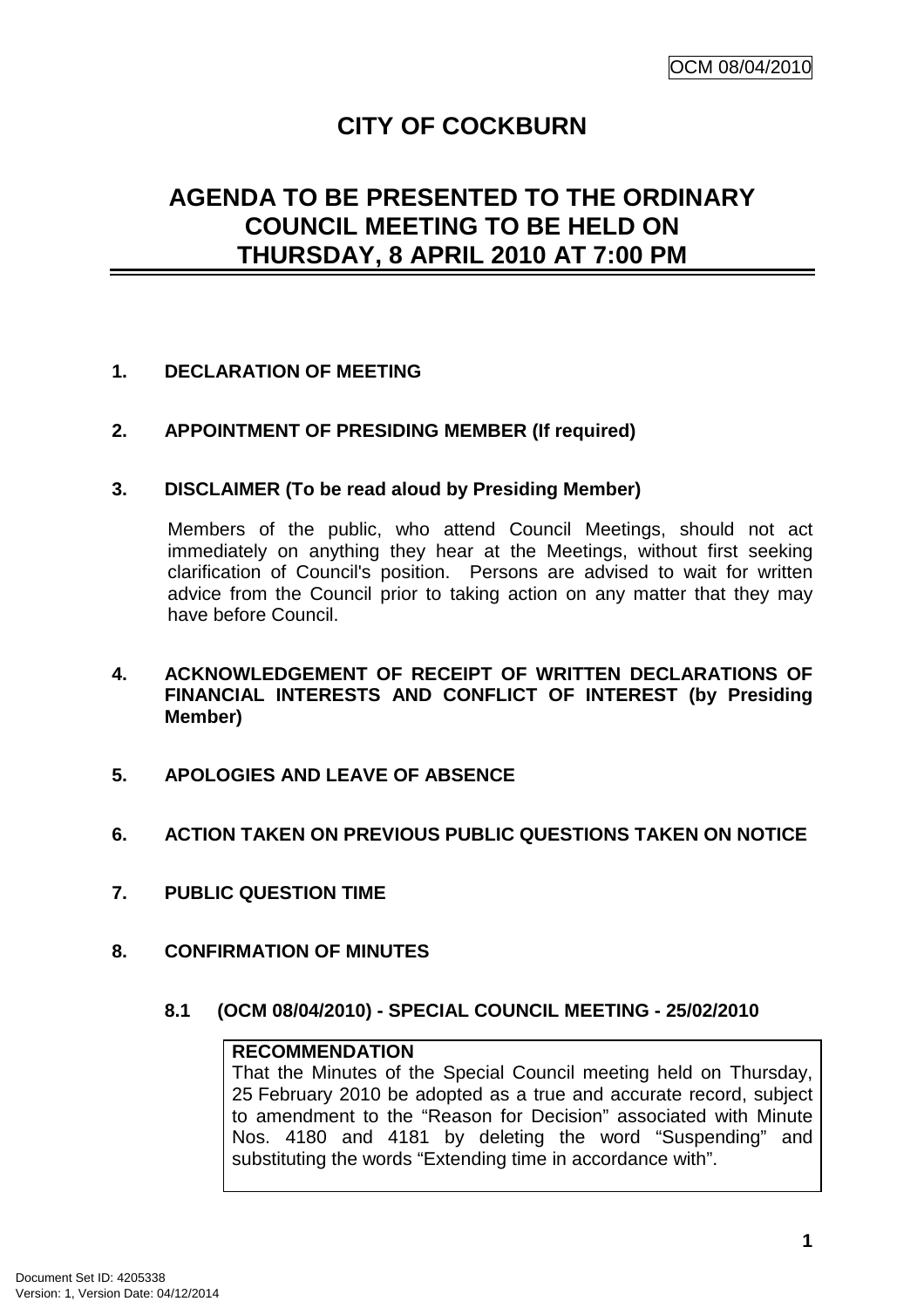# CITY OF COCKBURN

## AGENDA TO BE PRESENTED TO THE ORDINARY COUNCIL MEETING TO BE HELD ON THURSDAY, 8 APRIL 2010 AT 7:00 PM

### 1. DECLARATION OF MEETING

### 2. APPOINTMENT OF PRESIDING MEMBER (If required)

### 3. DISCLAIMER (To be read aloud by Presiding Member)

Members of the public, who attend Council Meetings, should not act immediately on anything they hear at the Meetings, without first seeking clarification of Council's position. Persons are advised to wait for written advice from the Council prior to taking action on any matter that they may have before Council.

### 4. ACKNOWLEDGEMENT OF RECEIPT OF WRITTEN DECLARATIONS OF FINANCIAL INTERESTS AND CONFLICT OF INTEREST (by Presiding Member)

### 5. APOLOGIES AND LEAVE OF ABSENCE

### 6. ACTION TAKEN ON PREVIOUS PUBLIC QUESTIONS TAKEN ON NOTICE

### 7. PUBLIC QUESTION TIME

### 8. CONFIRMATION OF MINUTES

#### 8.1 (OCM 08/04/2010) - SPECIAL COUNCIL MEETING - 25/02/2010

**RECOMMENDATION**
That the Minutes of the Special Council meeting held on Thursday, 25 February 2010 be adopted as a true and accurate record, subject to amendment to the "Reason for Decision" associated with Minute Nos. 4180 and 4181 by deleting the word "Suspending" and substituting the words "Extending time in accordance with".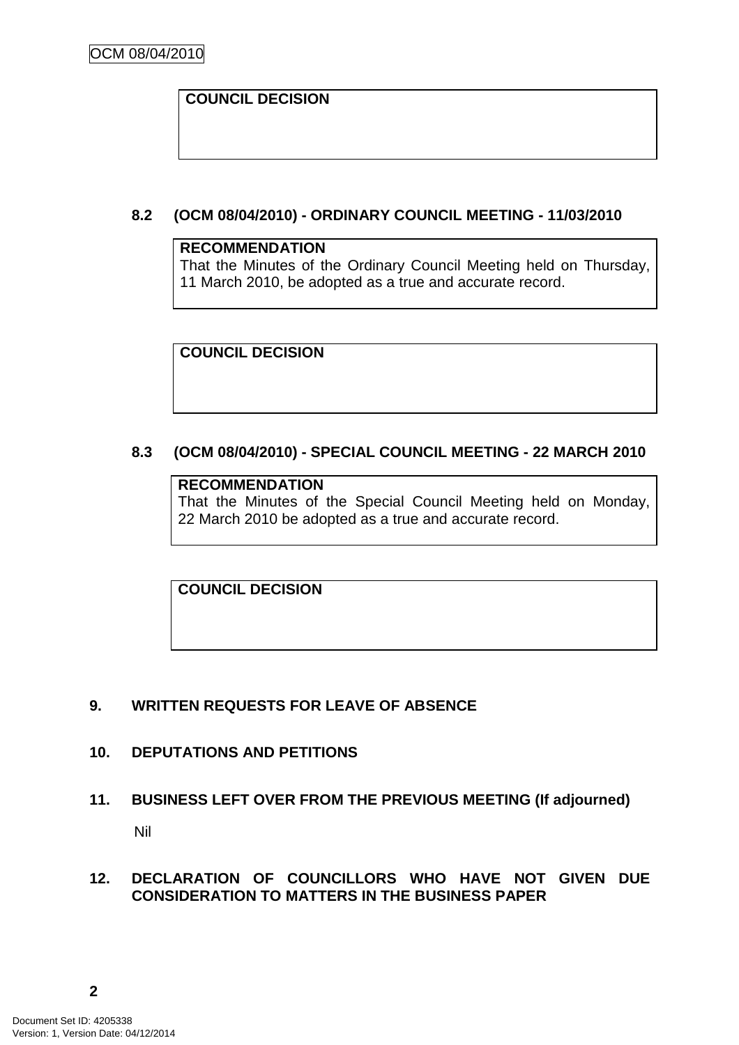**COUNCIL DECISION**

### 8.2 (OCM 08/04/2010) - ORDINARY COUNCIL MEETING - 11/03/2010

**RECOMMENDATION**
That the Minutes of the Ordinary Council Meeting held on Thursday, 11 March 2010, be adopted as a true and accurate record.

**COUNCIL DECISION**

### 8.3 (OCM 08/04/2010) - SPECIAL COUNCIL MEETING - 22 MARCH 2010

**RECOMMENDATION**
That the Minutes of the Special Council Meeting held on Monday, 22 March 2010 be adopted as a true and accurate record.

**COUNCIL DECISION**

## 9. WRITTEN REQUESTS FOR LEAVE OF ABSENCE

## 10. DEPUTATIONS AND PETITIONS

## 11. BUSINESS LEFT OVER FROM THE PREVIOUS MEETING (If adjourned)

Nil

## 12. DECLARATION OF COUNCILLORS WHO HAVE NOT GIVEN DUE CONSIDERATION TO MATTERS IN THE BUSINESS PAPER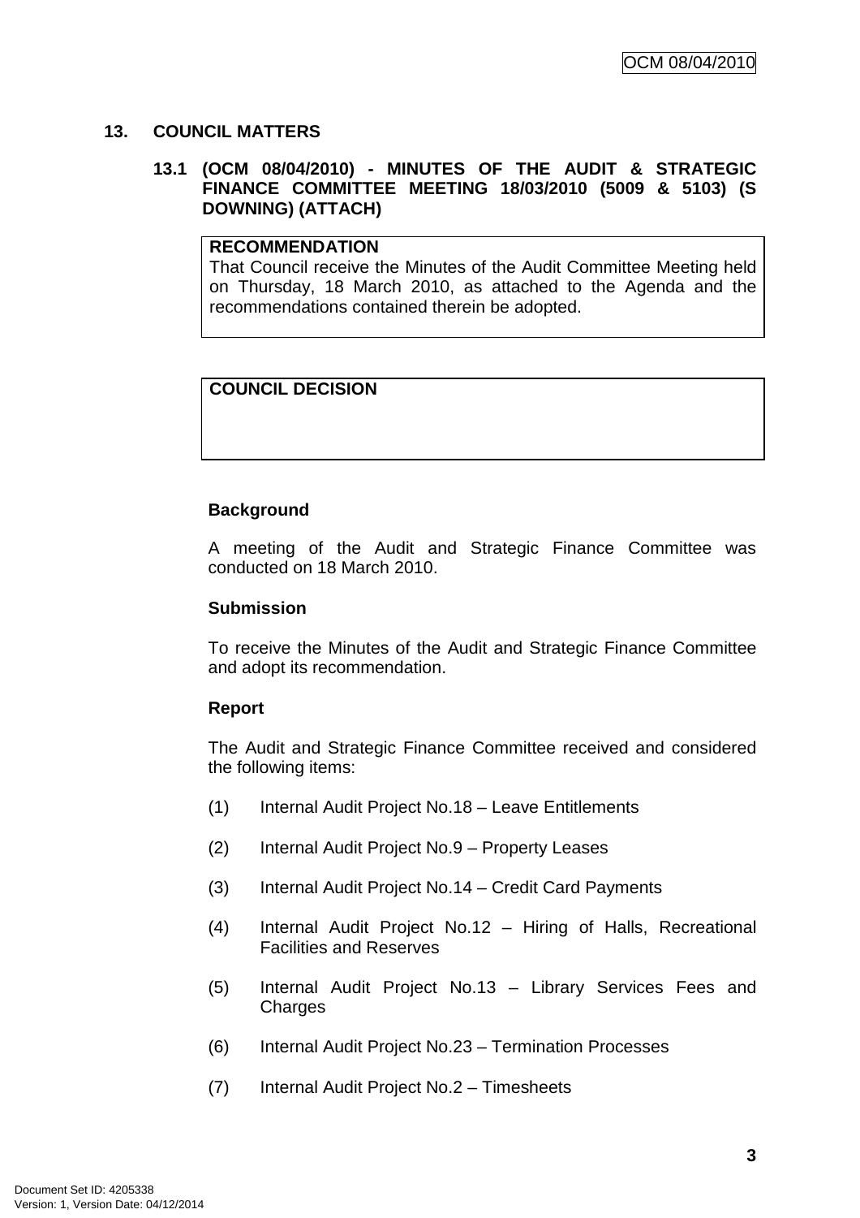## 13. COUNCIL MATTERS

### 13.1 (OCM 08/04/2010) - MINUTES OF THE AUDIT & STRATEGIC FINANCE COMMITTEE MEETING 18/03/2010 (5009 & 5103) (S DOWNING) (ATTACH)

| **RECOMMENDATION** |
| --- |
| That Council receive the Minutes of the Audit Committee Meeting held on Thursday, 18 March 2010, as attached to the Agenda and the recommendations contained therein be adopted. |

| **COUNCIL DECISION** |
| --- |
| |

**Background**

A meeting of the Audit and Strategic Finance Committee was conducted on 18 March 2010.

**Submission**

To receive the Minutes of the Audit and Strategic Finance Committee and adopt its recommendation.

**Report**

The Audit and Strategic Finance Committee received and considered the following items:

(1) Internal Audit Project No.18 – Leave Entitlements

(2) Internal Audit Project No.9 – Property Leases

(3) Internal Audit Project No.14 – Credit Card Payments

(4) Internal Audit Project No.12 – Hiring of Halls, Recreational Facilities and Reserves

(5) Internal Audit Project No.13 – Library Services Fees and Charges

(6) Internal Audit Project No.23 – Termination Processes

(7) Internal Audit Project No.2 – Timesheets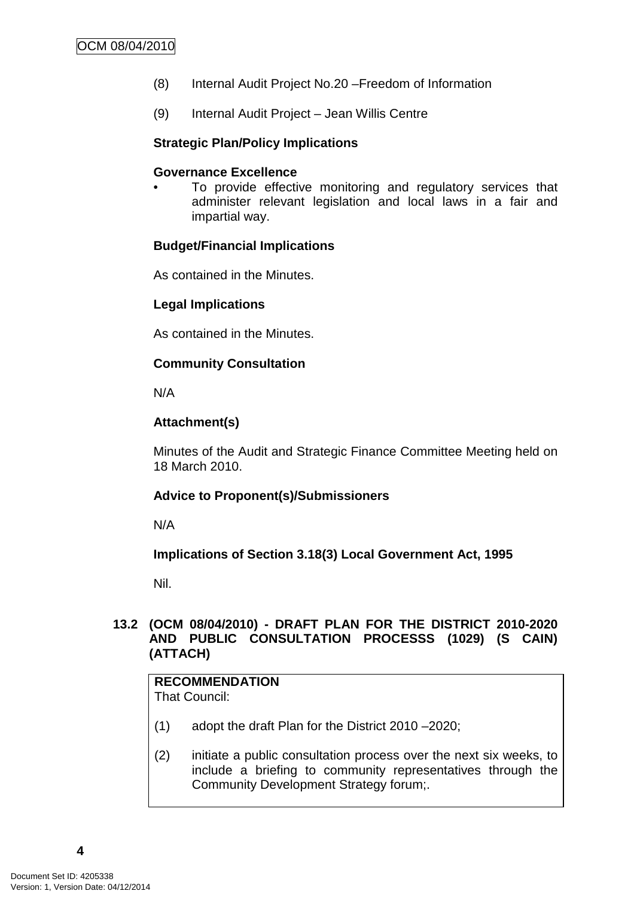(8) Internal Audit Project No.20 –Freedom of Information

(9) Internal Audit Project – Jean Willis Centre

**Strategic Plan/Policy Implications**

**Governance Excellence**

- To provide effective monitoring and regulatory services that administer relevant legislation and local laws in a fair and impartial way.

**Budget/Financial Implications**

As contained in the Minutes.

**Legal Implications**

As contained in the Minutes.

**Community Consultation**

N/A

**Attachment(s)**

Minutes of the Audit and Strategic Finance Committee Meeting held on 18 March 2010.

**Advice to Proponent(s)/Submissioners**

N/A

**Implications of Section 3.18(3) Local Government Act, 1995**

Nil.

### 13.2 (OCM 08/04/2010) - DRAFT PLAN FOR THE DISTRICT 2010-2020 AND PUBLIC CONSULTATION PROCESSS (1029) (S CAIN) (ATTACH)

**RECOMMENDATION**
That Council:

(1) adopt the draft Plan for the District 2010 –2020;

(2) initiate a public consultation process over the next six weeks, to include a briefing to community representatives through the Community Development Strategy forum;.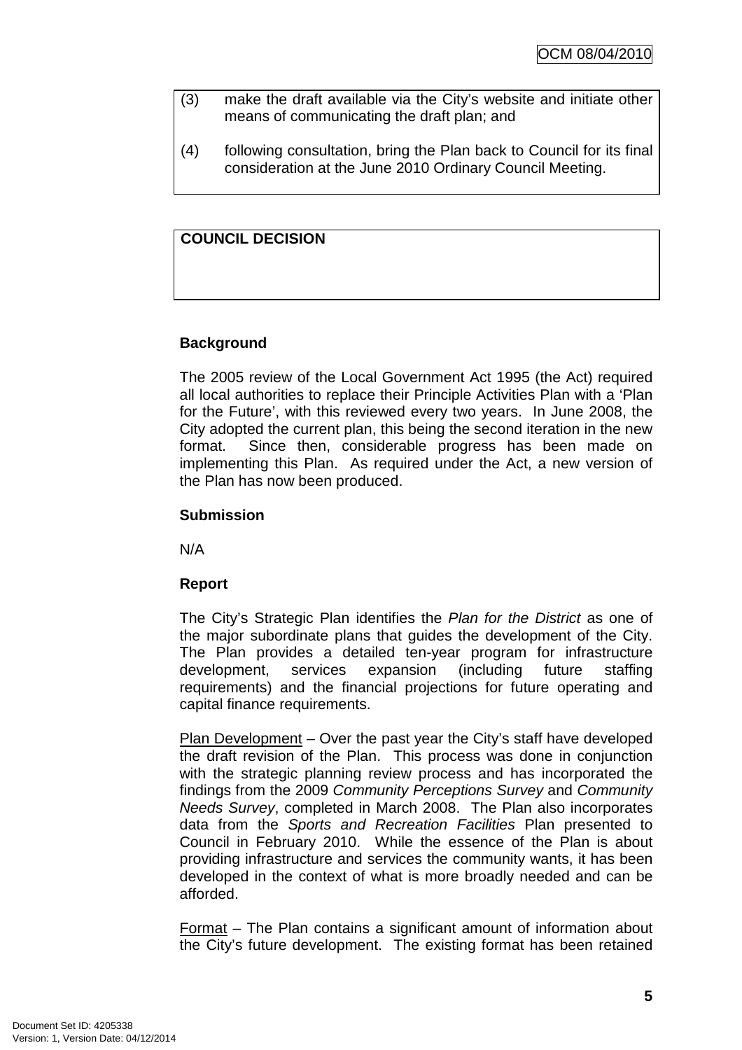(3) make the draft available via the City's website and initiate other means of communicating the draft plan; and

(4) following consultation, bring the Plan back to Council for its final consideration at the June 2010 Ordinary Council Meeting.

**COUNCIL DECISION**

**Background**

The 2005 review of the Local Government Act 1995 (the Act) required all local authorities to replace their Principle Activities Plan with a 'Plan for the Future', with this reviewed every two years. In June 2008, the City adopted the current plan, this being the second iteration in the new format. Since then, considerable progress has been made on implementing this Plan. As required under the Act, a new version of the Plan has now been produced.

**Submission**

N/A

**Report**

The City's Strategic Plan identifies the *Plan for the District* as one of the major subordinate plans that guides the development of the City. The Plan provides a detailed ten-year program for infrastructure development, services expansion (including future staffing requirements) and the financial projections for future operating and capital finance requirements.

Plan Development – Over the past year the City's staff have developed the draft revision of the Plan. This process was done in conjunction with the strategic planning review process and has incorporated the findings from the 2009 *Community Perceptions Survey* and *Community Needs Survey*, completed in March 2008. The Plan also incorporates data from the *Sports and Recreation Facilities* Plan presented to Council in February 2010. While the essence of the Plan is about providing infrastructure and services the community wants, it has been developed in the context of what is more broadly needed and can be afforded.

Format – The Plan contains a significant amount of information about the City's future development. The existing format has been retained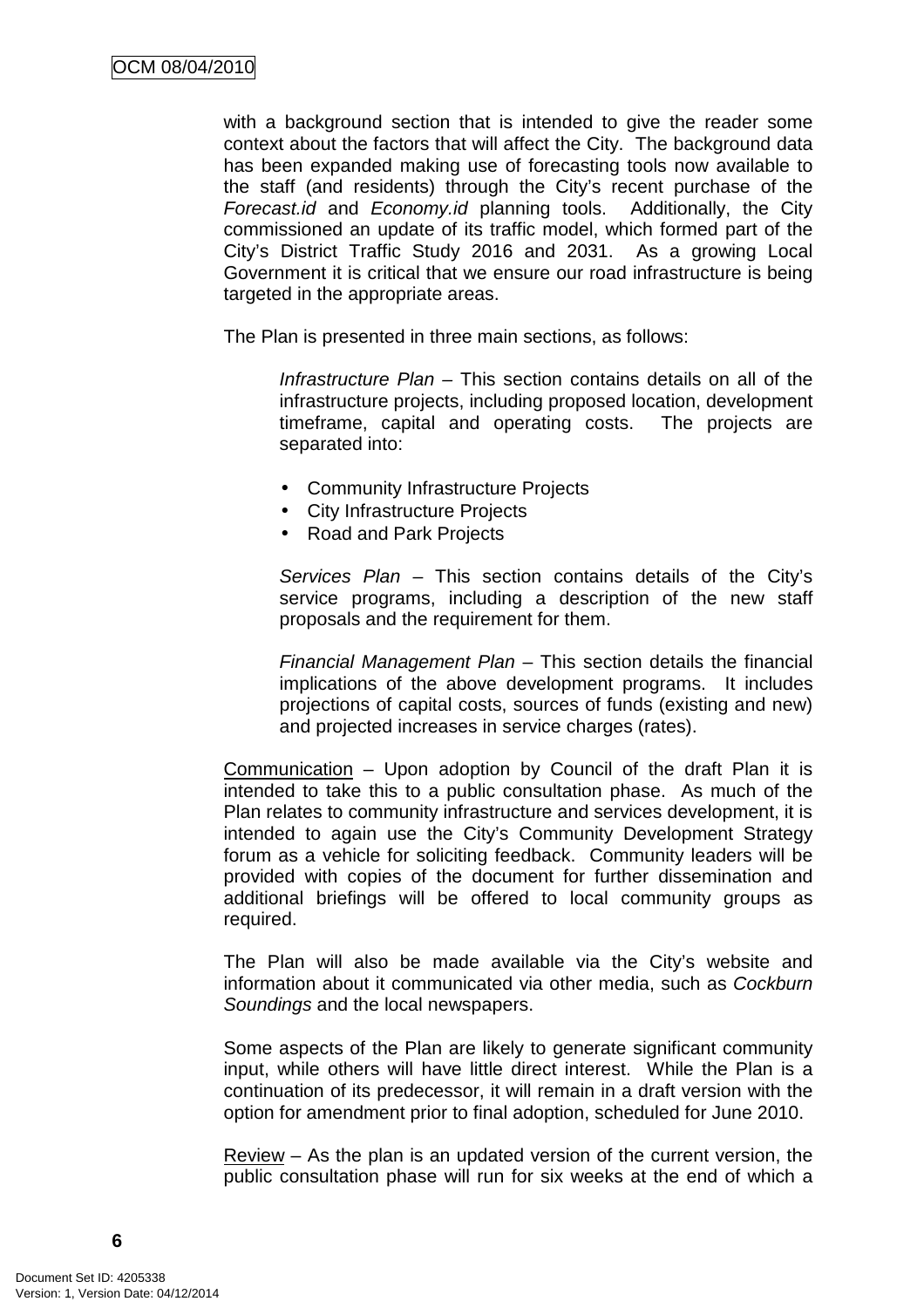with a background section that is intended to give the reader some context about the factors that will affect the City. The background data has been expanded making use of forecasting tools now available to the staff (and residents) through the City's recent purchase of the *Forecast.id* and *Economy.id* planning tools. Additionally, the City commissioned an update of its traffic model, which formed part of the City's District Traffic Study 2016 and 2031. As a growing Local Government it is critical that we ensure our road infrastructure is being targeted in the appropriate areas.

The Plan is presented in three main sections, as follows:

> *Infrastructure Plan* – This section contains details on all of the infrastructure projects, including proposed location, development timeframe, capital and operating costs. The projects are separated into:
>
> - Community Infrastructure Projects
> - City Infrastructure Projects
> - Road and Park Projects
>
> *Services Plan* – This section contains details of the City's service programs, including a description of the new staff proposals and the requirement for them.
>
> *Financial Management Plan* – This section details the financial implications of the above development programs. It includes projections of capital costs, sources of funds (existing and new) and projected increases in service charges (rates).

Communication – Upon adoption by Council of the draft Plan it is intended to take this to a public consultation phase. As much of the Plan relates to community infrastructure and services development, it is intended to again use the City's Community Development Strategy forum as a vehicle for soliciting feedback. Community leaders will be provided with copies of the document for further dissemination and additional briefings will be offered to local community groups as required.

The Plan will also be made available via the City's website and information about it communicated via other media, such as *Cockburn Soundings* and the local newspapers.

Some aspects of the Plan are likely to generate significant community input, while others will have little direct interest. While the Plan is a continuation of its predecessor, it will remain in a draft version with the option for amendment prior to final adoption, scheduled for June 2010.

Review – As the plan is an updated version of the current version, the public consultation phase will run for six weeks at the end of which a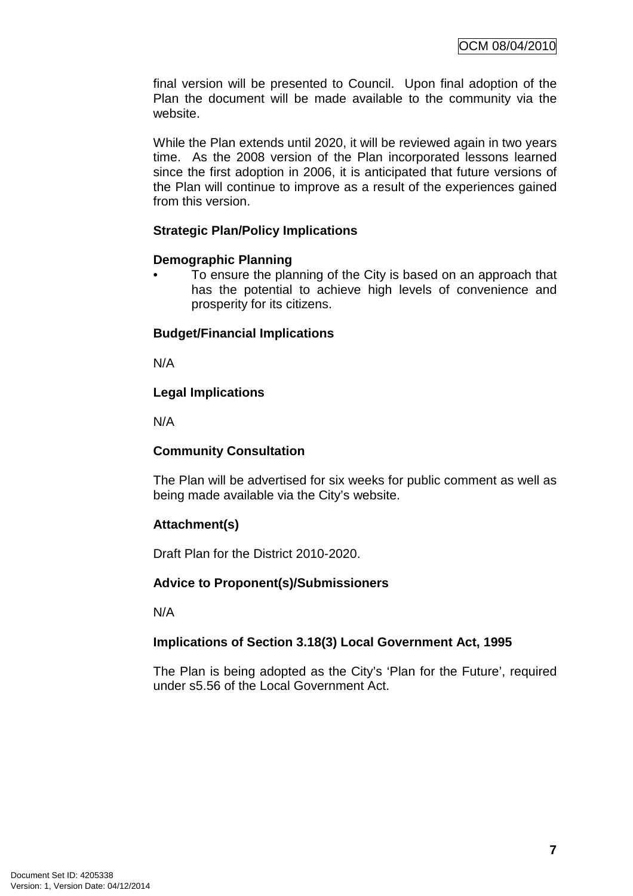final version will be presented to Council. Upon final adoption of the Plan the document will be made available to the community via the website.

While the Plan extends until 2020, it will be reviewed again in two years time. As the 2008 version of the Plan incorporated lessons learned since the first adoption in 2006, it is anticipated that future versions of the Plan will continue to improve as a result of the experiences gained from this version.

**Strategic Plan/Policy Implications**

**Demographic Planning**

- To ensure the planning of the City is based on an approach that has the potential to achieve high levels of convenience and prosperity for its citizens.

**Budget/Financial Implications**

N/A

**Legal Implications**

N/A

**Community Consultation**

The Plan will be advertised for six weeks for public comment as well as being made available via the City's website.

**Attachment(s)**

Draft Plan for the District 2010-2020.

**Advice to Proponent(s)/Submissioners**

N/A

**Implications of Section 3.18(3) Local Government Act, 1995**

The Plan is being adopted as the City's 'Plan for the Future', required under s5.56 of the Local Government Act.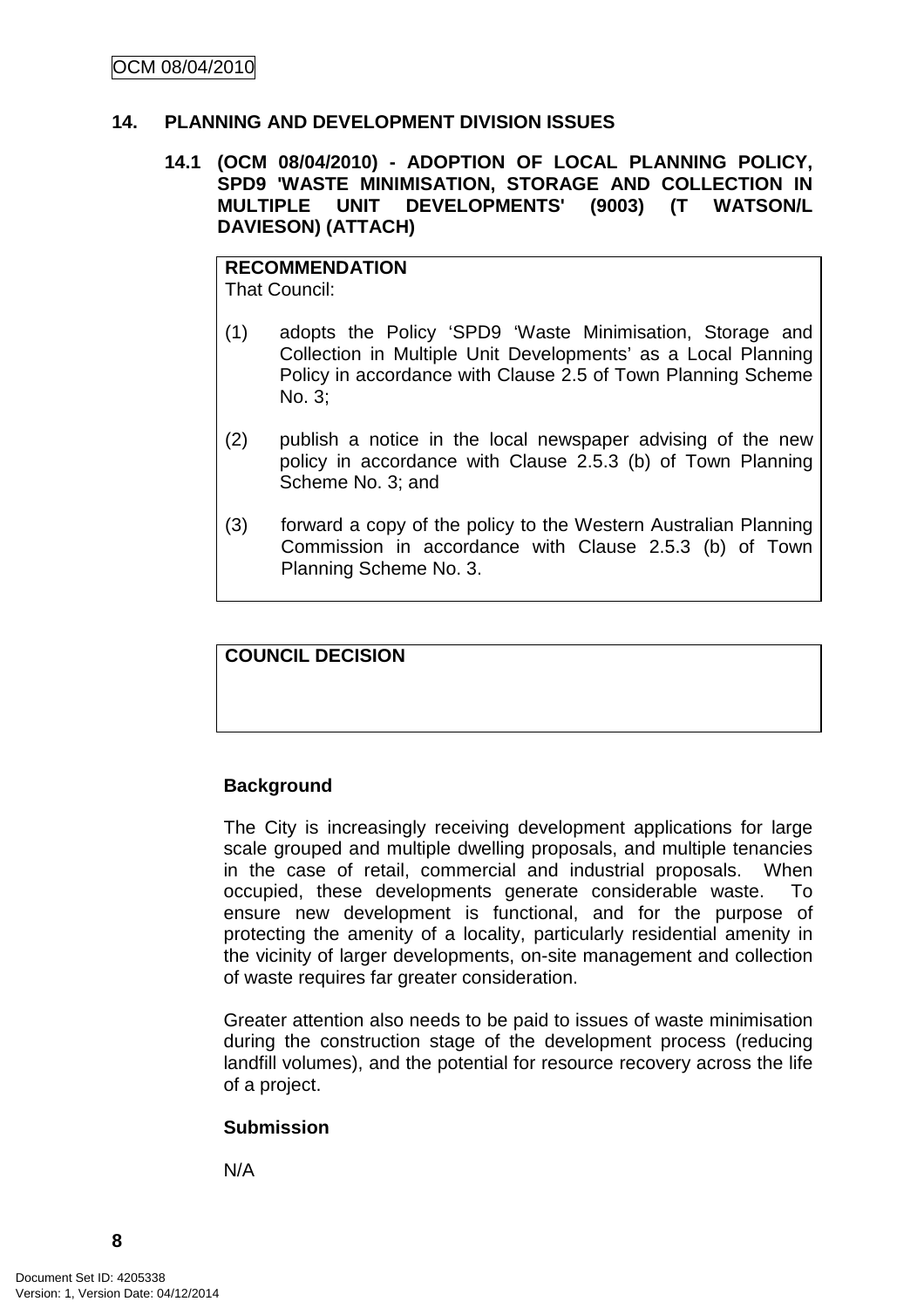## 14. PLANNING AND DEVELOPMENT DIVISION ISSUES

### 14.1 (OCM 08/04/2010) - ADOPTION OF LOCAL PLANNING POLICY, SPD9 'WASTE MINIMISATION, STORAGE AND COLLECTION IN MULTIPLE UNIT DEVELOPMENTS' (9003) (T WATSON/L DAVIESON) (ATTACH)

**RECOMMENDATION**
That Council:

(1) adopts the Policy 'SPD9 'Waste Minimisation, Storage and Collection in Multiple Unit Developments' as a Local Planning Policy in accordance with Clause 2.5 of Town Planning Scheme No. 3;

(2) publish a notice in the local newspaper advising of the new policy in accordance with Clause 2.5.3 (b) of Town Planning Scheme No. 3; and

(3) forward a copy of the policy to the Western Australian Planning Commission in accordance with Clause 2.5.3 (b) of Town Planning Scheme No. 3.

**COUNCIL DECISION**

**Background**

The City is increasingly receiving development applications for large scale grouped and multiple dwelling proposals, and multiple tenancies in the case of retail, commercial and industrial proposals. When occupied, these developments generate considerable waste. To ensure new development is functional, and for the purpose of protecting the amenity of a locality, particularly residential amenity in the vicinity of larger developments, on-site management and collection of waste requires far greater consideration.

Greater attention also needs to be paid to issues of waste minimisation during the construction stage of the development process (reducing landfill volumes), and the potential for resource recovery across the life of a project.

**Submission**

N/A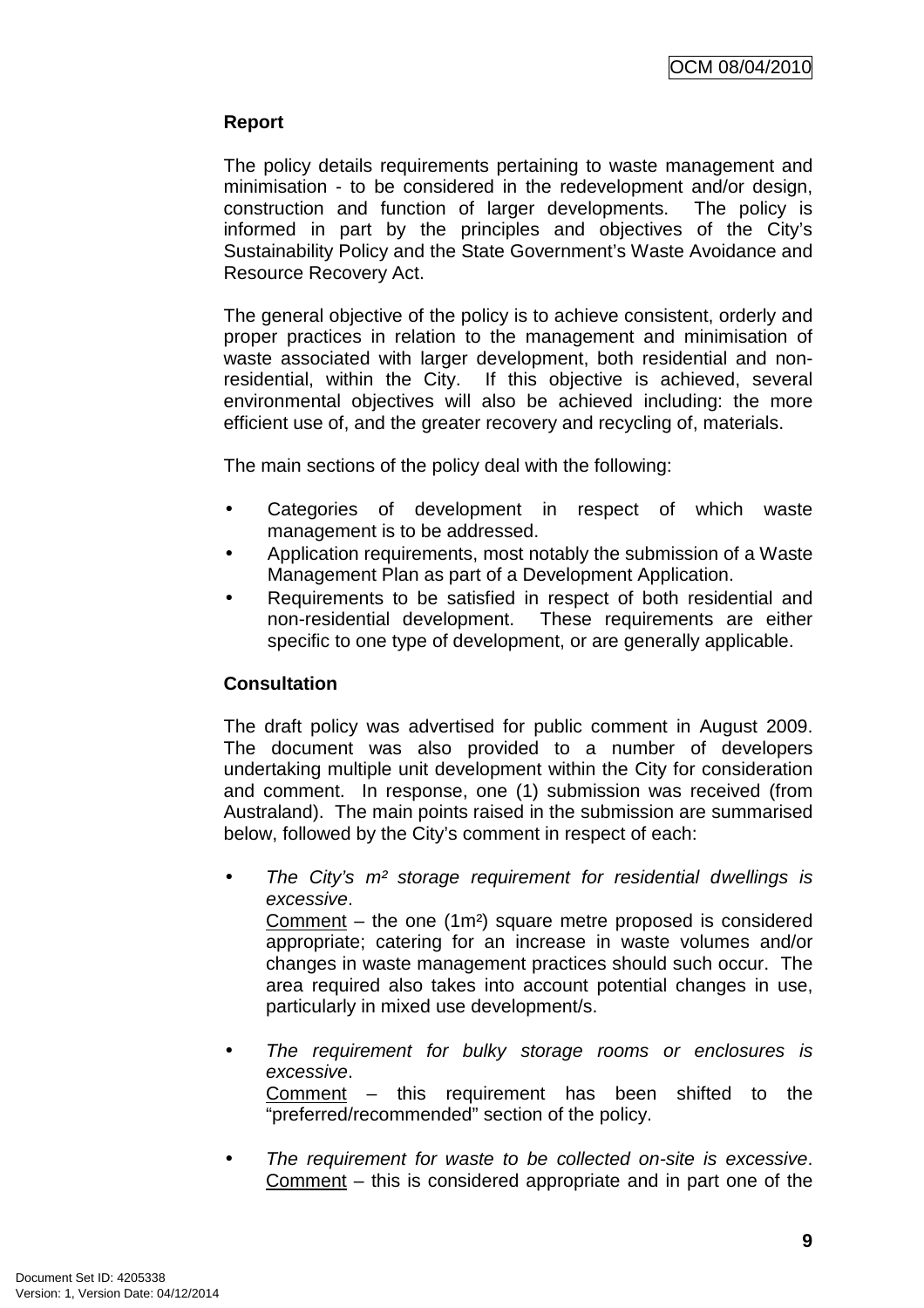**Report**

The policy details requirements pertaining to waste management and minimisation - to be considered in the redevelopment and/or design, construction and function of larger developments. The policy is informed in part by the principles and objectives of the City's Sustainability Policy and the State Government's Waste Avoidance and Resource Recovery Act.

The general objective of the policy is to achieve consistent, orderly and proper practices in relation to the management and minimisation of waste associated with larger development, both residential and non-residential, within the City. If this objective is achieved, several environmental objectives will also be achieved including: the more efficient use of, and the greater recovery and recycling of, materials.

The main sections of the policy deal with the following:

- Categories of development in respect of which waste management is to be addressed.
- Application requirements, most notably the submission of a Waste Management Plan as part of a Development Application.
- Requirements to be satisfied in respect of both residential and non-residential development. These requirements are either specific to one type of development, or are generally applicable.

**Consultation**

The draft policy was advertised for public comment in August 2009. The document was also provided to a number of developers undertaking multiple unit development within the City for consideration and comment. In response, one (1) submission was received (from Australand). The main points raised in the submission are summarised below, followed by the City's comment in respect of each:

- *The City's m² storage requirement for residential dwellings is excessive*.
  Comment – the one (1m²) square metre proposed is considered appropriate; catering for an increase in waste volumes and/or changes in waste management practices should such occur. The area required also takes into account potential changes in use, particularly in mixed use development/s.

- *The requirement for bulky storage rooms or enclosures is excessive*.
  Comment – this requirement has been shifted to the "preferred/recommended" section of the policy.

- *The requirement for waste to be collected on-site is excessive*.
  Comment – this is considered appropriate and in part one of the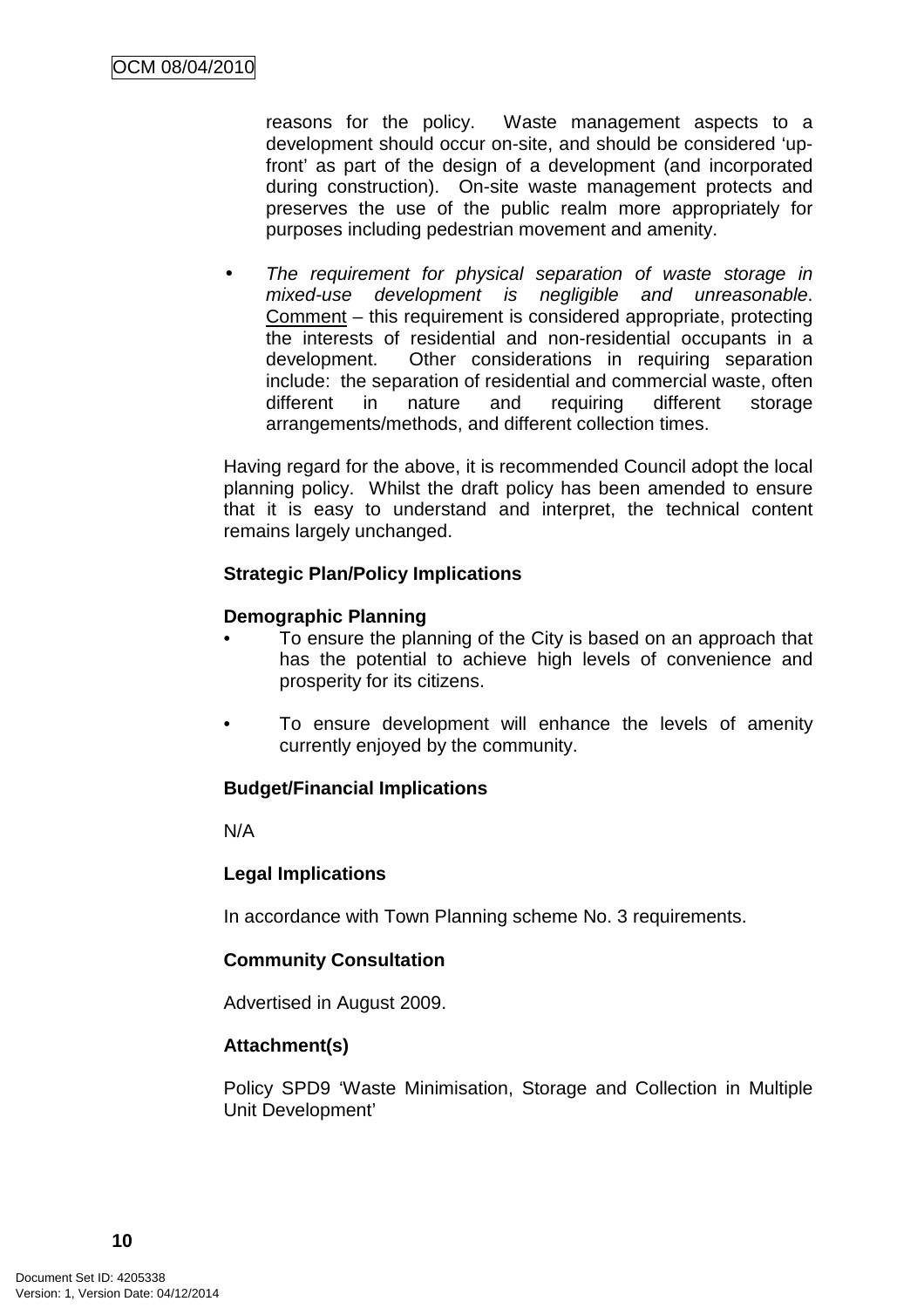reasons for the policy. Waste management aspects to a development should occur on-site, and should be considered 'up-front' as part of the design of a development (and incorporated during construction). On-site waste management protects and preserves the use of the public realm more appropriately for purposes including pedestrian movement and amenity.

- *The requirement for physical separation of waste storage in mixed-use development is negligible and unreasonable*. Comment – this requirement is considered appropriate, protecting the interests of residential and non-residential occupants in a development. Other considerations in requiring separation include: the separation of residential and commercial waste, often different in nature and requiring different storage arrangements/methods, and different collection times.

Having regard for the above, it is recommended Council adopt the local planning policy. Whilst the draft policy has been amended to ensure that it is easy to understand and interpret, the technical content remains largely unchanged.

**Strategic Plan/Policy Implications**

**Demographic Planning**

- To ensure the planning of the City is based on an approach that has the potential to achieve high levels of convenience and prosperity for its citizens.
- To ensure development will enhance the levels of amenity currently enjoyed by the community.

**Budget/Financial Implications**

N/A

**Legal Implications**

In accordance with Town Planning scheme No. 3 requirements.

**Community Consultation**

Advertised in August 2009.

**Attachment(s)**

Policy SPD9 'Waste Minimisation, Storage and Collection in Multiple Unit Development'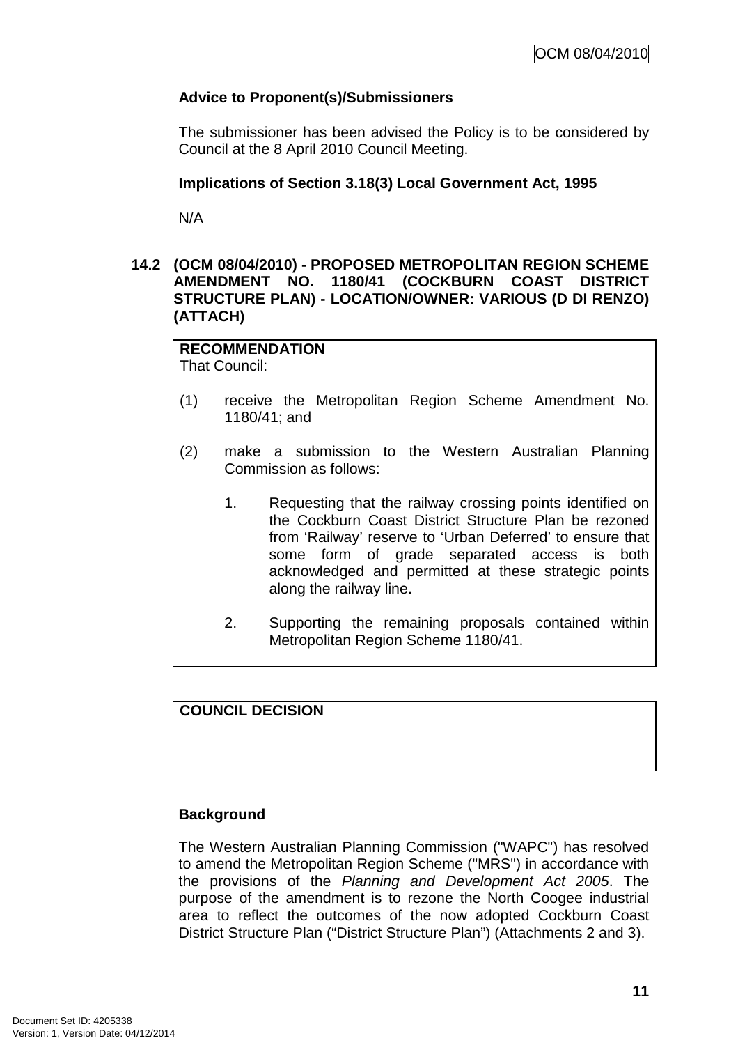**Advice to Proponent(s)/Submissioners**

The submissioner has been advised the Policy is to be considered by Council at the 8 April 2010 Council Meeting.

**Implications of Section 3.18(3) Local Government Act, 1995**

N/A

## 14.2 (OCM 08/04/2010) - PROPOSED METROPOLITAN REGION SCHEME AMENDMENT NO. 1180/41 (COCKBURN COAST DISTRICT STRUCTURE PLAN) - LOCATION/OWNER: VARIOUS (D DI RENZO) (ATTACH)

**RECOMMENDATION**
That Council:

(1) receive the Metropolitan Region Scheme Amendment No. 1180/41; and

(2) make a submission to the Western Australian Planning Commission as follows:

1. Requesting that the railway crossing points identified on the Cockburn Coast District Structure Plan be rezoned from 'Railway' reserve to 'Urban Deferred' to ensure that some form of grade separated access is both acknowledged and permitted at these strategic points along the railway line.

2. Supporting the remaining proposals contained within Metropolitan Region Scheme 1180/41.

**COUNCIL DECISION**

**Background**

The Western Australian Planning Commission ("WAPC") has resolved to amend the Metropolitan Region Scheme ("MRS") in accordance with the provisions of the *Planning and Development Act 2005*. The purpose of the amendment is to rezone the North Coogee industrial area to reflect the outcomes of the now adopted Cockburn Coast District Structure Plan ("District Structure Plan") (Attachments 2 and 3).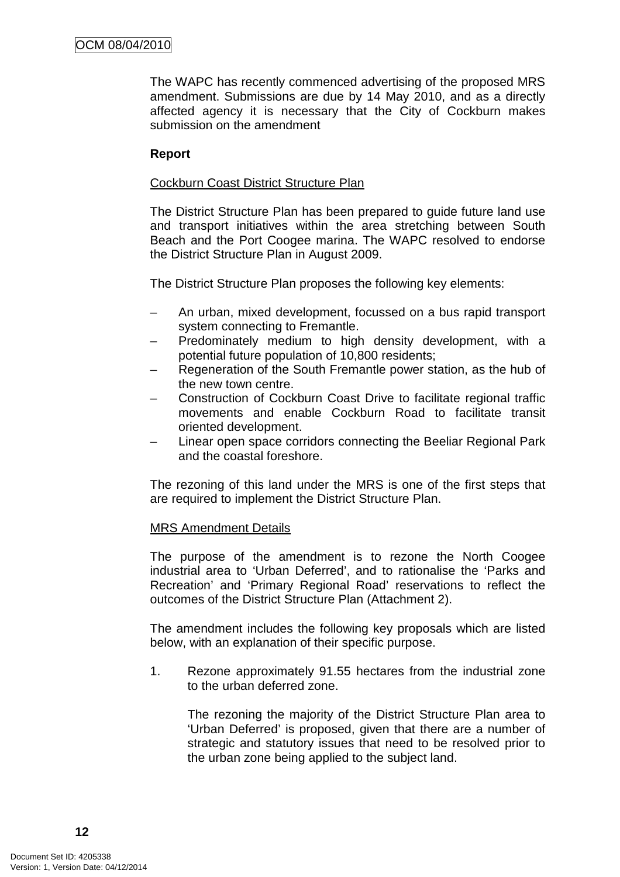The WAPC has recently commenced advertising of the proposed MRS amendment. Submissions are due by 14 May 2010, and as a directly affected agency it is necessary that the City of Cockburn makes submission on the amendment

**Report**

Cockburn Coast District Structure Plan

The District Structure Plan has been prepared to guide future land use and transport initiatives within the area stretching between South Beach and the Port Coogee marina. The WAPC resolved to endorse the District Structure Plan in August 2009.

The District Structure Plan proposes the following key elements:

– An urban, mixed development, focussed on a bus rapid transport system connecting to Fremantle.
– Predominately medium to high density development, with a potential future population of 10,800 residents;
– Regeneration of the South Fremantle power station, as the hub of the new town centre.
– Construction of Cockburn Coast Drive to facilitate regional traffic movements and enable Cockburn Road to facilitate transit oriented development.
– Linear open space corridors connecting the Beeliar Regional Park and the coastal foreshore.

The rezoning of this land under the MRS is one of the first steps that are required to implement the District Structure Plan.

MRS Amendment Details

The purpose of the amendment is to rezone the North Coogee industrial area to 'Urban Deferred', and to rationalise the 'Parks and Recreation' and 'Primary Regional Road' reservations to reflect the outcomes of the District Structure Plan (Attachment 2).

The amendment includes the following key proposals which are listed below, with an explanation of their specific purpose.

1. Rezone approximately 91.55 hectares from the industrial zone to the urban deferred zone.

   The rezoning the majority of the District Structure Plan area to 'Urban Deferred' is proposed, given that there are a number of strategic and statutory issues that need to be resolved prior to the urban zone being applied to the subject land.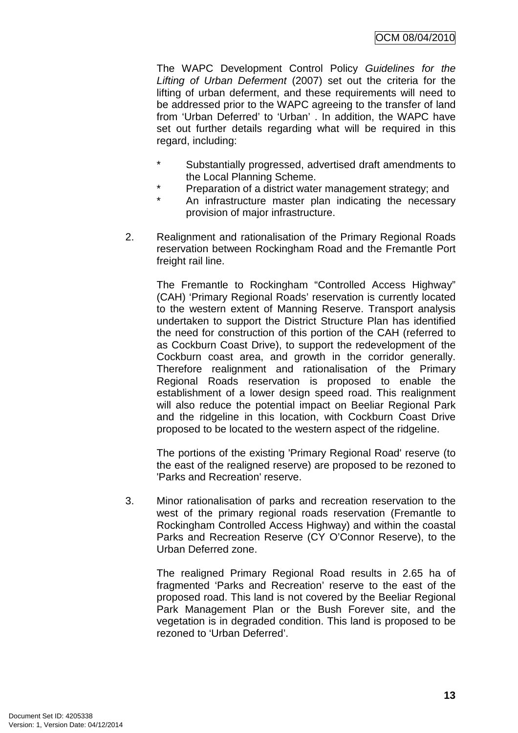The WAPC Development Control Policy *Guidelines for the Lifting of Urban Deferment* (2007) set out the criteria for the lifting of urban deferment, and these requirements will need to be addressed prior to the WAPC agreeing to the transfer of land from 'Urban Deferred' to 'Urban' . In addition, the WAPC have set out further details regarding what will be required in this regard, including:

* Substantially progressed, advertised draft amendments to the Local Planning Scheme.
* Preparation of a district water management strategy; and
* An infrastructure master plan indicating the necessary provision of major infrastructure.

2. Realignment and rationalisation of the Primary Regional Roads reservation between Rockingham Road and the Fremantle Port freight rail line.

   The Fremantle to Rockingham "Controlled Access Highway" (CAH) 'Primary Regional Roads' reservation is currently located to the western extent of Manning Reserve. Transport analysis undertaken to support the District Structure Plan has identified the need for construction of this portion of the CAH (referred to as Cockburn Coast Drive), to support the redevelopment of the Cockburn coast area, and growth in the corridor generally. Therefore realignment and rationalisation of the Primary Regional Roads reservation is proposed to enable the establishment of a lower design speed road. This realignment will also reduce the potential impact on Beeliar Regional Park and the ridgeline in this location, with Cockburn Coast Drive proposed to be located to the western aspect of the ridgeline.

   The portions of the existing 'Primary Regional Road' reserve (to the east of the realigned reserve) are proposed to be rezoned to 'Parks and Recreation' reserve.

3. Minor rationalisation of parks and recreation reservation to the west of the primary regional roads reservation (Fremantle to Rockingham Controlled Access Highway) and within the coastal Parks and Recreation Reserve (CY O'Connor Reserve), to the Urban Deferred zone.

   The realigned Primary Regional Road results in 2.65 ha of fragmented 'Parks and Recreation' reserve to the east of the proposed road. This land is not covered by the Beeliar Regional Park Management Plan or the Bush Forever site, and the vegetation is in degraded condition. This land is proposed to be rezoned to 'Urban Deferred'.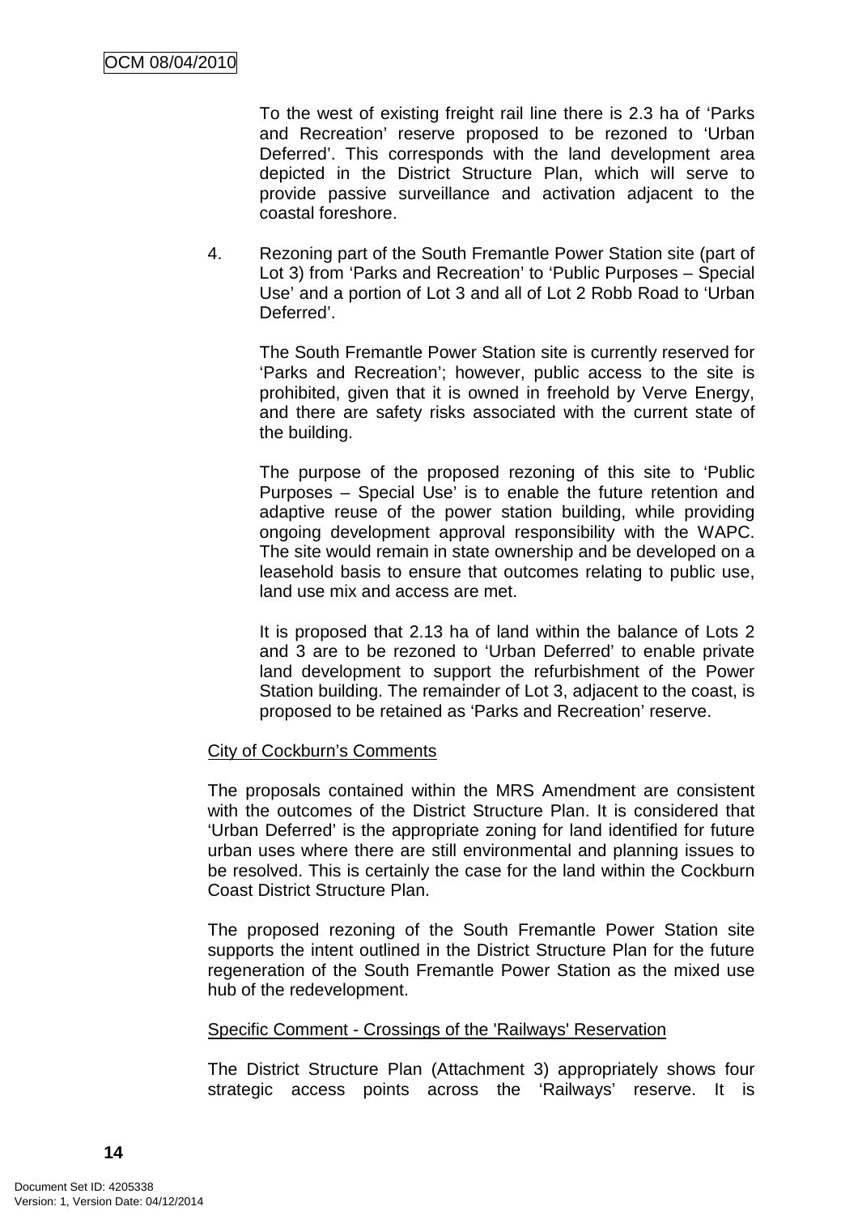To the west of existing freight rail line there is 2.3 ha of 'Parks and Recreation' reserve proposed to be rezoned to 'Urban Deferred'. This corresponds with the land development area depicted in the District Structure Plan, which will serve to provide passive surveillance and activation adjacent to the coastal foreshore.

4. Rezoning part of the South Fremantle Power Station site (part of Lot 3) from 'Parks and Recreation' to 'Public Purposes – Special Use' and a portion of Lot 3 and all of Lot 2 Robb Road to 'Urban Deferred'.

   The South Fremantle Power Station site is currently reserved for 'Parks and Recreation'; however, public access to the site is prohibited, given that it is owned in freehold by Verve Energy, and there are safety risks associated with the current state of the building.

   The purpose of the proposed rezoning of this site to 'Public Purposes – Special Use' is to enable the future retention and adaptive reuse of the power station building, while providing ongoing development approval responsibility with the WAPC. The site would remain in state ownership and be developed on a leasehold basis to ensure that outcomes relating to public use, land use mix and access are met.

   It is proposed that 2.13 ha of land within the balance of Lots 2 and 3 are to be rezoned to 'Urban Deferred' to enable private land development to support the refurbishment of the Power Station building. The remainder of Lot 3, adjacent to the coast, is proposed to be retained as 'Parks and Recreation' reserve.

City of Cockburn's Comments

The proposals contained within the MRS Amendment are consistent with the outcomes of the District Structure Plan. It is considered that 'Urban Deferred' is the appropriate zoning for land identified for future urban uses where there are still environmental and planning issues to be resolved. This is certainly the case for the land within the Cockburn Coast District Structure Plan.

The proposed rezoning of the South Fremantle Power Station site supports the intent outlined in the District Structure Plan for the future regeneration of the South Fremantle Power Station as the mixed use hub of the redevelopment.

Specific Comment - Crossings of the 'Railways' Reservation

The District Structure Plan (Attachment 3) appropriately shows four strategic access points across the 'Railways' reserve. It is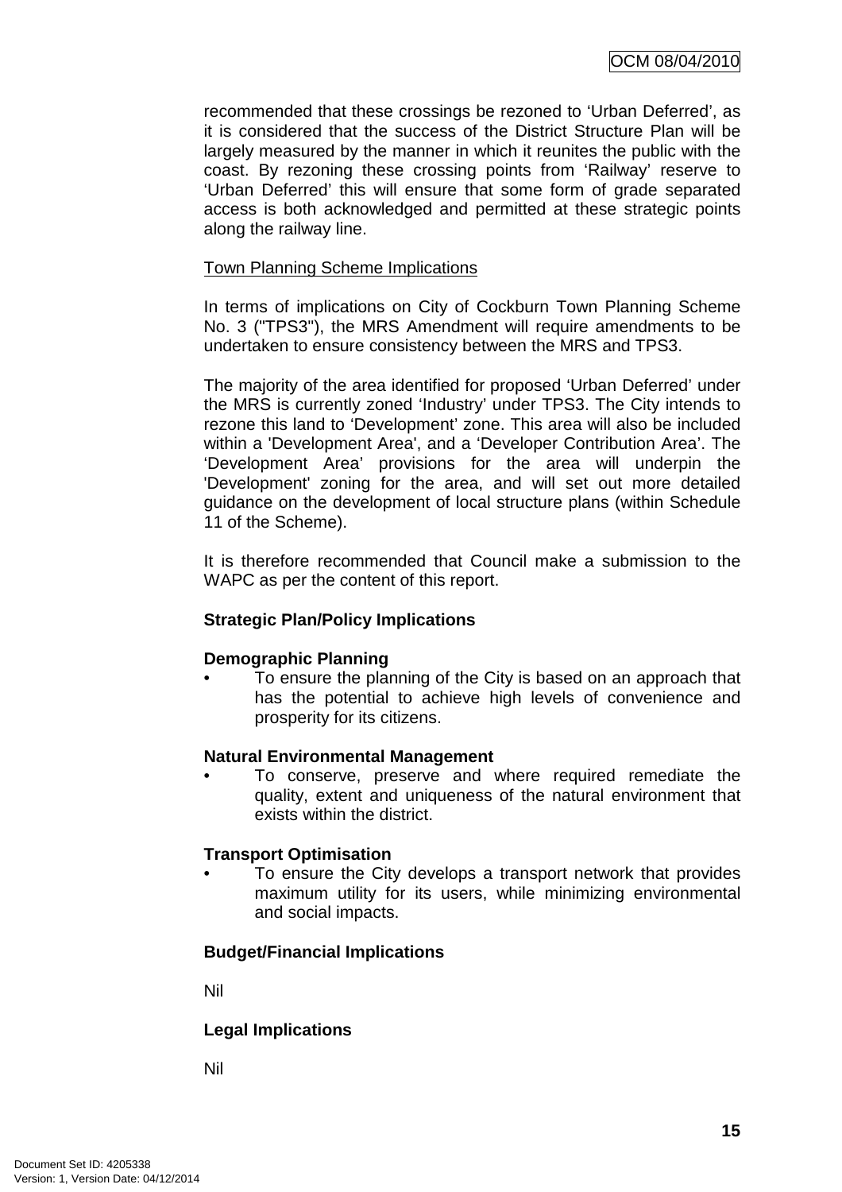recommended that these crossings be rezoned to 'Urban Deferred', as it is considered that the success of the District Structure Plan will be largely measured by the manner in which it reunites the public with the coast. By rezoning these crossing points from 'Railway' reserve to 'Urban Deferred' this will ensure that some form of grade separated access is both acknowledged and permitted at these strategic points along the railway line.

Town Planning Scheme Implications

In terms of implications on City of Cockburn Town Planning Scheme No. 3 ("TPS3"), the MRS Amendment will require amendments to be undertaken to ensure consistency between the MRS and TPS3.

The majority of the area identified for proposed 'Urban Deferred' under the MRS is currently zoned 'Industry' under TPS3. The City intends to rezone this land to 'Development' zone. This area will also be included within a 'Development Area', and a 'Developer Contribution Area'. The 'Development Area' provisions for the area will underpin the 'Development' zoning for the area, and will set out more detailed guidance on the development of local structure plans (within Schedule 11 of the Scheme).

It is therefore recommended that Council make a submission to the WAPC as per the content of this report.

**Strategic Plan/Policy Implications**

**Demographic Planning**

- To ensure the planning of the City is based on an approach that has the potential to achieve high levels of convenience and prosperity for its citizens.

**Natural Environmental Management**

- To conserve, preserve and where required remediate the quality, extent and uniqueness of the natural environment that exists within the district.

**Transport Optimisation**

- To ensure the City develops a transport network that provides maximum utility for its users, while minimizing environmental and social impacts.

**Budget/Financial Implications**

Nil

**Legal Implications**

Nil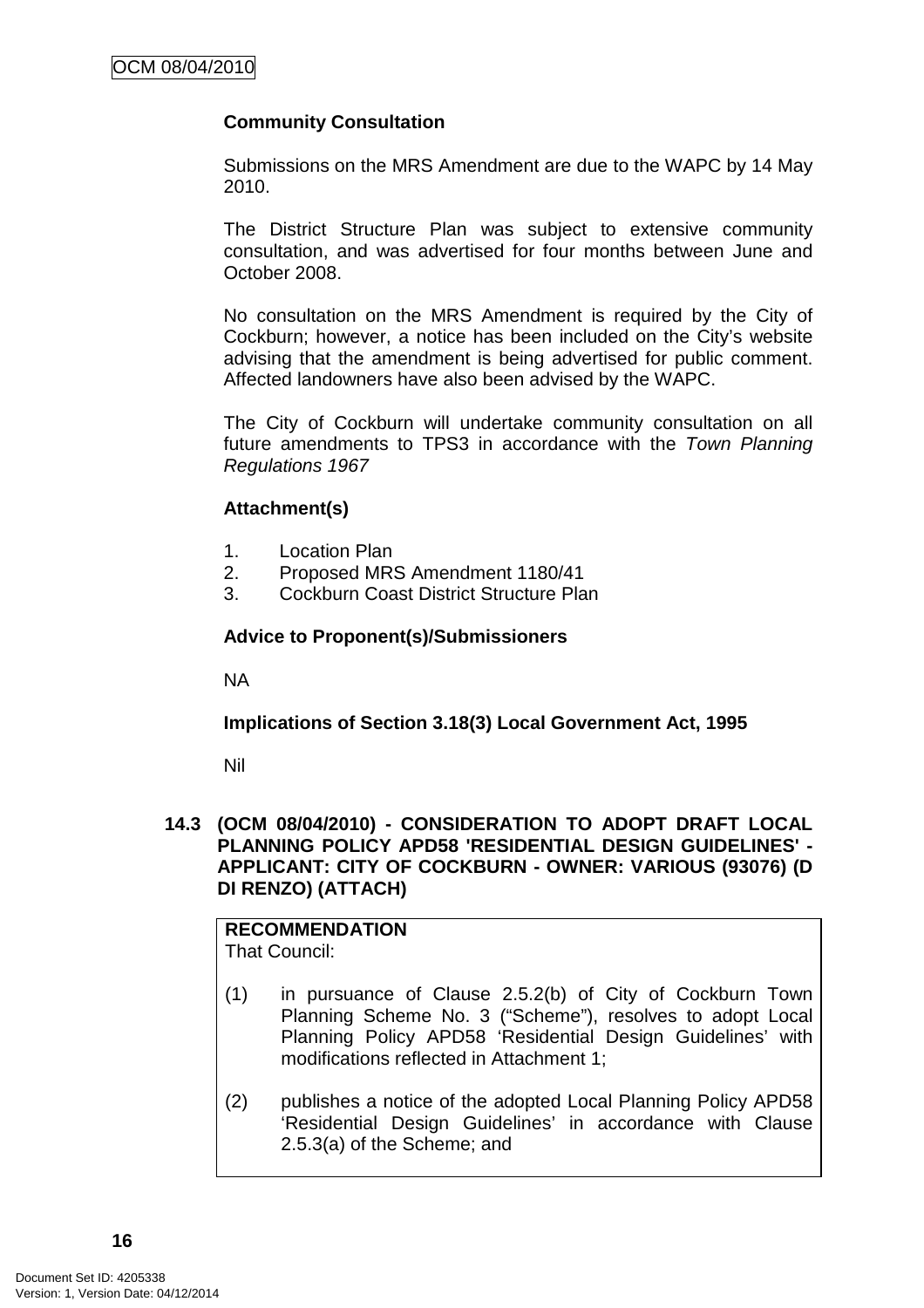**Community Consultation**

Submissions on the MRS Amendment are due to the WAPC by 14 May 2010.

The District Structure Plan was subject to extensive community consultation, and was advertised for four months between June and October 2008.

No consultation on the MRS Amendment is required by the City of Cockburn; however, a notice has been included on the City's website advising that the amendment is being advertised for public comment. Affected landowners have also been advised by the WAPC.

The City of Cockburn will undertake community consultation on all future amendments to TPS3 in accordance with the *Town Planning Regulations 1967*

**Attachment(s)**

1. Location Plan
2. Proposed MRS Amendment 1180/41
3. Cockburn Coast District Structure Plan

**Advice to Proponent(s)/Submissioners**

NA

**Implications of Section 3.18(3) Local Government Act, 1995**

Nil

### 14.3 (OCM 08/04/2010) - CONSIDERATION TO ADOPT DRAFT LOCAL PLANNING POLICY APD58 'RESIDENTIAL DESIGN GUIDELINES' - APPLICANT: CITY OF COCKBURN - OWNER: VARIOUS (93076) (D DI RENZO) (ATTACH)

**RECOMMENDATION**
That Council:

(1) in pursuance of Clause 2.5.2(b) of City of Cockburn Town Planning Scheme No. 3 ("Scheme"), resolves to adopt Local Planning Policy APD58 'Residential Design Guidelines' with modifications reflected in Attachment 1;

(2) publishes a notice of the adopted Local Planning Policy APD58 'Residential Design Guidelines' in accordance with Clause 2.5.3(a) of the Scheme; and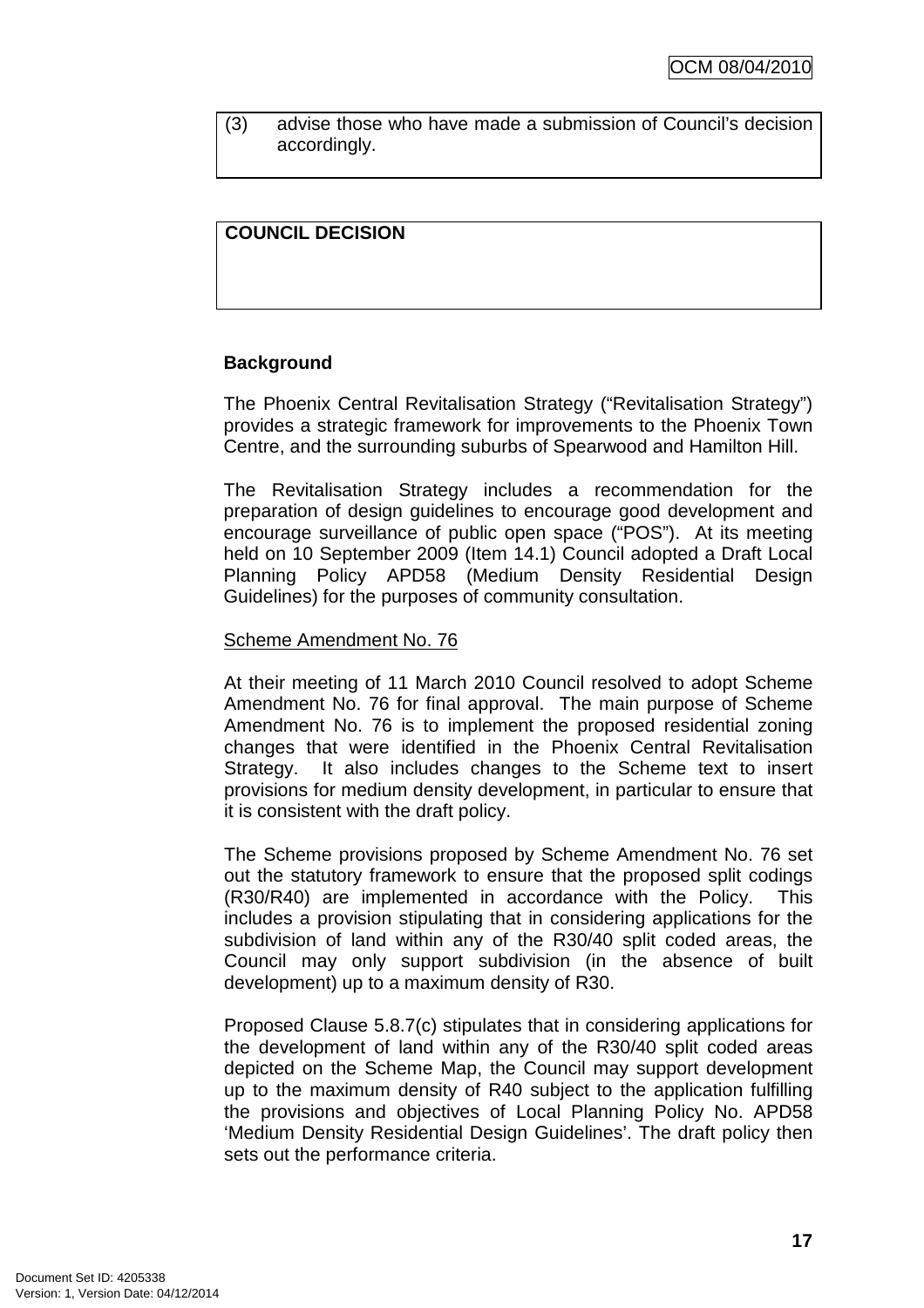(3) advise those who have made a submission of Council's decision accordingly.

**COUNCIL DECISION**

**Background**

The Phoenix Central Revitalisation Strategy ("Revitalisation Strategy") provides a strategic framework for improvements to the Phoenix Town Centre, and the surrounding suburbs of Spearwood and Hamilton Hill.

The Revitalisation Strategy includes a recommendation for the preparation of design guidelines to encourage good development and encourage surveillance of public open space ("POS"). At its meeting held on 10 September 2009 (Item 14.1) Council adopted a Draft Local Planning Policy APD58 (Medium Density Residential Design Guidelines) for the purposes of community consultation.

Scheme Amendment No. 76

At their meeting of 11 March 2010 Council resolved to adopt Scheme Amendment No. 76 for final approval. The main purpose of Scheme Amendment No. 76 is to implement the proposed residential zoning changes that were identified in the Phoenix Central Revitalisation Strategy. It also includes changes to the Scheme text to insert provisions for medium density development, in particular to ensure that it is consistent with the draft policy.

The Scheme provisions proposed by Scheme Amendment No. 76 set out the statutory framework to ensure that the proposed split codings (R30/R40) are implemented in accordance with the Policy. This includes a provision stipulating that in considering applications for the subdivision of land within any of the R30/40 split coded areas, the Council may only support subdivision (in the absence of built development) up to a maximum density of R30.

Proposed Clause 5.8.7(c) stipulates that in considering applications for the development of land within any of the R30/40 split coded areas depicted on the Scheme Map, the Council may support development up to the maximum density of R40 subject to the application fulfilling the provisions and objectives of Local Planning Policy No. APD58 'Medium Density Residential Design Guidelines'. The draft policy then sets out the performance criteria.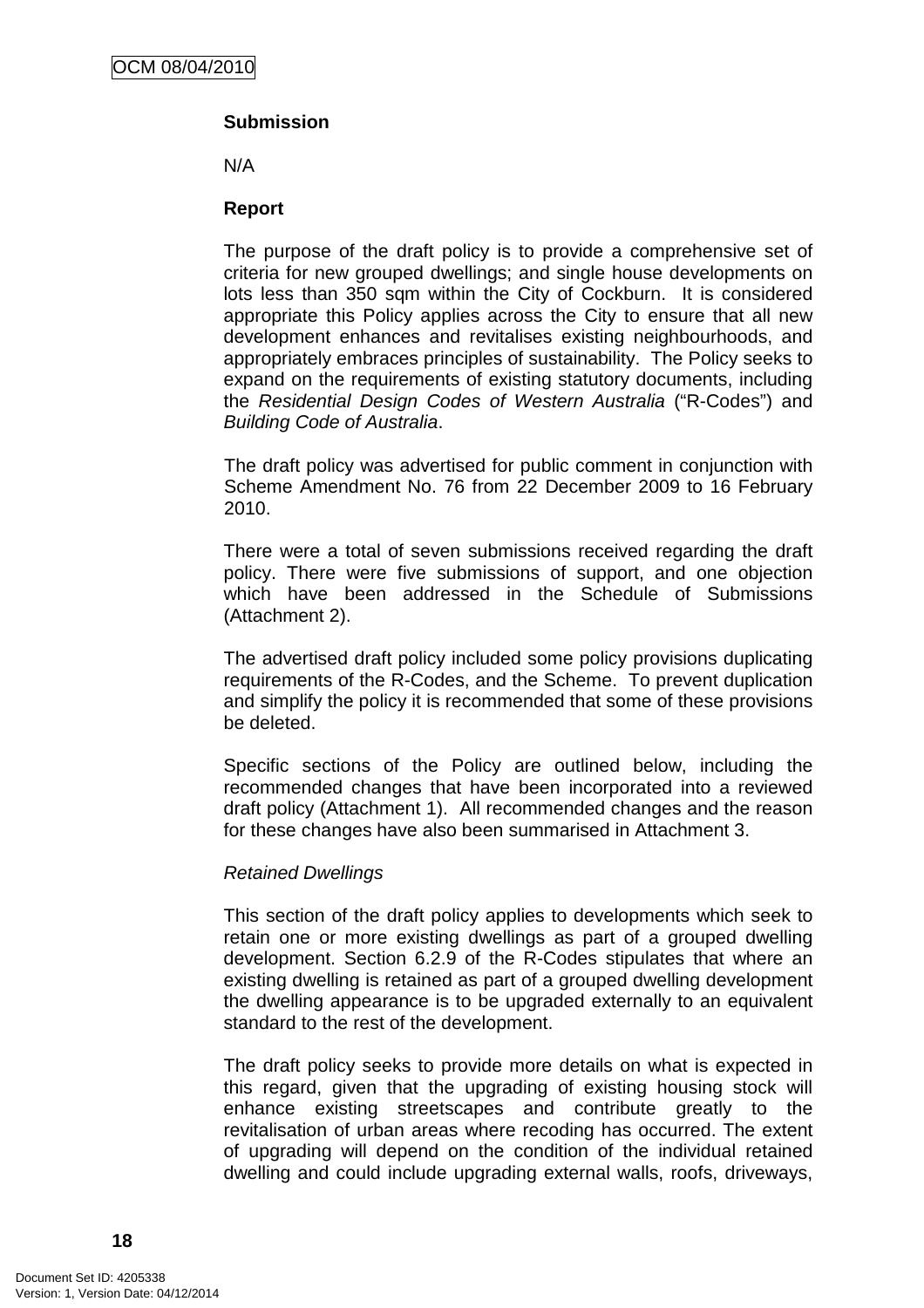**Submission**

N/A

**Report**

The purpose of the draft policy is to provide a comprehensive set of criteria for new grouped dwellings; and single house developments on lots less than 350 sqm within the City of Cockburn. It is considered appropriate this Policy applies across the City to ensure that all new development enhances and revitalises existing neighbourhoods, and appropriately embraces principles of sustainability. The Policy seeks to expand on the requirements of existing statutory documents, including the *Residential Design Codes of Western Australia* ("R-Codes") and *Building Code of Australia*.

The draft policy was advertised for public comment in conjunction with Scheme Amendment No. 76 from 22 December 2009 to 16 February 2010.

There were a total of seven submissions received regarding the draft policy. There were five submissions of support, and one objection which have been addressed in the Schedule of Submissions (Attachment 2).

The advertised draft policy included some policy provisions duplicating requirements of the R-Codes, and the Scheme. To prevent duplication and simplify the policy it is recommended that some of these provisions be deleted.

Specific sections of the Policy are outlined below, including the recommended changes that have been incorporated into a reviewed draft policy (Attachment 1). All recommended changes and the reason for these changes have also been summarised in Attachment 3.

*Retained Dwellings*

This section of the draft policy applies to developments which seek to retain one or more existing dwellings as part of a grouped dwelling development. Section 6.2.9 of the R-Codes stipulates that where an existing dwelling is retained as part of a grouped dwelling development the dwelling appearance is to be upgraded externally to an equivalent standard to the rest of the development.

The draft policy seeks to provide more details on what is expected in this regard, given that the upgrading of existing housing stock will enhance existing streetscapes and contribute greatly to the revitalisation of urban areas where recoding has occurred. The extent of upgrading will depend on the condition of the individual retained dwelling and could include upgrading external walls, roofs, driveways,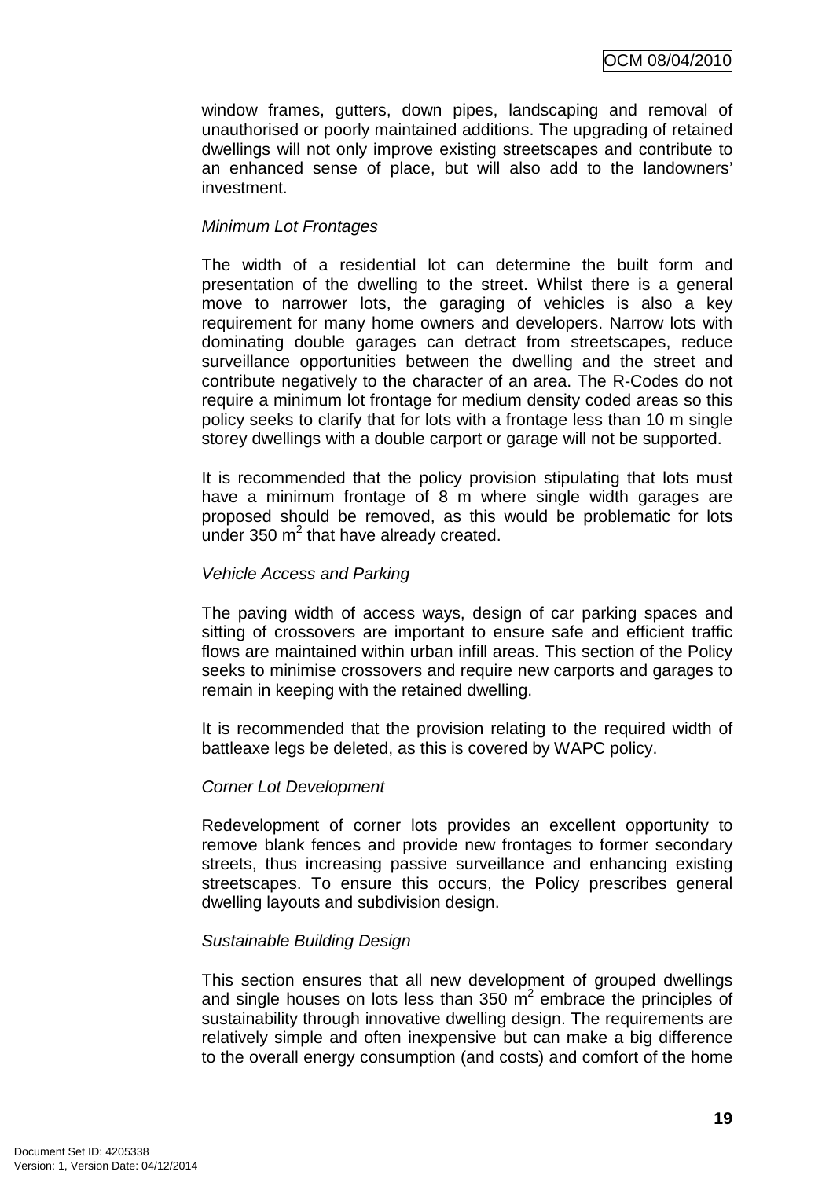window frames, gutters, down pipes, landscaping and removal of unauthorised or poorly maintained additions. The upgrading of retained dwellings will not only improve existing streetscapes and contribute to an enhanced sense of place, but will also add to the landowners' investment.

*Minimum Lot Frontages*

The width of a residential lot can determine the built form and presentation of the dwelling to the street. Whilst there is a general move to narrower lots, the garaging of vehicles is also a key requirement for many home owners and developers. Narrow lots with dominating double garages can detract from streetscapes, reduce surveillance opportunities between the dwelling and the street and contribute negatively to the character of an area. The R-Codes do not require a minimum lot frontage for medium density coded areas so this policy seeks to clarify that for lots with a frontage less than 10 m single storey dwellings with a double carport or garage will not be supported.

It is recommended that the policy provision stipulating that lots must have a minimum frontage of 8 m where single width garages are proposed should be removed, as this would be problematic for lots under 350 $m^2$ that have already created.

*Vehicle Access and Parking*

The paving width of access ways, design of car parking spaces and sitting of crossovers are important to ensure safe and efficient traffic flows are maintained within urban infill areas. This section of the Policy seeks to minimise crossovers and require new carports and garages to remain in keeping with the retained dwelling.

It is recommended that the provision relating to the required width of battleaxe legs be deleted, as this is covered by WAPC policy.

*Corner Lot Development*

Redevelopment of corner lots provides an excellent opportunity to remove blank fences and provide new frontages to former secondary streets, thus increasing passive surveillance and enhancing existing streetscapes. To ensure this occurs, the Policy prescribes general dwelling layouts and subdivision design.

*Sustainable Building Design*

This section ensures that all new development of grouped dwellings and single houses on lots less than 350 $m^2$ embrace the principles of sustainability through innovative dwelling design. The requirements are relatively simple and often inexpensive but can make a big difference to the overall energy consumption (and costs) and comfort of the home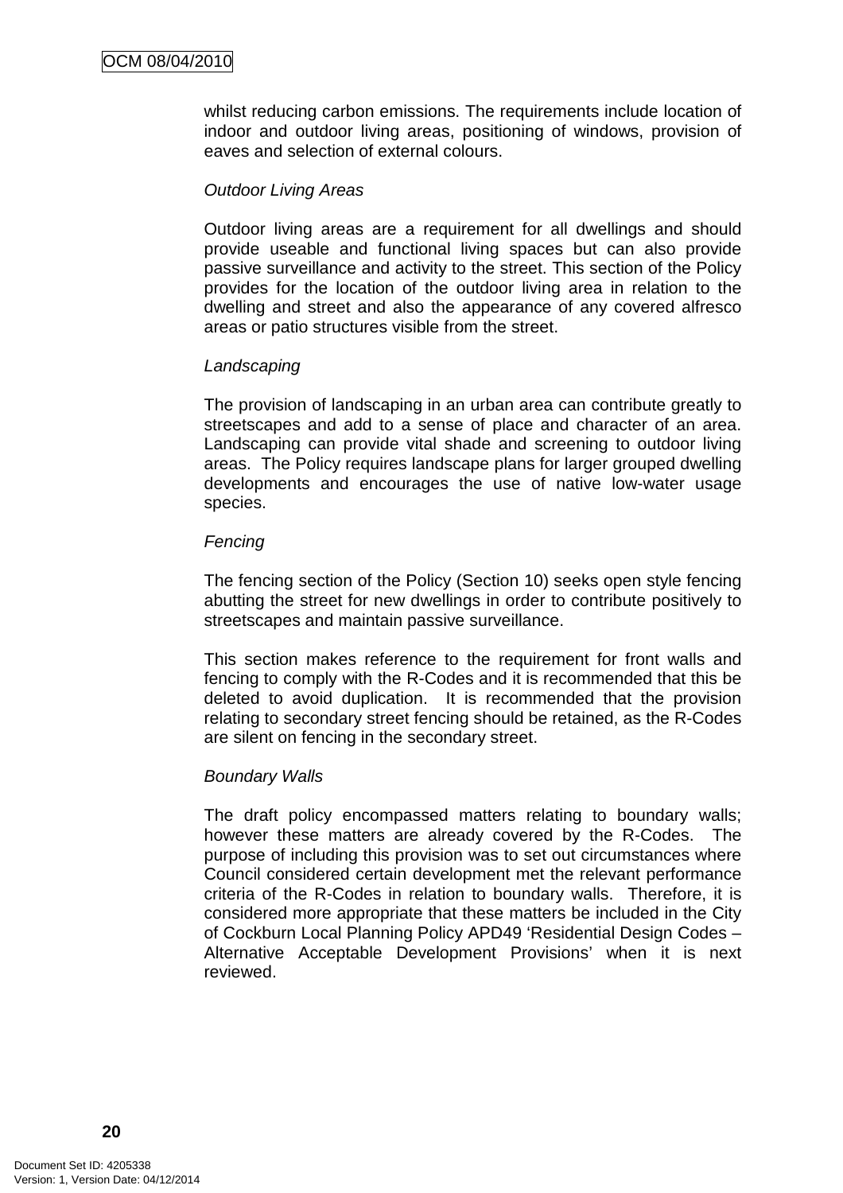whilst reducing carbon emissions. The requirements include location of indoor and outdoor living areas, positioning of windows, provision of eaves and selection of external colours.

*Outdoor Living Areas*

Outdoor living areas are a requirement for all dwellings and should provide useable and functional living spaces but can also provide passive surveillance and activity to the street. This section of the Policy provides for the location of the outdoor living area in relation to the dwelling and street and also the appearance of any covered alfresco areas or patio structures visible from the street.

*Landscaping*

The provision of landscaping in an urban area can contribute greatly to streetscapes and add to a sense of place and character of an area. Landscaping can provide vital shade and screening to outdoor living areas. The Policy requires landscape plans for larger grouped dwelling developments and encourages the use of native low-water usage species.

*Fencing*

The fencing section of the Policy (Section 10) seeks open style fencing abutting the street for new dwellings in order to contribute positively to streetscapes and maintain passive surveillance.

This section makes reference to the requirement for front walls and fencing to comply with the R-Codes and it is recommended that this be deleted to avoid duplication. It is recommended that the provision relating to secondary street fencing should be retained, as the R-Codes are silent on fencing in the secondary street.

*Boundary Walls*

The draft policy encompassed matters relating to boundary walls; however these matters are already covered by the R-Codes. The purpose of including this provision was to set out circumstances where Council considered certain development met the relevant performance criteria of the R-Codes in relation to boundary walls. Therefore, it is considered more appropriate that these matters be included in the City of Cockburn Local Planning Policy APD49 'Residential Design Codes – Alternative Acceptable Development Provisions' when it is next reviewed.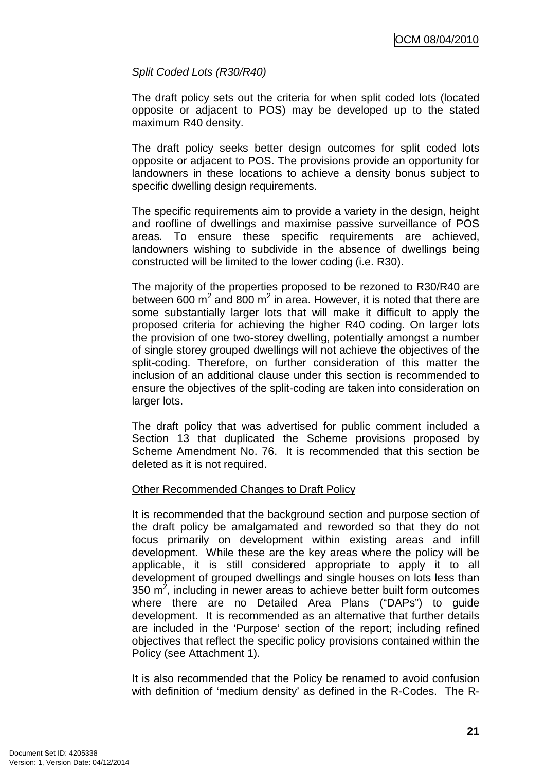*Split Coded Lots (R30/R40)*

The draft policy sets out the criteria for when split coded lots (located opposite or adjacent to POS) may be developed up to the stated maximum R40 density.

The draft policy seeks better design outcomes for split coded lots opposite or adjacent to POS. The provisions provide an opportunity for landowners in these locations to achieve a density bonus subject to specific dwelling design requirements.

The specific requirements aim to provide a variety in the design, height and roofline of dwellings and maximise passive surveillance of POS areas. To ensure these specific requirements are achieved, landowners wishing to subdivide in the absence of dwellings being constructed will be limited to the lower coding (i.e. R30).

The majority of the properties proposed to be rezoned to R30/R40 are between 600 m$^2$ and 800 m$^2$ in area. However, it is noted that there are some substantially larger lots that will make it difficult to apply the proposed criteria for achieving the higher R40 coding. On larger lots the provision of one two-storey dwelling, potentially amongst a number of single storey grouped dwellings will not achieve the objectives of the split-coding. Therefore, on further consideration of this matter the inclusion of an additional clause under this section is recommended to ensure the objectives of the split-coding are taken into consideration on larger lots.

The draft policy that was advertised for public comment included a Section 13 that duplicated the Scheme provisions proposed by Scheme Amendment No. 76. It is recommended that this section be deleted as it is not required.

<u>Other Recommended Changes to Draft Policy</u>

It is recommended that the background section and purpose section of the draft policy be amalgamated and reworded so that they do not focus primarily on development within existing areas and infill development. While these are the key areas where the policy will be applicable, it is still considered appropriate to apply it to all development of grouped dwellings and single houses on lots less than 350 m$^2$, including in newer areas to achieve better built form outcomes where there are no Detailed Area Plans ("DAPs") to guide development. It is recommended as an alternative that further details are included in the 'Purpose' section of the report; including refined objectives that reflect the specific policy provisions contained within the Policy (see Attachment 1).

It is also recommended that the Policy be renamed to avoid confusion with definition of 'medium density' as defined in the R-Codes. The R-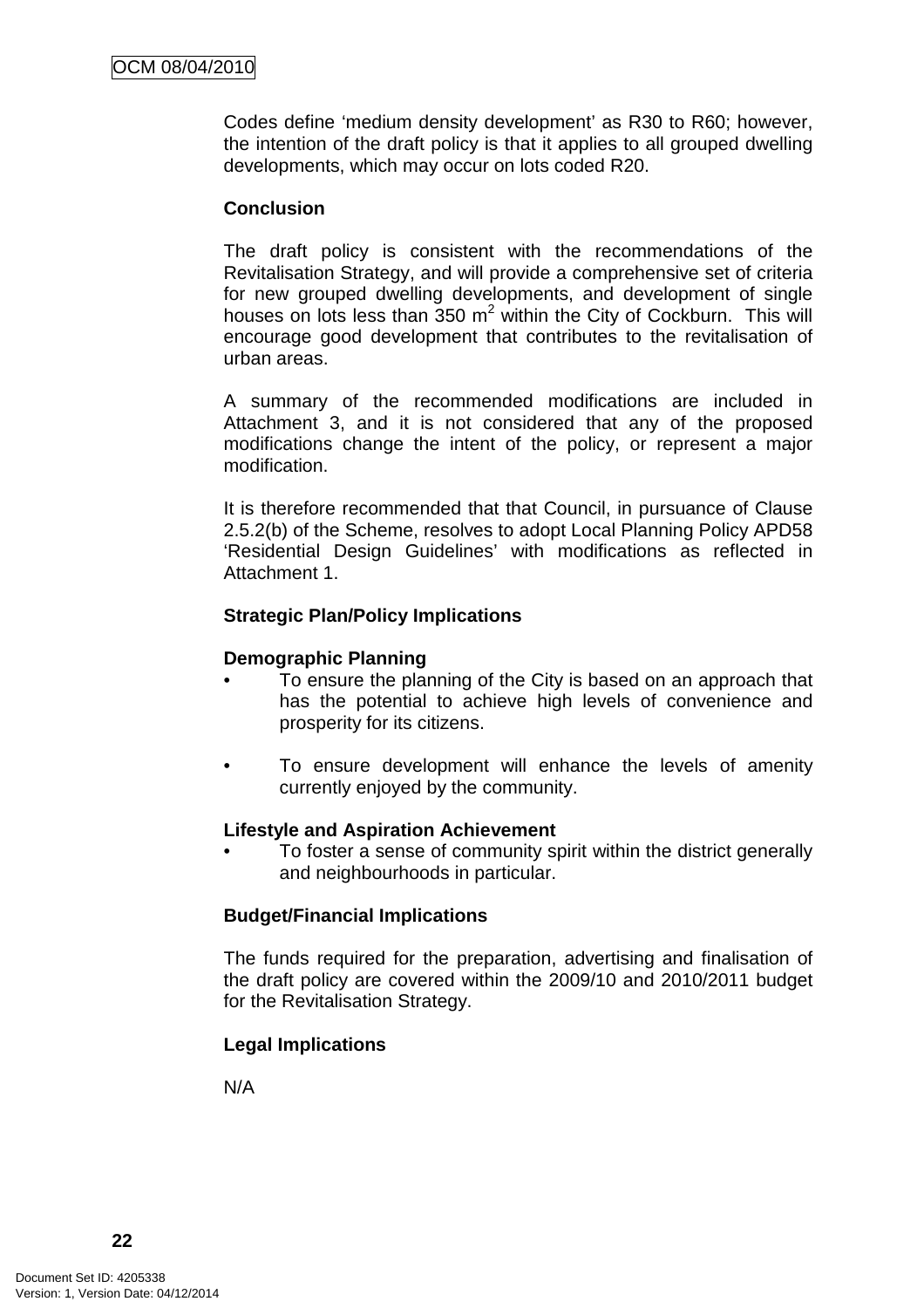Codes define 'medium density development' as R30 to R60; however, the intention of the draft policy is that it applies to all grouped dwelling developments, which may occur on lots coded R20.

**Conclusion**

The draft policy is consistent with the recommendations of the Revitalisation Strategy, and will provide a comprehensive set of criteria for new grouped dwelling developments, and development of single houses on lots less than 350 m$^2$ within the City of Cockburn. This will encourage good development that contributes to the revitalisation of urban areas.

A summary of the recommended modifications are included in Attachment 3, and it is not considered that any of the proposed modifications change the intent of the policy, or represent a major modification.

It is therefore recommended that that Council, in pursuance of Clause 2.5.2(b) of the Scheme, resolves to adopt Local Planning Policy APD58 'Residential Design Guidelines' with modifications as reflected in Attachment 1.

**Strategic Plan/Policy Implications**

**Demographic Planning**

- To ensure the planning of the City is based on an approach that has the potential to achieve high levels of convenience and prosperity for its citizens.

- To ensure development will enhance the levels of amenity currently enjoyed by the community.

**Lifestyle and Aspiration Achievement**

- To foster a sense of community spirit within the district generally and neighbourhoods in particular.

**Budget/Financial Implications**

The funds required for the preparation, advertising and finalisation of the draft policy are covered within the 2009/10 and 2010/2011 budget for the Revitalisation Strategy.

**Legal Implications**

N/A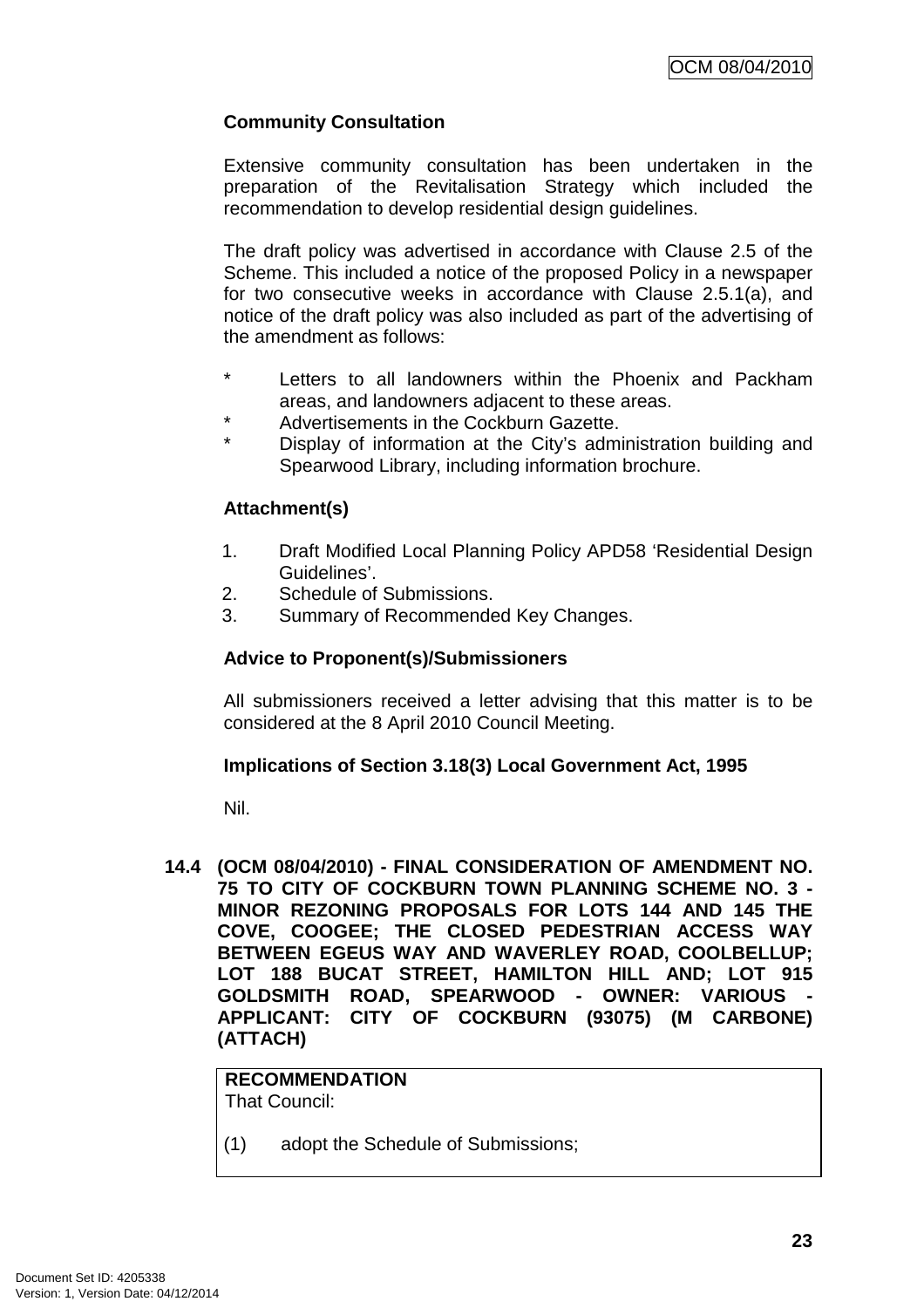**Community Consultation**

Extensive community consultation has been undertaken in the preparation of the Revitalisation Strategy which included the recommendation to develop residential design guidelines.

The draft policy was advertised in accordance with Clause 2.5 of the Scheme. This included a notice of the proposed Policy in a newspaper for two consecutive weeks in accordance with Clause 2.5.1(a), and notice of the draft policy was also included as part of the advertising of the amendment as follows:

* Letters to all landowners within the Phoenix and Packham areas, and landowners adjacent to these areas.
* Advertisements in the Cockburn Gazette.
* Display of information at the City's administration building and Spearwood Library, including information brochure.

**Attachment(s)**

1. Draft Modified Local Planning Policy APD58 'Residential Design Guidelines'.
2. Schedule of Submissions.
3. Summary of Recommended Key Changes.

**Advice to Proponent(s)/Submissioners**

All submissioners received a letter advising that this matter is to be considered at the 8 April 2010 Council Meeting.

**Implications of Section 3.18(3) Local Government Act, 1995**

Nil.

**14.4 (OCM 08/04/2010) - FINAL CONSIDERATION OF AMENDMENT NO. 75 TO CITY OF COCKBURN TOWN PLANNING SCHEME NO. 3 - MINOR REZONING PROPOSALS FOR LOTS 144 AND 145 THE COVE, COOGEE; THE CLOSED PEDESTRIAN ACCESS WAY BETWEEN EGEUS WAY AND WAVERLEY ROAD, COOLBELLUP; LOT 188 BUCAT STREET, HAMILTON HILL AND; LOT 915 GOLDSMITH ROAD, SPEARWOOD - OWNER: VARIOUS - APPLICANT: CITY OF COCKBURN (93075) (M CARBONE) (ATTACH)**

**RECOMMENDATION**
That Council:

(1) adopt the Schedule of Submissions;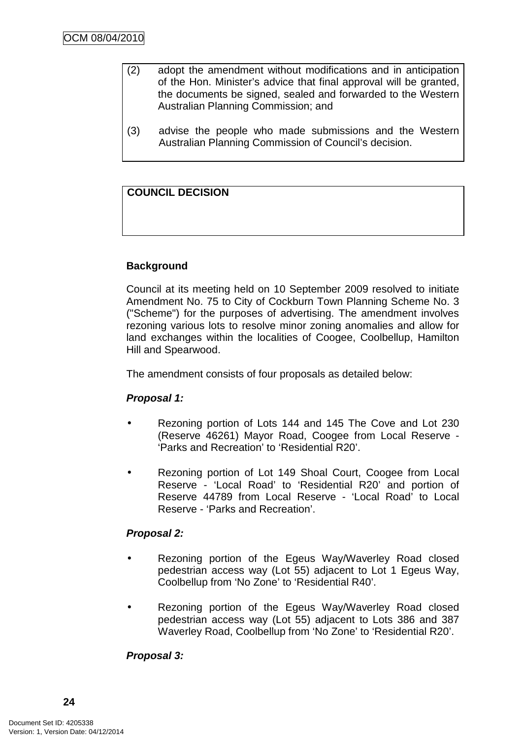(2) adopt the amendment without modifications and in anticipation of the Hon. Minister's advice that final approval will be granted, the documents be signed, sealed and forwarded to the Western Australian Planning Commission; and

(3) advise the people who made submissions and the Western Australian Planning Commission of Council's decision.

**COUNCIL DECISION**

**Background**

Council at its meeting held on 10 September 2009 resolved to initiate Amendment No. 75 to City of Cockburn Town Planning Scheme No. 3 ("Scheme") for the purposes of advertising. The amendment involves rezoning various lots to resolve minor zoning anomalies and allow for land exchanges within the localities of Coogee, Coolbellup, Hamilton Hill and Spearwood.

The amendment consists of four proposals as detailed below:

***Proposal 1:***

- Rezoning portion of Lots 144 and 145 The Cove and Lot 230 (Reserve 46261) Mayor Road, Coogee from Local Reserve - 'Parks and Recreation' to 'Residential R20'.

- Rezoning portion of Lot 149 Shoal Court, Coogee from Local Reserve - 'Local Road' to 'Residential R20' and portion of Reserve 44789 from Local Reserve - 'Local Road' to Local Reserve - 'Parks and Recreation'.

***Proposal 2:***

- Rezoning portion of the Egeus Way/Waverley Road closed pedestrian access way (Lot 55) adjacent to Lot 1 Egeus Way, Coolbellup from 'No Zone' to 'Residential R40'.

- Rezoning portion of the Egeus Way/Waverley Road closed pedestrian access way (Lot 55) adjacent to Lots 386 and 387 Waverley Road, Coolbellup from 'No Zone' to 'Residential R20'.

***Proposal 3:***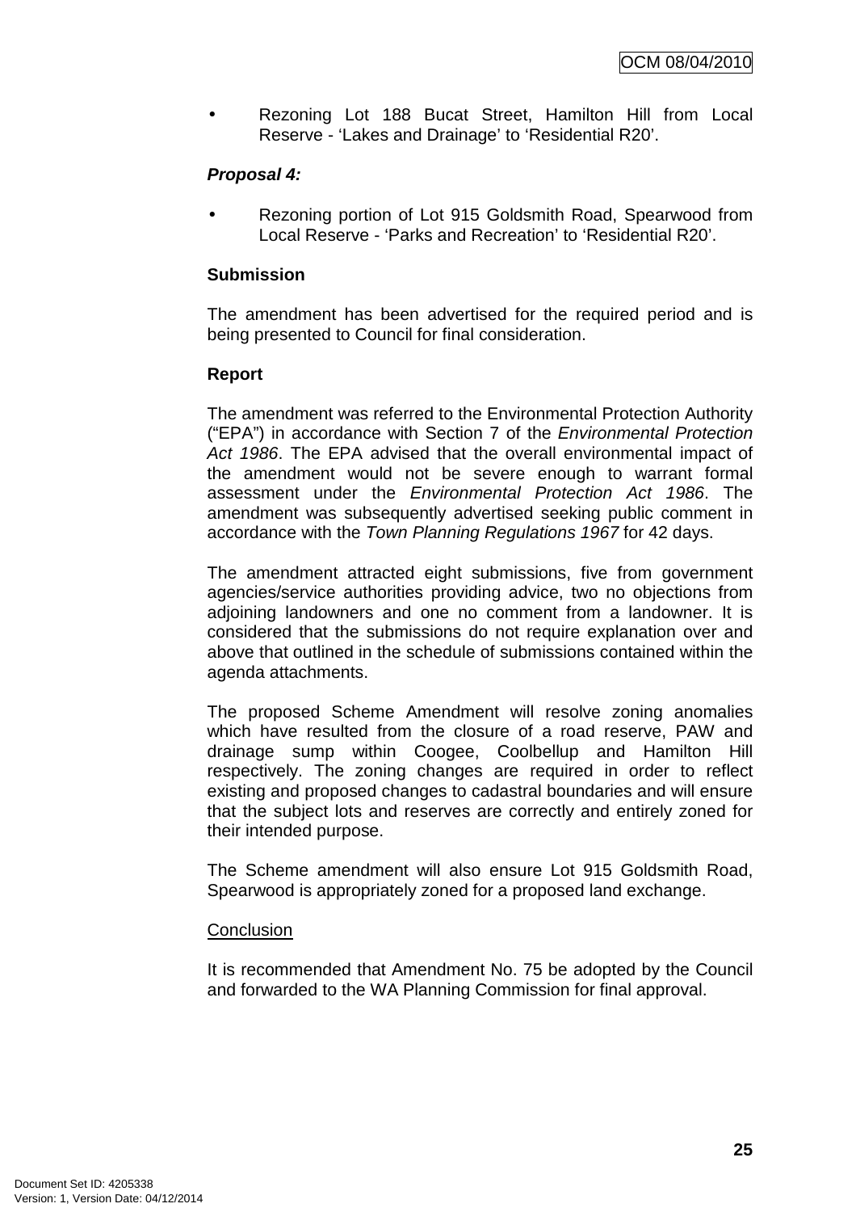- Rezoning Lot 188 Bucat Street, Hamilton Hill from Local Reserve - 'Lakes and Drainage' to 'Residential R20'.

***Proposal 4:***

- Rezoning portion of Lot 915 Goldsmith Road, Spearwood from Local Reserve - 'Parks and Recreation' to 'Residential R20'.

**Submission**

The amendment has been advertised for the required period and is being presented to Council for final consideration.

**Report**

The amendment was referred to the Environmental Protection Authority ("EPA") in accordance with Section 7 of the *Environmental Protection Act 1986*. The EPA advised that the overall environmental impact of the amendment would not be severe enough to warrant formal assessment under the *Environmental Protection Act 1986*. The amendment was subsequently advertised seeking public comment in accordance with the *Town Planning Regulations 1967* for 42 days.

The amendment attracted eight submissions, five from government agencies/service authorities providing advice, two no objections from adjoining landowners and one no comment from a landowner. It is considered that the submissions do not require explanation over and above that outlined in the schedule of submissions contained within the agenda attachments.

The proposed Scheme Amendment will resolve zoning anomalies which have resulted from the closure of a road reserve, PAW and drainage sump within Coogee, Coolbellup and Hamilton Hill respectively. The zoning changes are required in order to reflect existing and proposed changes to cadastral boundaries and will ensure that the subject lots and reserves are correctly and entirely zoned for their intended purpose.

The Scheme amendment will also ensure Lot 915 Goldsmith Road, Spearwood is appropriately zoned for a proposed land exchange.

<u>Conclusion</u>

It is recommended that Amendment No. 75 be adopted by the Council and forwarded to the WA Planning Commission for final approval.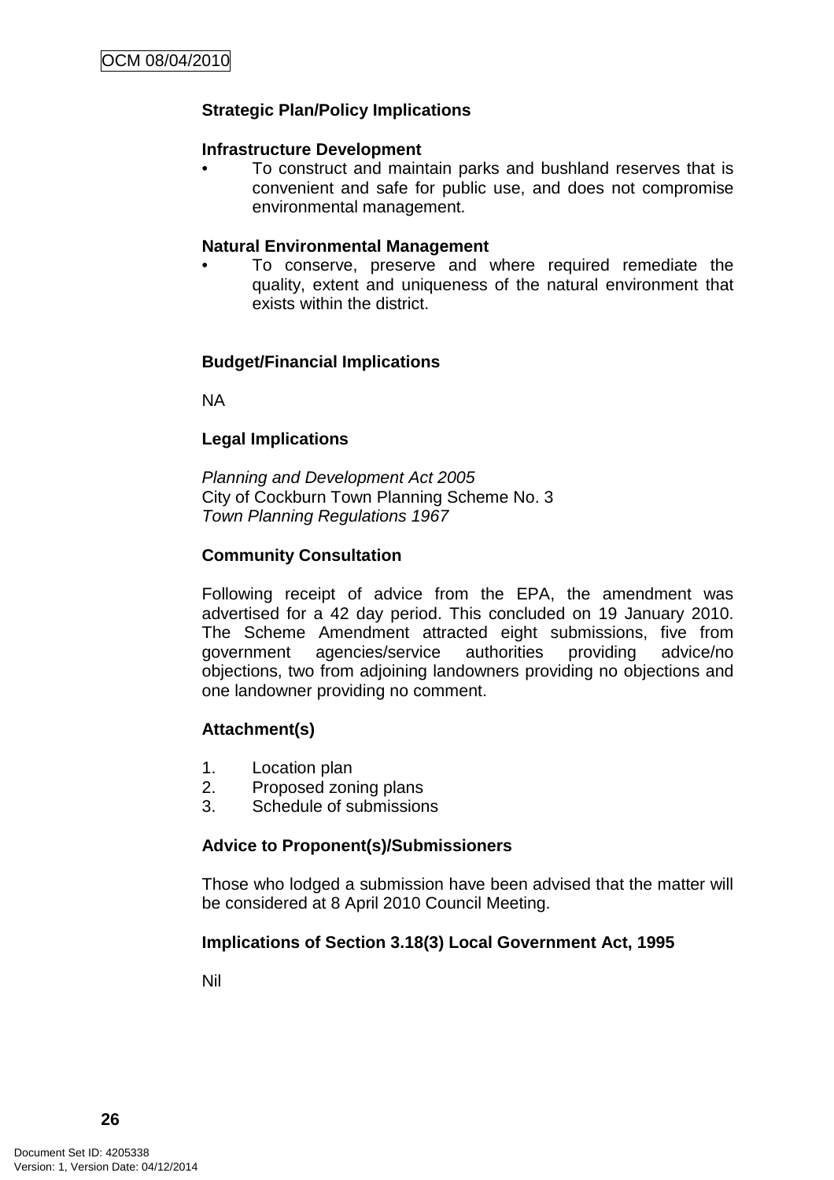**Strategic Plan/Policy Implications**

**Infrastructure Development**

- To construct and maintain parks and bushland reserves that is convenient and safe for public use, and does not compromise environmental management.

**Natural Environmental Management**

- To conserve, preserve and where required remediate the quality, extent and uniqueness of the natural environment that exists within the district.

**Budget/Financial Implications**

NA

**Legal Implications**

*Planning and Development Act 2005*
City of Cockburn Town Planning Scheme No. 3
*Town Planning Regulations 1967*

**Community Consultation**

Following receipt of advice from the EPA, the amendment was advertised for a 42 day period. This concluded on 19 January 2010. The Scheme Amendment attracted eight submissions, five from government agencies/service authorities providing advice/no objections, two from adjoining landowners providing no objections and one landowner providing no comment.

**Attachment(s)**

1. Location plan
2. Proposed zoning plans
3. Schedule of submissions

**Advice to Proponent(s)/Submissioners**

Those who lodged a submission have been advised that the matter will be considered at 8 April 2010 Council Meeting.

**Implications of Section 3.18(3) Local Government Act, 1995**

Nil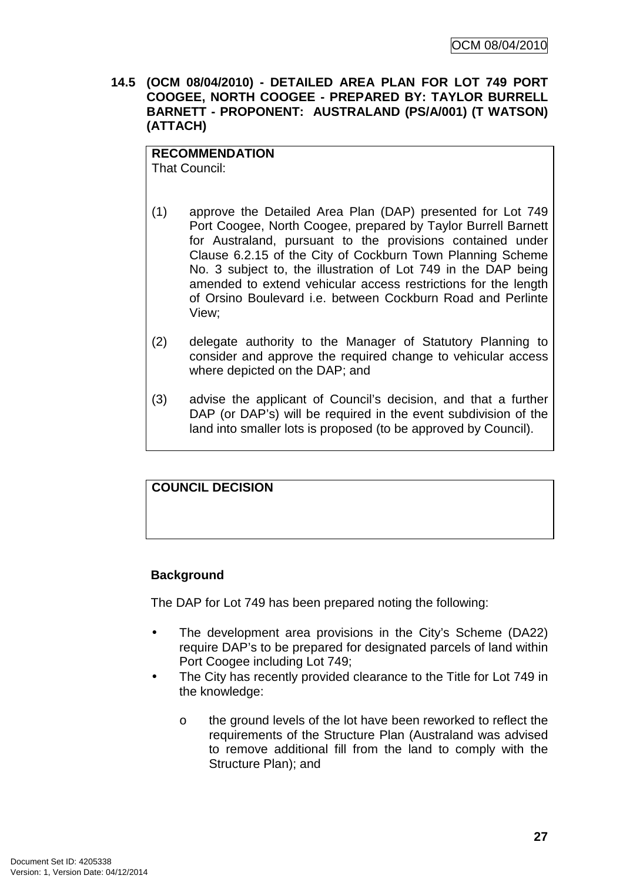### 14.5 (OCM 08/04/2010) - DETAILED AREA PLAN FOR LOT 749 PORT COOGEE, NORTH COOGEE - PREPARED BY: TAYLOR BURRELL BARNETT - PROPONENT: AUSTRALAND (PS/A/001) (T WATSON) (ATTACH)

**RECOMMENDATION**
That Council:

(1) approve the Detailed Area Plan (DAP) presented for Lot 749 Port Coogee, North Coogee, prepared by Taylor Burrell Barnett for Australand, pursuant to the provisions contained under Clause 6.2.15 of the City of Cockburn Town Planning Scheme No. 3 subject to, the illustration of Lot 749 in the DAP being amended to extend vehicular access restrictions for the length of Orsino Boulevard i.e. between Cockburn Road and Perlinte View;

(2) delegate authority to the Manager of Statutory Planning to consider and approve the required change to vehicular access where depicted on the DAP; and

(3) advise the applicant of Council's decision, and that a further DAP (or DAP's) will be required in the event subdivision of the land into smaller lots is proposed (to be approved by Council).

**COUNCIL DECISION**

**Background**

The DAP for Lot 749 has been prepared noting the following:

- The development area provisions in the City's Scheme (DA22) require DAP's to be prepared for designated parcels of land within Port Coogee including Lot 749;
- The City has recently provided clearance to the Title for Lot 749 in the knowledge:
  - o the ground levels of the lot have been reworked to reflect the requirements of the Structure Plan (Australand was advised to remove additional fill from the land to comply with the Structure Plan); and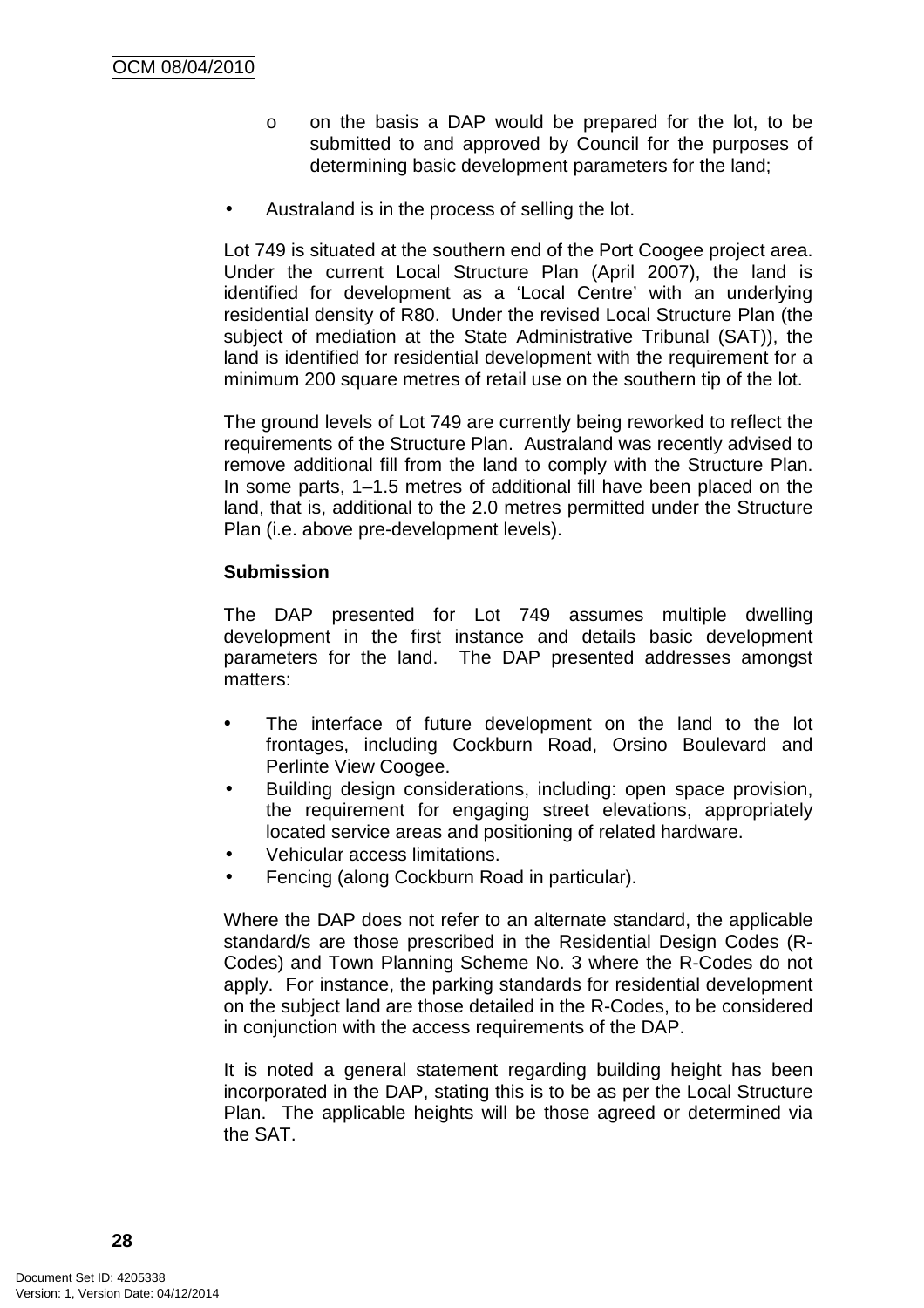- on the basis a DAP would be prepared for the lot, to be submitted to and approved by Council for the purposes of determining basic development parameters for the land;

- Australand is in the process of selling the lot.

Lot 749 is situated at the southern end of the Port Coogee project area. Under the current Local Structure Plan (April 2007), the land is identified for development as a 'Local Centre' with an underlying residential density of R80. Under the revised Local Structure Plan (the subject of mediation at the State Administrative Tribunal (SAT)), the land is identified for residential development with the requirement for a minimum 200 square metres of retail use on the southern tip of the lot.

The ground levels of Lot 749 are currently being reworked to reflect the requirements of the Structure Plan. Australand was recently advised to remove additional fill from the land to comply with the Structure Plan. In some parts, 1–1.5 metres of additional fill have been placed on the land, that is, additional to the 2.0 metres permitted under the Structure Plan (i.e. above pre-development levels).

**Submission**

The DAP presented for Lot 749 assumes multiple dwelling development in the first instance and details basic development parameters for the land. The DAP presented addresses amongst matters:

- The interface of future development on the land to the lot frontages, including Cockburn Road, Orsino Boulevard and Perlinte View Coogee.
- Building design considerations, including: open space provision, the requirement for engaging street elevations, appropriately located service areas and positioning of related hardware.
- Vehicular access limitations.
- Fencing (along Cockburn Road in particular).

Where the DAP does not refer to an alternate standard, the applicable standard/s are those prescribed in the Residential Design Codes (R-Codes) and Town Planning Scheme No. 3 where the R-Codes do not apply. For instance, the parking standards for residential development on the subject land are those detailed in the R-Codes, to be considered in conjunction with the access requirements of the DAP.

It is noted a general statement regarding building height has been incorporated in the DAP, stating this is to be as per the Local Structure Plan. The applicable heights will be those agreed or determined via the SAT.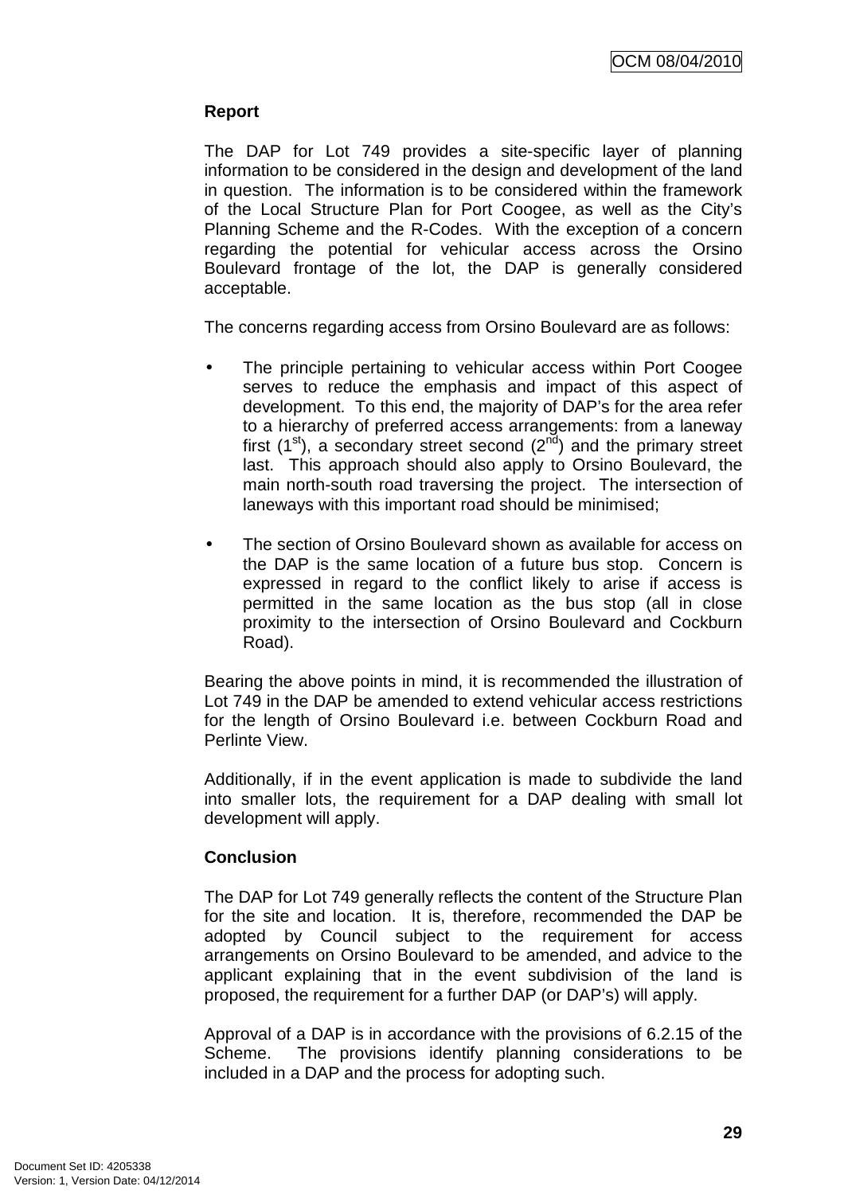**Report**

The DAP for Lot 749 provides a site-specific layer of planning information to be considered in the design and development of the land in question. The information is to be considered within the framework of the Local Structure Plan for Port Coogee, as well as the City's Planning Scheme and the R-Codes. With the exception of a concern regarding the potential for vehicular access across the Orsino Boulevard frontage of the lot, the DAP is generally considered acceptable.

The concerns regarding access from Orsino Boulevard are as follows:

- The principle pertaining to vehicular access within Port Coogee serves to reduce the emphasis and impact of this aspect of development. To this end, the majority of DAP's for the area refer to a hierarchy of preferred access arrangements: from a laneway first (1st), a secondary street second (2nd) and the primary street last. This approach should also apply to Orsino Boulevard, the main north-south road traversing the project. The intersection of laneways with this important road should be minimised;

- The section of Orsino Boulevard shown as available for access on the DAP is the same location of a future bus stop. Concern is expressed in regard to the conflict likely to arise if access is permitted in the same location as the bus stop (all in close proximity to the intersection of Orsino Boulevard and Cockburn Road).

Bearing the above points in mind, it is recommended the illustration of Lot 749 in the DAP be amended to extend vehicular access restrictions for the length of Orsino Boulevard i.e. between Cockburn Road and Perlinte View.

Additionally, if in the event application is made to subdivide the land into smaller lots, the requirement for a DAP dealing with small lot development will apply.

**Conclusion**

The DAP for Lot 749 generally reflects the content of the Structure Plan for the site and location. It is, therefore, recommended the DAP be adopted by Council subject to the requirement for access arrangements on Orsino Boulevard to be amended, and advice to the applicant explaining that in the event subdivision of the land is proposed, the requirement for a further DAP (or DAP's) will apply.

Approval of a DAP is in accordance with the provisions of 6.2.15 of the Scheme. The provisions identify planning considerations to be included in a DAP and the process for adopting such.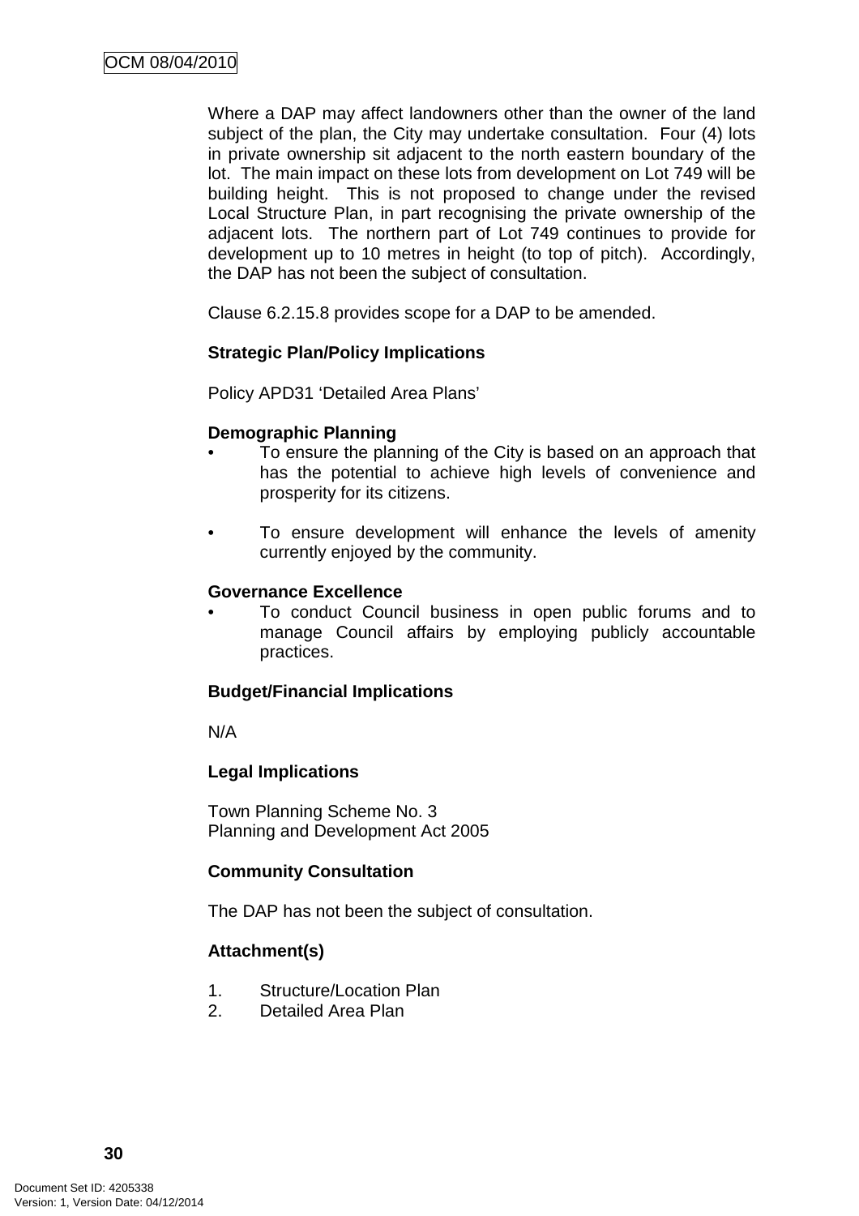Where a DAP may affect landowners other than the owner of the land subject of the plan, the City may undertake consultation. Four (4) lots in private ownership sit adjacent to the north eastern boundary of the lot. The main impact on these lots from development on Lot 749 will be building height. This is not proposed to change under the revised Local Structure Plan, in part recognising the private ownership of the adjacent lots. The northern part of Lot 749 continues to provide for development up to 10 metres in height (to top of pitch). Accordingly, the DAP has not been the subject of consultation.

Clause 6.2.15.8 provides scope for a DAP to be amended.

**Strategic Plan/Policy Implications**

Policy APD31 'Detailed Area Plans'

**Demographic Planning**

- To ensure the planning of the City is based on an approach that has the potential to achieve high levels of convenience and prosperity for its citizens.
- To ensure development will enhance the levels of amenity currently enjoyed by the community.

**Governance Excellence**

- To conduct Council business in open public forums and to manage Council affairs by employing publicly accountable practices.

**Budget/Financial Implications**

N/A

**Legal Implications**

Town Planning Scheme No. 3
Planning and Development Act 2005

**Community Consultation**

The DAP has not been the subject of consultation.

**Attachment(s)**

1. Structure/Location Plan
2. Detailed Area Plan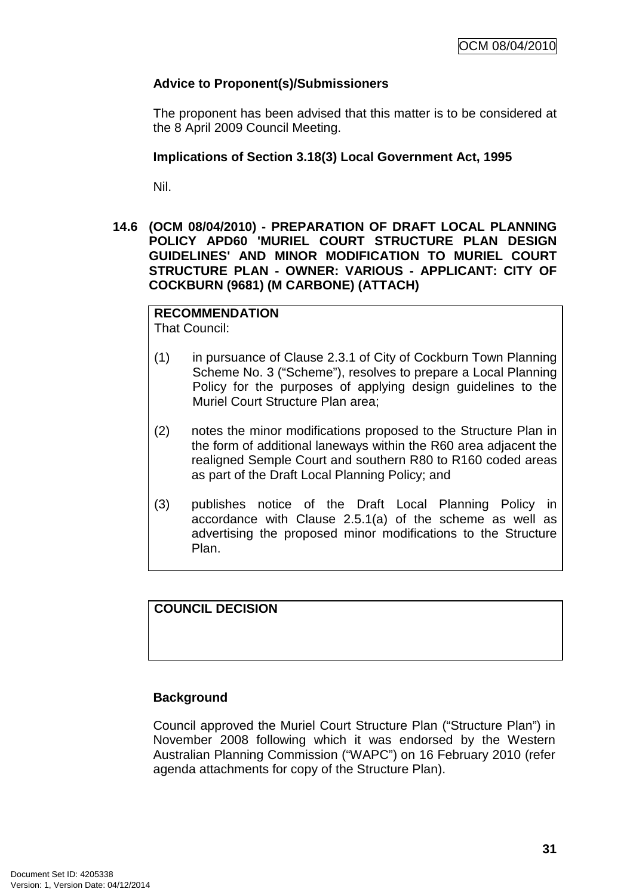**Advice to Proponent(s)/Submissioners**

The proponent has been advised that this matter is to be considered at the 8 April 2009 Council Meeting.

**Implications of Section 3.18(3) Local Government Act, 1995**

Nil.

### 14.6 (OCM 08/04/2010) - PREPARATION OF DRAFT LOCAL PLANNING POLICY APD60 'MURIEL COURT STRUCTURE PLAN DESIGN GUIDELINES' AND MINOR MODIFICATION TO MURIEL COURT STRUCTURE PLAN - OWNER: VARIOUS - APPLICANT: CITY OF COCKBURN (9681) (M CARBONE) (ATTACH)

**RECOMMENDATION**
That Council:

(1) in pursuance of Clause 2.3.1 of City of Cockburn Town Planning Scheme No. 3 ("Scheme"), resolves to prepare a Local Planning Policy for the purposes of applying design guidelines to the Muriel Court Structure Plan area;

(2) notes the minor modifications proposed to the Structure Plan in the form of additional laneways within the R60 area adjacent the realigned Semple Court and southern R80 to R160 coded areas as part of the Draft Local Planning Policy; and

(3) publishes notice of the Draft Local Planning Policy in accordance with Clause 2.5.1(a) of the scheme as well as advertising the proposed minor modifications to the Structure Plan.

**COUNCIL DECISION**

**Background**

Council approved the Muriel Court Structure Plan ("Structure Plan") in November 2008 following which it was endorsed by the Western Australian Planning Commission ("WAPC") on 16 February 2010 (refer agenda attachments for copy of the Structure Plan).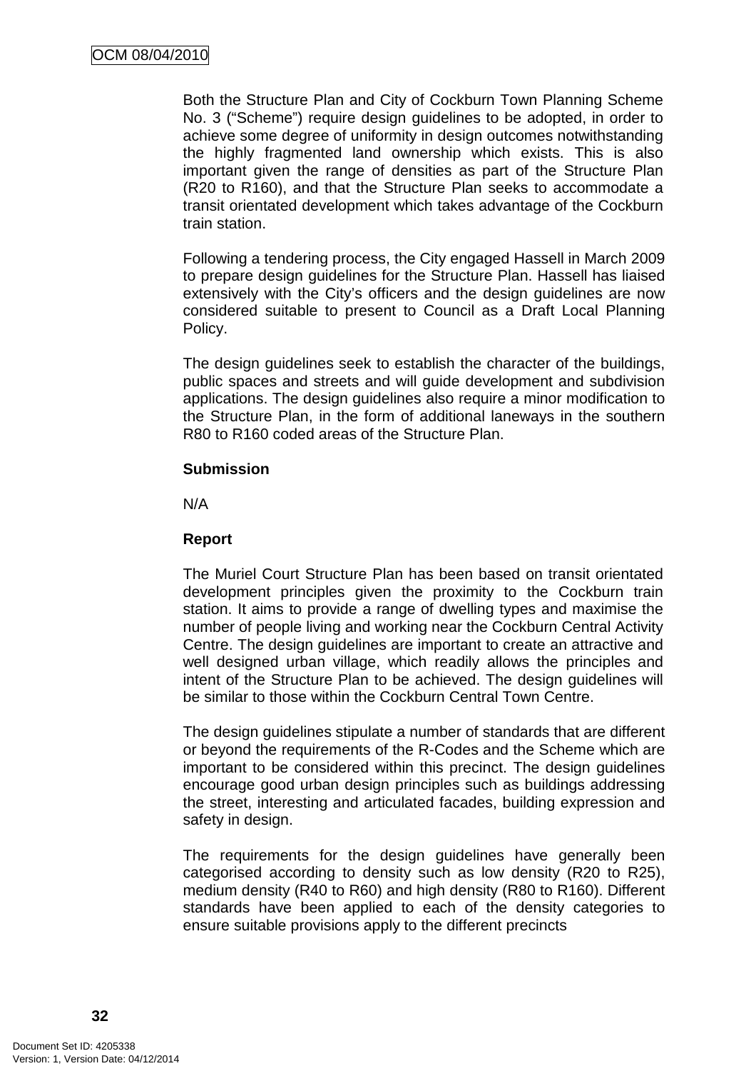Both the Structure Plan and City of Cockburn Town Planning Scheme No. 3 ("Scheme") require design guidelines to be adopted, in order to achieve some degree of uniformity in design outcomes notwithstanding the highly fragmented land ownership which exists. This is also important given the range of densities as part of the Structure Plan (R20 to R160), and that the Structure Plan seeks to accommodate a transit orientated development which takes advantage of the Cockburn train station.

Following a tendering process, the City engaged Hassell in March 2009 to prepare design guidelines for the Structure Plan. Hassell has liaised extensively with the City's officers and the design guidelines are now considered suitable to present to Council as a Draft Local Planning Policy.

The design guidelines seek to establish the character of the buildings, public spaces and streets and will guide development and subdivision applications. The design guidelines also require a minor modification to the Structure Plan, in the form of additional laneways in the southern R80 to R160 coded areas of the Structure Plan.

**Submission**

N/A

**Report**

The Muriel Court Structure Plan has been based on transit orientated development principles given the proximity to the Cockburn train station. It aims to provide a range of dwelling types and maximise the number of people living and working near the Cockburn Central Activity Centre. The design guidelines are important to create an attractive and well designed urban village, which readily allows the principles and intent of the Structure Plan to be achieved. The design guidelines will be similar to those within the Cockburn Central Town Centre.

The design guidelines stipulate a number of standards that are different or beyond the requirements of the R-Codes and the Scheme which are important to be considered within this precinct. The design guidelines encourage good urban design principles such as buildings addressing the street, interesting and articulated facades, building expression and safety in design.

The requirements for the design guidelines have generally been categorised according to density such as low density (R20 to R25), medium density (R40 to R60) and high density (R80 to R160). Different standards have been applied to each of the density categories to ensure suitable provisions apply to the different precincts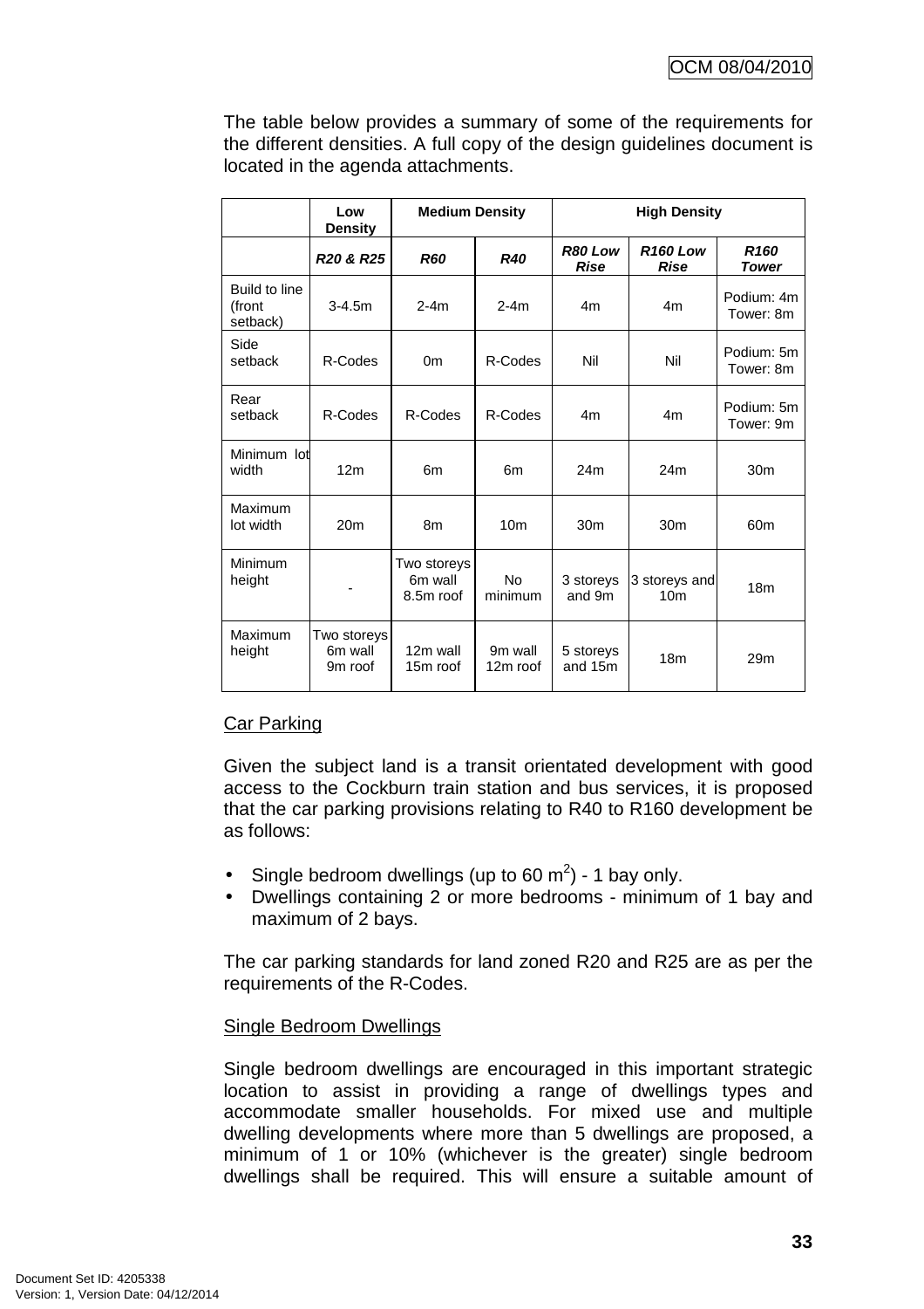The table below provides a summary of some of the requirements for the different densities. A full copy of the design guidelines document is located in the agenda attachments.

| | Low Density | Medium Density | | High Density | | |
|---|---|---|---|---|---|---|
| | ***R20 & R25*** | ***R60*** | ***R40*** | ***R80 Low Rise*** | ***R160 Low Rise*** | ***R160 Tower*** |
| Build to line (front setback) | 3-4.5m | 2-4m | 2-4m | 4m | 4m | Podium: 4m Tower: 8m |
| Side setback | R-Codes | 0m | R-Codes | Nil | Nil | Podium: 5m Tower: 8m |
| Rear setback | R-Codes | R-Codes | R-Codes | 4m | 4m | Podium: 5m Tower: 9m |
| Minimum lot width | 12m | 6m | 6m | 24m | 24m | 30m |
| Maximum lot width | 20m | 8m | 10m | 30m | 30m | 60m |
| Minimum height | - | Two storeys 6m wall 8.5m roof | No minimum | 3 storeys and 9m | 3 storeys and 10m | 18m |
| Maximum height | Two storeys 6m wall 9m roof | 12m wall 15m roof | 9m wall 12m roof | 5 storeys and 15m | 18m | 29m |

Car Parking

Given the subject land is a transit orientated development with good access to the Cockburn train station and bus services, it is proposed that the car parking provisions relating to R40 to R160 development be as follows:

- Single bedroom dwellings (up to 60 $m^2$) - 1 bay only.
- Dwellings containing 2 or more bedrooms - minimum of 1 bay and maximum of 2 bays.

The car parking standards for land zoned R20 and R25 are as per the requirements of the R-Codes.

Single Bedroom Dwellings

Single bedroom dwellings are encouraged in this important strategic location to assist in providing a range of dwellings types and accommodate smaller households. For mixed use and multiple dwelling developments where more than 5 dwellings are proposed, a minimum of 1 or 10% (whichever is the greater) single bedroom dwellings shall be required. This will ensure a suitable amount of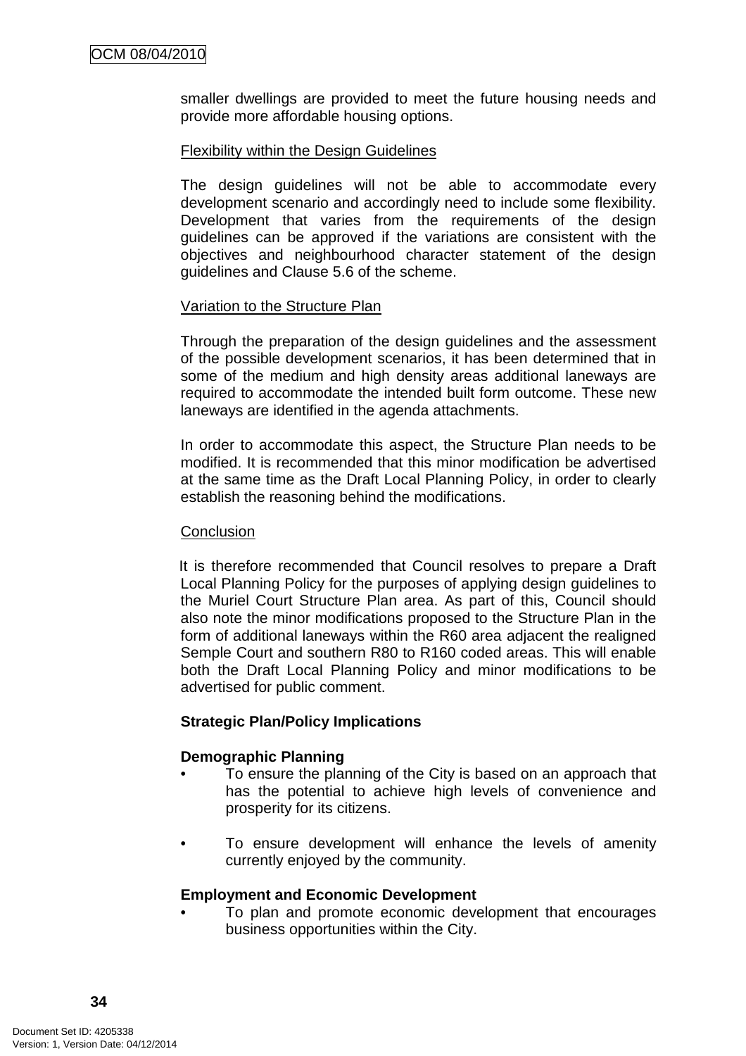smaller dwellings are provided to meet the future housing needs and provide more affordable housing options.

Flexibility within the Design Guidelines

The design guidelines will not be able to accommodate every development scenario and accordingly need to include some flexibility. Development that varies from the requirements of the design guidelines can be approved if the variations are consistent with the objectives and neighbourhood character statement of the design guidelines and Clause 5.6 of the scheme.

Variation to the Structure Plan

Through the preparation of the design guidelines and the assessment of the possible development scenarios, it has been determined that in some of the medium and high density areas additional laneways are required to accommodate the intended built form outcome. These new laneways are identified in the agenda attachments.

In order to accommodate this aspect, the Structure Plan needs to be modified. It is recommended that this minor modification be advertised at the same time as the Draft Local Planning Policy, in order to clearly establish the reasoning behind the modifications.

Conclusion

It is therefore recommended that Council resolves to prepare a Draft Local Planning Policy for the purposes of applying design guidelines to the Muriel Court Structure Plan area. As part of this, Council should also note the minor modifications proposed to the Structure Plan in the form of additional laneways within the R60 area adjacent the realigned Semple Court and southern R80 to R160 coded areas. This will enable both the Draft Local Planning Policy and minor modifications to be advertised for public comment.

**Strategic Plan/Policy Implications**

**Demographic Planning**

- To ensure the planning of the City is based on an approach that has the potential to achieve high levels of convenience and prosperity for its citizens.
- To ensure development will enhance the levels of amenity currently enjoyed by the community.

**Employment and Economic Development**

- To plan and promote economic development that encourages business opportunities within the City.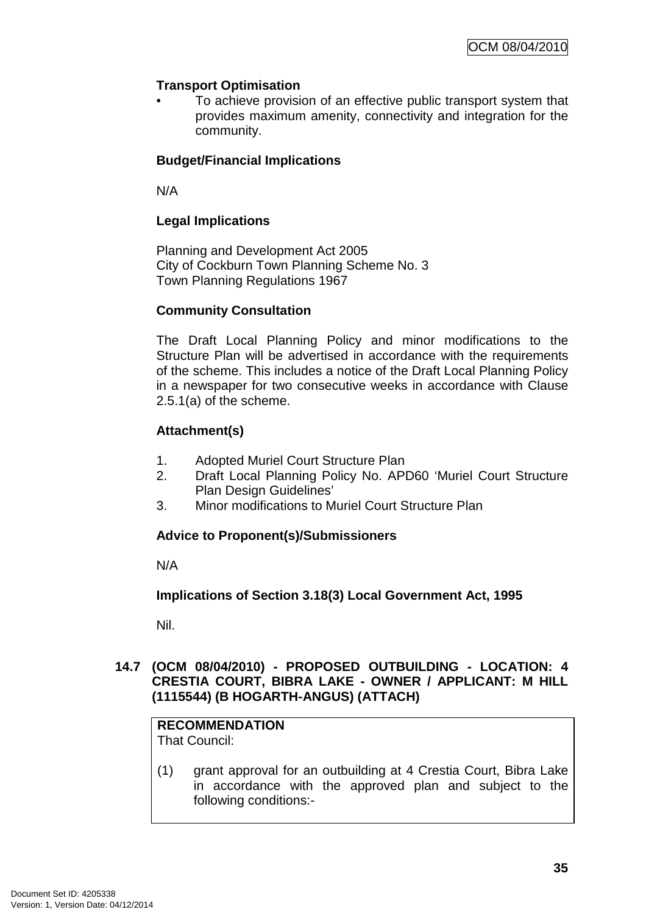**Transport Optimisation**

- To achieve provision of an effective public transport system that provides maximum amenity, connectivity and integration for the community.

**Budget/Financial Implications**

N/A

**Legal Implications**

Planning and Development Act 2005
City of Cockburn Town Planning Scheme No. 3
Town Planning Regulations 1967

**Community Consultation**

The Draft Local Planning Policy and minor modifications to the Structure Plan will be advertised in accordance with the requirements of the scheme. This includes a notice of the Draft Local Planning Policy in a newspaper for two consecutive weeks in accordance with Clause 2.5.1(a) of the scheme.

**Attachment(s)**

1. Adopted Muriel Court Structure Plan
2. Draft Local Planning Policy No. APD60 'Muriel Court Structure Plan Design Guidelines'
3. Minor modifications to Muriel Court Structure Plan

**Advice to Proponent(s)/Submissioners**

N/A

**Implications of Section 3.18(3) Local Government Act, 1995**

Nil.

## 14.7 (OCM 08/04/2010) - PROPOSED OUTBUILDING - LOCATION: 4 CRESTIA COURT, BIBRA LAKE - OWNER / APPLICANT: M HILL (1115544) (B HOGARTH-ANGUS) (ATTACH)

**RECOMMENDATION**
That Council:

(1) grant approval for an outbuilding at 4 Crestia Court, Bibra Lake in accordance with the approved plan and subject to the following conditions:-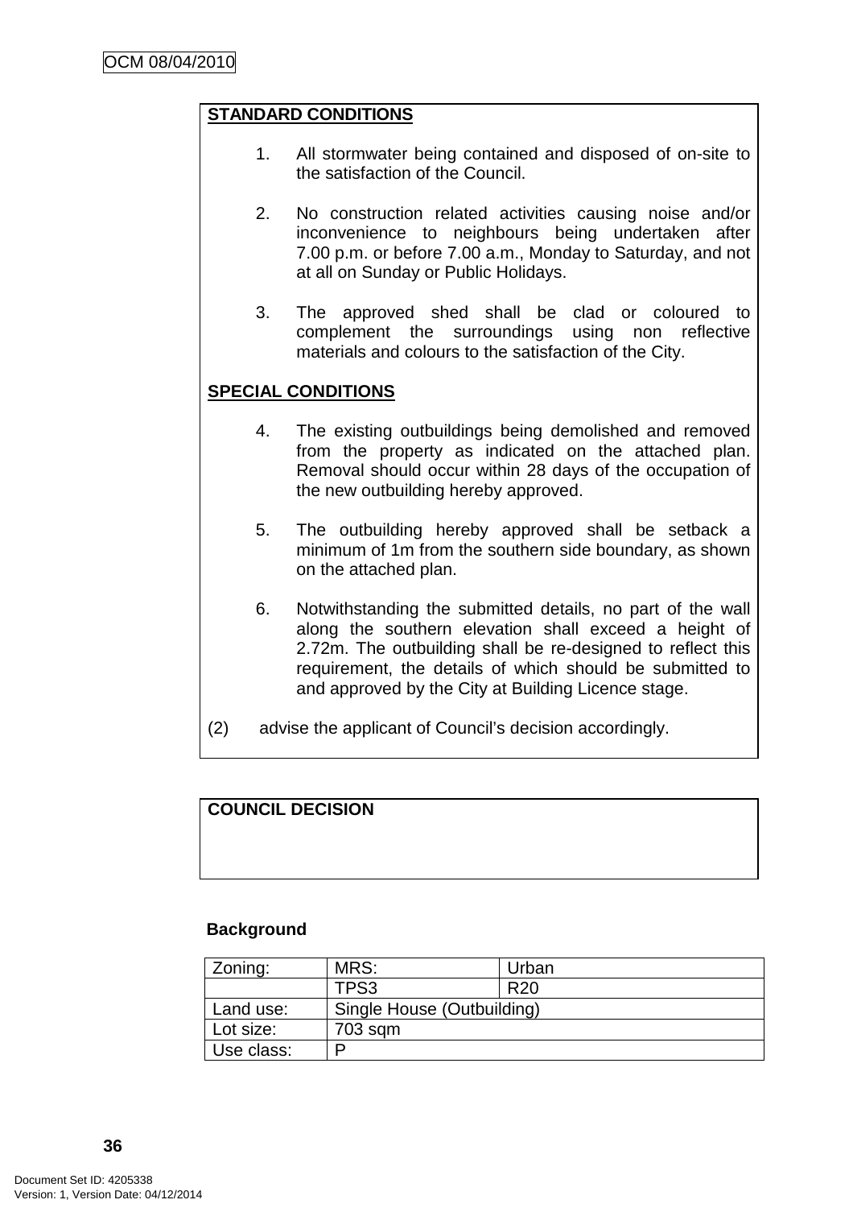**STANDARD CONDITIONS**

1. All stormwater being contained and disposed of on-site to the satisfaction of the Council.

2. No construction related activities causing noise and/or inconvenience to neighbours being undertaken after 7.00 p.m. or before 7.00 a.m., Monday to Saturday, and not at all on Sunday or Public Holidays.

3. The approved shed shall be clad or coloured to complement the surroundings using non reflective materials and colours to the satisfaction of the City.

**SPECIAL CONDITIONS**

4. The existing outbuildings being demolished and removed from the property as indicated on the attached plan. Removal should occur within 28 days of the occupation of the new outbuilding hereby approved.

5. The outbuilding hereby approved shall be setback a minimum of 1m from the southern side boundary, as shown on the attached plan.

6. Notwithstanding the submitted details, no part of the wall along the southern elevation shall exceed a height of 2.72m. The outbuilding shall be re-designed to reflect this requirement, the details of which should be submitted to and approved by the City at Building Licence stage.

(2) advise the applicant of Council's decision accordingly.

**COUNCIL DECISION**

**Background**

| Zoning: | MRS: | Urban |
|---|---|---|
| | TPS3 | R20 |
| Land use: | Single House (Outbuilding) | |
| Lot size: | 703 sqm | |
| Use class: | P | |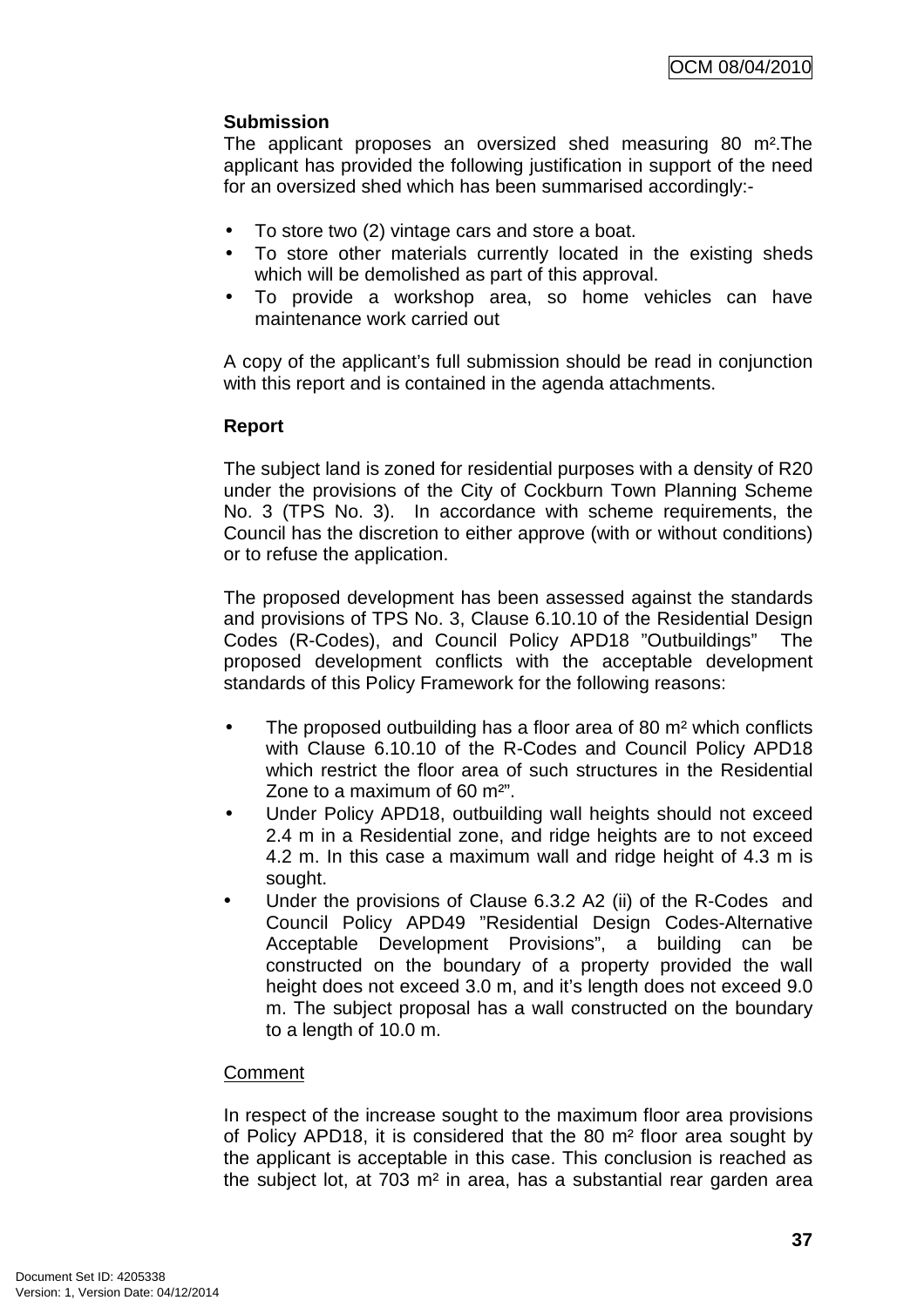**Submission**

The applicant proposes an oversized shed measuring 80 m².The applicant has provided the following justification in support of the need for an oversized shed which has been summarised accordingly:-

- To store two (2) vintage cars and store a boat.
- To store other materials currently located in the existing sheds which will be demolished as part of this approval.
- To provide a workshop area, so home vehicles can have maintenance work carried out

A copy of the applicant's full submission should be read in conjunction with this report and is contained in the agenda attachments.

**Report**

The subject land is zoned for residential purposes with a density of R20 under the provisions of the City of Cockburn Town Planning Scheme No. 3 (TPS No. 3). In accordance with scheme requirements, the Council has the discretion to either approve (with or without conditions) or to refuse the application.

The proposed development has been assessed against the standards and provisions of TPS No. 3, Clause 6.10.10 of the Residential Design Codes (R-Codes), and Council Policy APD18 "Outbuildings" The proposed development conflicts with the acceptable development standards of this Policy Framework for the following reasons:

- The proposed outbuilding has a floor area of 80 m² which conflicts with Clause 6.10.10 of the R-Codes and Council Policy APD18 which restrict the floor area of such structures in the Residential Zone to a maximum of 60 m²".
- Under Policy APD18, outbuilding wall heights should not exceed 2.4 m in a Residential zone, and ridge heights are to not exceed 4.2 m. In this case a maximum wall and ridge height of 4.3 m is sought.
- Under the provisions of Clause 6.3.2 A2 (ii) of the R-Codes and Council Policy APD49 "Residential Design Codes-Alternative Acceptable Development Provisions", a building can be constructed on the boundary of a property provided the wall height does not exceed 3.0 m, and it's length does not exceed 9.0 m. The subject proposal has a wall constructed on the boundary to a length of 10.0 m.

Comment

In respect of the increase sought to the maximum floor area provisions of Policy APD18, it is considered that the 80 m² floor area sought by the applicant is acceptable in this case. This conclusion is reached as the subject lot, at 703 m² in area, has a substantial rear garden area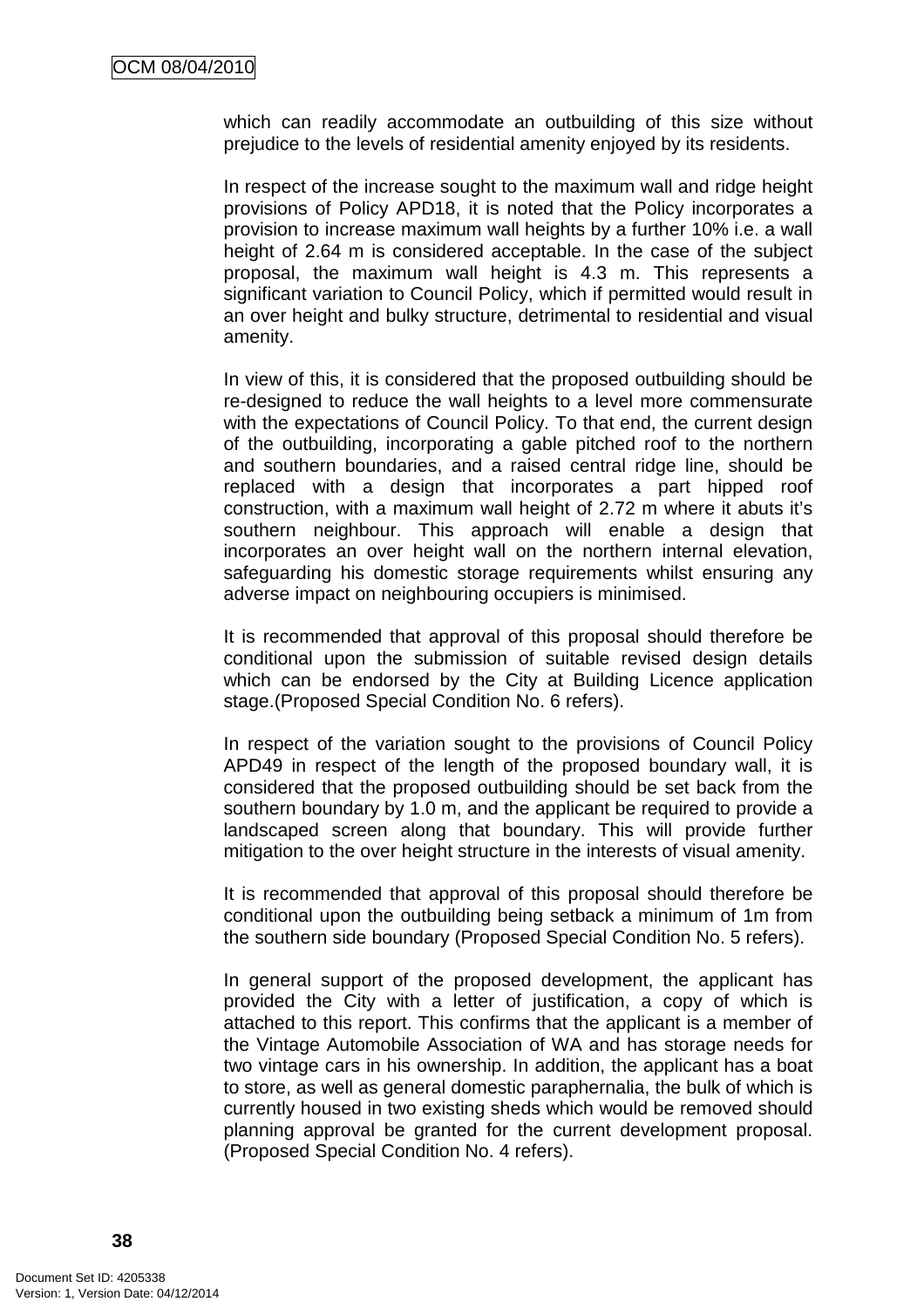which can readily accommodate an outbuilding of this size without prejudice to the levels of residential amenity enjoyed by its residents.

In respect of the increase sought to the maximum wall and ridge height provisions of Policy APD18, it is noted that the Policy incorporates a provision to increase maximum wall heights by a further 10% i.e. a wall height of 2.64 m is considered acceptable. In the case of the subject proposal, the maximum wall height is 4.3 m. This represents a significant variation to Council Policy, which if permitted would result in an over height and bulky structure, detrimental to residential and visual amenity.

In view of this, it is considered that the proposed outbuilding should be re-designed to reduce the wall heights to a level more commensurate with the expectations of Council Policy. To that end, the current design of the outbuilding, incorporating a gable pitched roof to the northern and southern boundaries, and a raised central ridge line, should be replaced with a design that incorporates a part hipped roof construction, with a maximum wall height of 2.72 m where it abuts it's southern neighbour. This approach will enable a design that incorporates an over height wall on the northern internal elevation, safeguarding his domestic storage requirements whilst ensuring any adverse impact on neighbouring occupiers is minimised.

It is recommended that approval of this proposal should therefore be conditional upon the submission of suitable revised design details which can be endorsed by the City at Building Licence application stage.(Proposed Special Condition No. 6 refers).

In respect of the variation sought to the provisions of Council Policy APD49 in respect of the length of the proposed boundary wall, it is considered that the proposed outbuilding should be set back from the southern boundary by 1.0 m, and the applicant be required to provide a landscaped screen along that boundary. This will provide further mitigation to the over height structure in the interests of visual amenity.

It is recommended that approval of this proposal should therefore be conditional upon the outbuilding being setback a minimum of 1m from the southern side boundary (Proposed Special Condition No. 5 refers).

In general support of the proposed development, the applicant has provided the City with a letter of justification, a copy of which is attached to this report. This confirms that the applicant is a member of the Vintage Automobile Association of WA and has storage needs for two vintage cars in his ownership. In addition, the applicant has a boat to store, as well as general domestic paraphernalia, the bulk of which is currently housed in two existing sheds which would be removed should planning approval be granted for the current development proposal. (Proposed Special Condition No. 4 refers).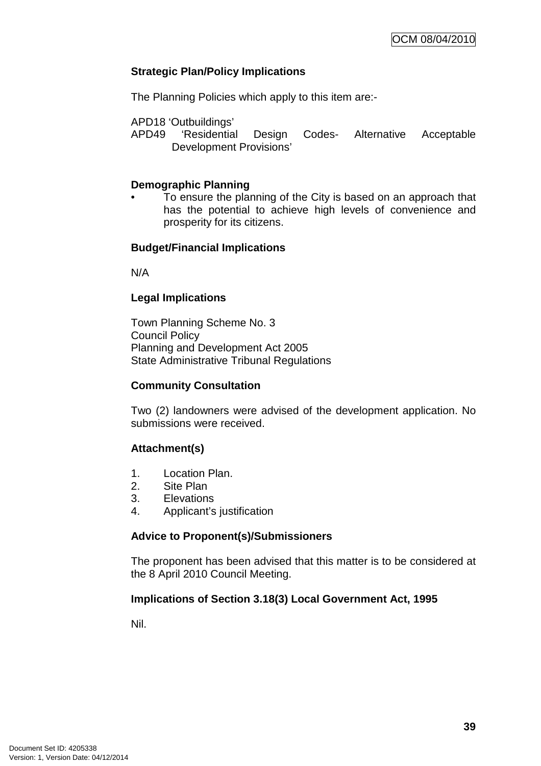**Strategic Plan/Policy Implications**

The Planning Policies which apply to this item are:-

APD18 'Outbuildings'
APD49 'Residential Design Codes- Alternative Acceptable Development Provisions'

**Demographic Planning**

- To ensure the planning of the City is based on an approach that has the potential to achieve high levels of convenience and prosperity for its citizens.

**Budget/Financial Implications**

N/A

**Legal Implications**

Town Planning Scheme No. 3
Council Policy
Planning and Development Act 2005
State Administrative Tribunal Regulations

**Community Consultation**

Two (2) landowners were advised of the development application. No submissions were received.

**Attachment(s)**

1. Location Plan.
2. Site Plan
3. Elevations
4. Applicant's justification

**Advice to Proponent(s)/Submissioners**

The proponent has been advised that this matter is to be considered at the 8 April 2010 Council Meeting.

**Implications of Section 3.18(3) Local Government Act, 1995**

Nil.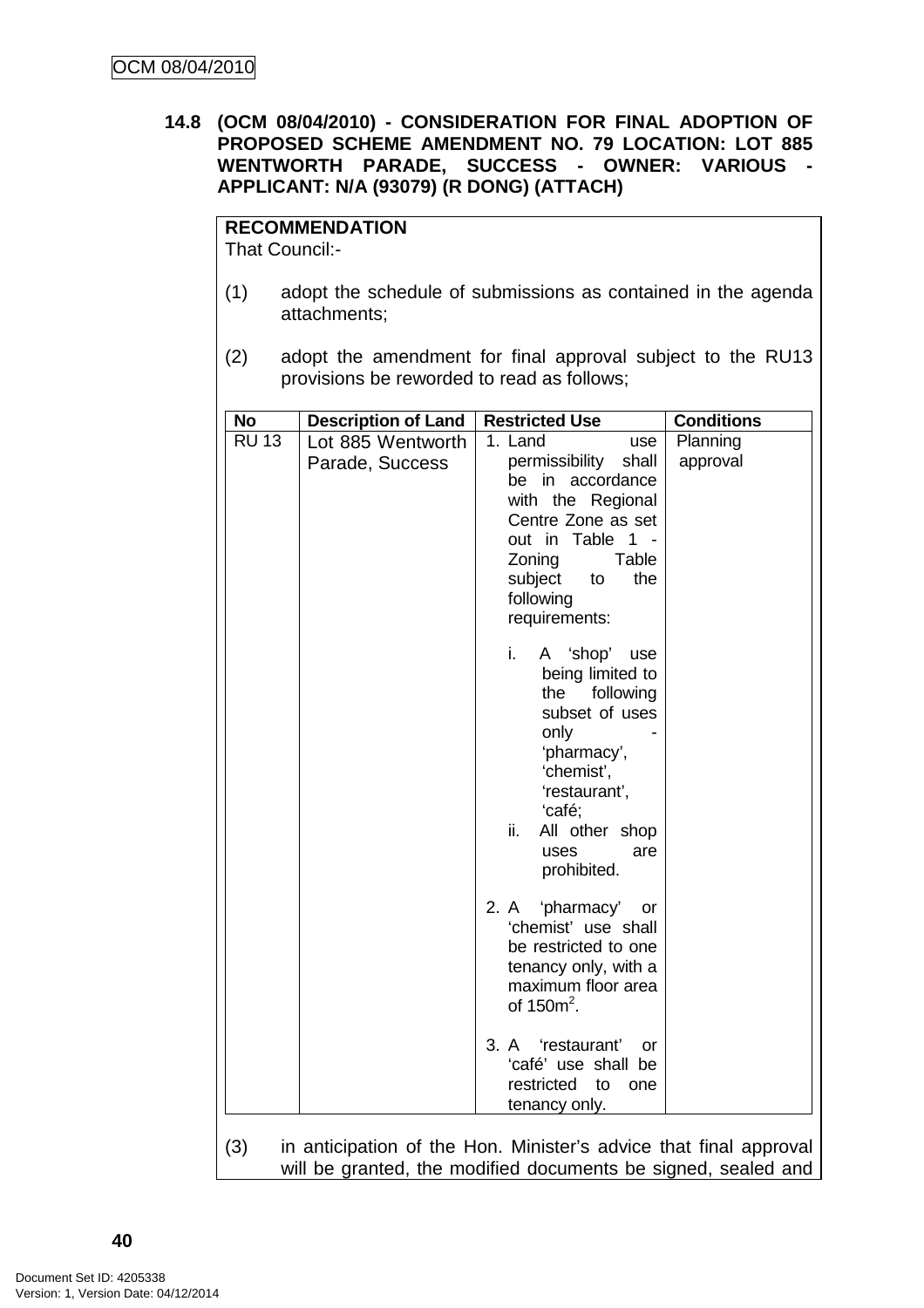## 14.8 (OCM 08/04/2010) - CONSIDERATION FOR FINAL ADOPTION OF PROPOSED SCHEME AMENDMENT NO. 79 LOCATION: LOT 885 WENTWORTH PARADE, SUCCESS - OWNER: VARIOUS - APPLICANT: N/A (93079) (R DONG) (ATTACH)

**RECOMMENDATION**
That Council:-

(1) adopt the schedule of submissions as contained in the agenda attachments;

(2) adopt the amendment for final approval subject to the RU13 provisions be reworded to read as follows;

| No | Description of Land | Restricted Use | Conditions |
|---|---|---|---|
| RU 13 | Lot 885 Wentworth Parade, Success | 1. Land use permissibility shall be in accordance with the Regional Centre Zone as set out in Table 1 - Zoning Table subject to the following requirements:<br><br>i. A 'shop' use being limited to the following subset of uses only - 'pharmacy', 'chemist', 'restaurant', 'café;<br>ii. All other shop uses are prohibited.<br><br>2. A 'pharmacy' or 'chemist' use shall be restricted to one tenancy only, with a maximum floor area of 150m$^2$.<br><br>3. A 'restaurant' or 'café' use shall be restricted to one tenancy only. | Planning approval |

(3) in anticipation of the Hon. Minister's advice that final approval will be granted, the modified documents be signed, sealed and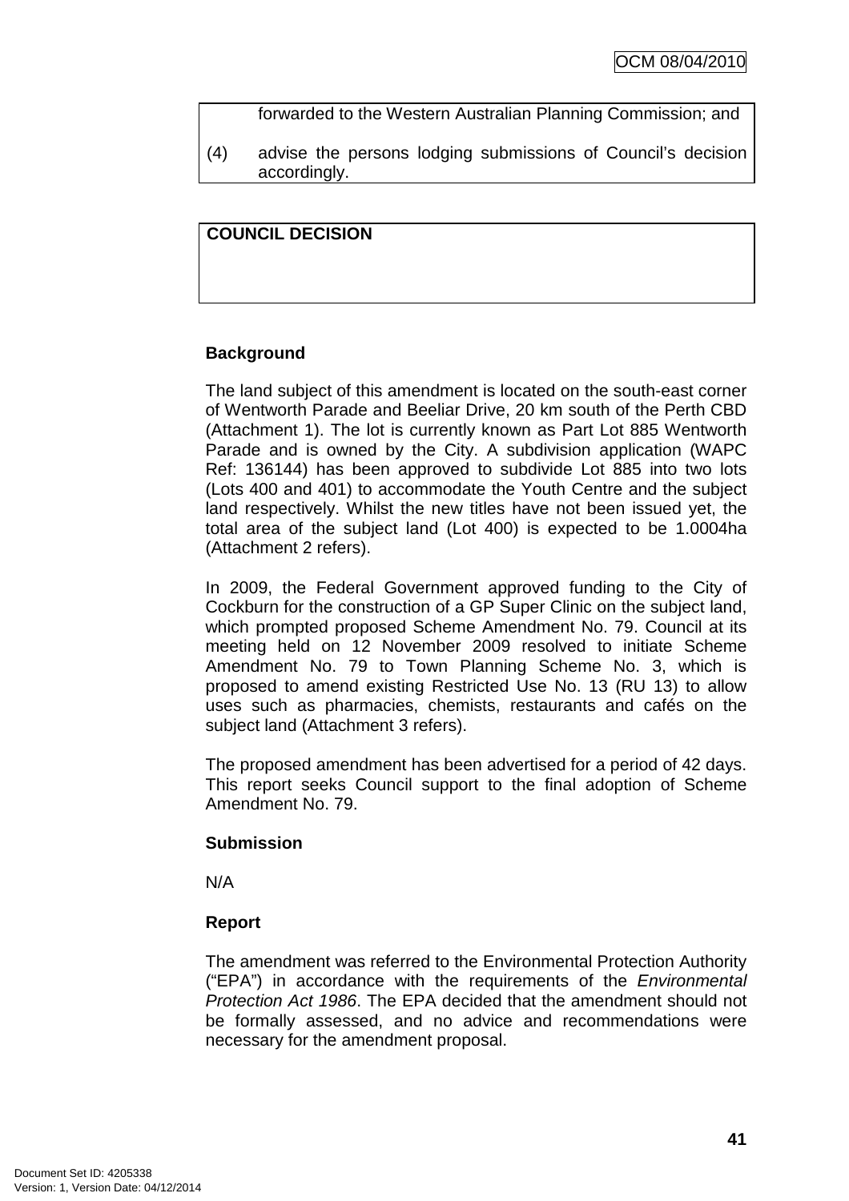forwarded to the Western Australian Planning Commission; and

(4) advise the persons lodging submissions of Council's decision accordingly.

**COUNCIL DECISION**

**Background**

The land subject of this amendment is located on the south-east corner of Wentworth Parade and Beeliar Drive, 20 km south of the Perth CBD (Attachment 1). The lot is currently known as Part Lot 885 Wentworth Parade and is owned by the City. A subdivision application (WAPC Ref: 136144) has been approved to subdivide Lot 885 into two lots (Lots 400 and 401) to accommodate the Youth Centre and the subject land respectively. Whilst the new titles have not been issued yet, the total area of the subject land (Lot 400) is expected to be 1.0004ha (Attachment 2 refers).

In 2009, the Federal Government approved funding to the City of Cockburn for the construction of a GP Super Clinic on the subject land, which prompted proposed Scheme Amendment No. 79. Council at its meeting held on 12 November 2009 resolved to initiate Scheme Amendment No. 79 to Town Planning Scheme No. 3, which is proposed to amend existing Restricted Use No. 13 (RU 13) to allow uses such as pharmacies, chemists, restaurants and cafés on the subject land (Attachment 3 refers).

The proposed amendment has been advertised for a period of 42 days. This report seeks Council support to the final adoption of Scheme Amendment No. 79.

**Submission**

N/A

**Report**

The amendment was referred to the Environmental Protection Authority ("EPA") in accordance with the requirements of the *Environmental Protection Act 1986*. The EPA decided that the amendment should not be formally assessed, and no advice and recommendations were necessary for the amendment proposal.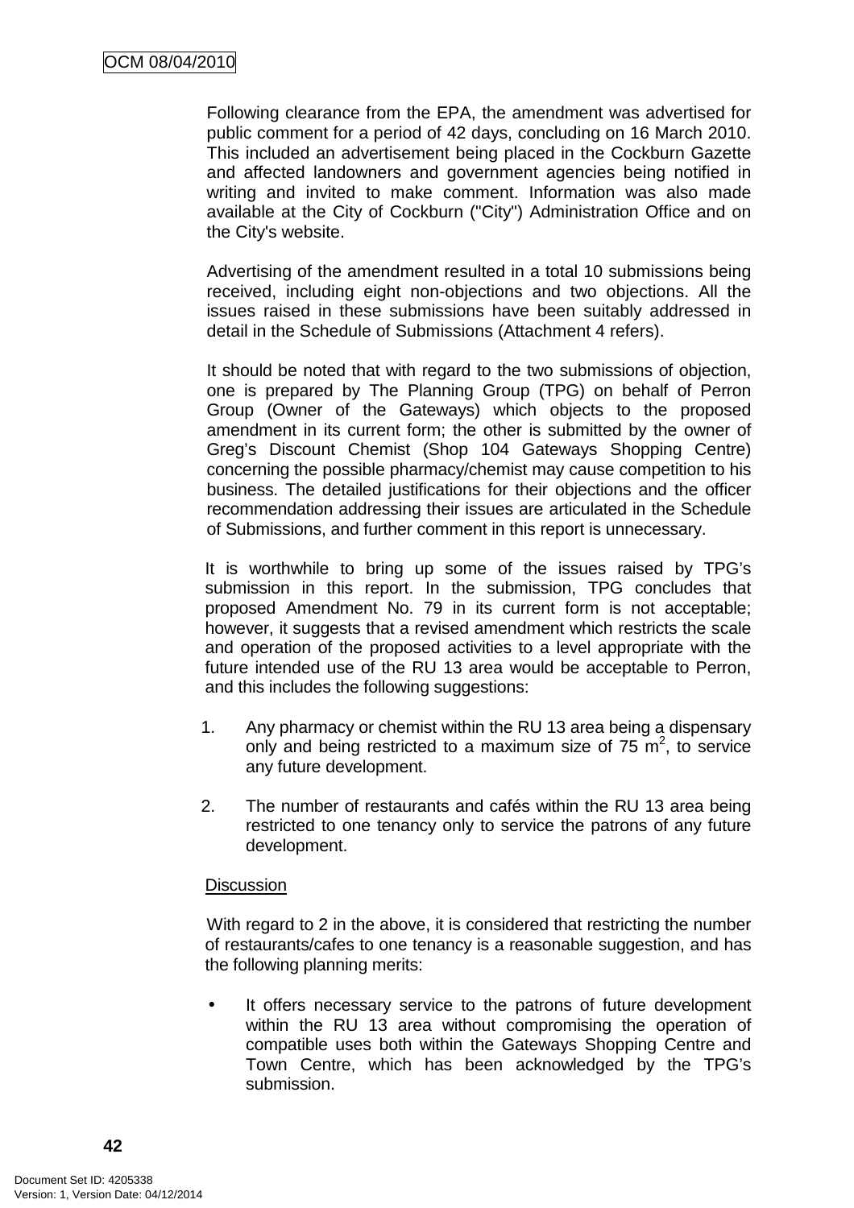Following clearance from the EPA, the amendment was advertised for public comment for a period of 42 days, concluding on 16 March 2010. This included an advertisement being placed in the Cockburn Gazette and affected landowners and government agencies being notified in writing and invited to make comment. Information was also made available at the City of Cockburn ("City") Administration Office and on the City's website.

Advertising of the amendment resulted in a total 10 submissions being received, including eight non-objections and two objections. All the issues raised in these submissions have been suitably addressed in detail in the Schedule of Submissions (Attachment 4 refers).

It should be noted that with regard to the two submissions of objection, one is prepared by The Planning Group (TPG) on behalf of Perron Group (Owner of the Gateways) which objects to the proposed amendment in its current form; the other is submitted by the owner of Greg's Discount Chemist (Shop 104 Gateways Shopping Centre) concerning the possible pharmacy/chemist may cause competition to his business. The detailed justifications for their objections and the officer recommendation addressing their issues are articulated in the Schedule of Submissions, and further comment in this report is unnecessary.

It is worthwhile to bring up some of the issues raised by TPG's submission in this report. In the submission, TPG concludes that proposed Amendment No. 79 in its current form is not acceptable; however, it suggests that a revised amendment which restricts the scale and operation of the proposed activities to a level appropriate with the future intended use of the RU 13 area would be acceptable to Perron, and this includes the following suggestions:

1. Any pharmacy or chemist within the RU 13 area being a dispensary only and being restricted to a maximum size of 75 $m^2$, to service any future development.
2. The number of restaurants and cafés within the RU 13 area being restricted to one tenancy only to service the patrons of any future development.

Discussion

With regard to 2 in the above, it is considered that restricting the number of restaurants/cafes to one tenancy is a reasonable suggestion, and has the following planning merits:

- It offers necessary service to the patrons of future development within the RU 13 area without compromising the operation of compatible uses both within the Gateways Shopping Centre and Town Centre, which has been acknowledged by the TPG's submission.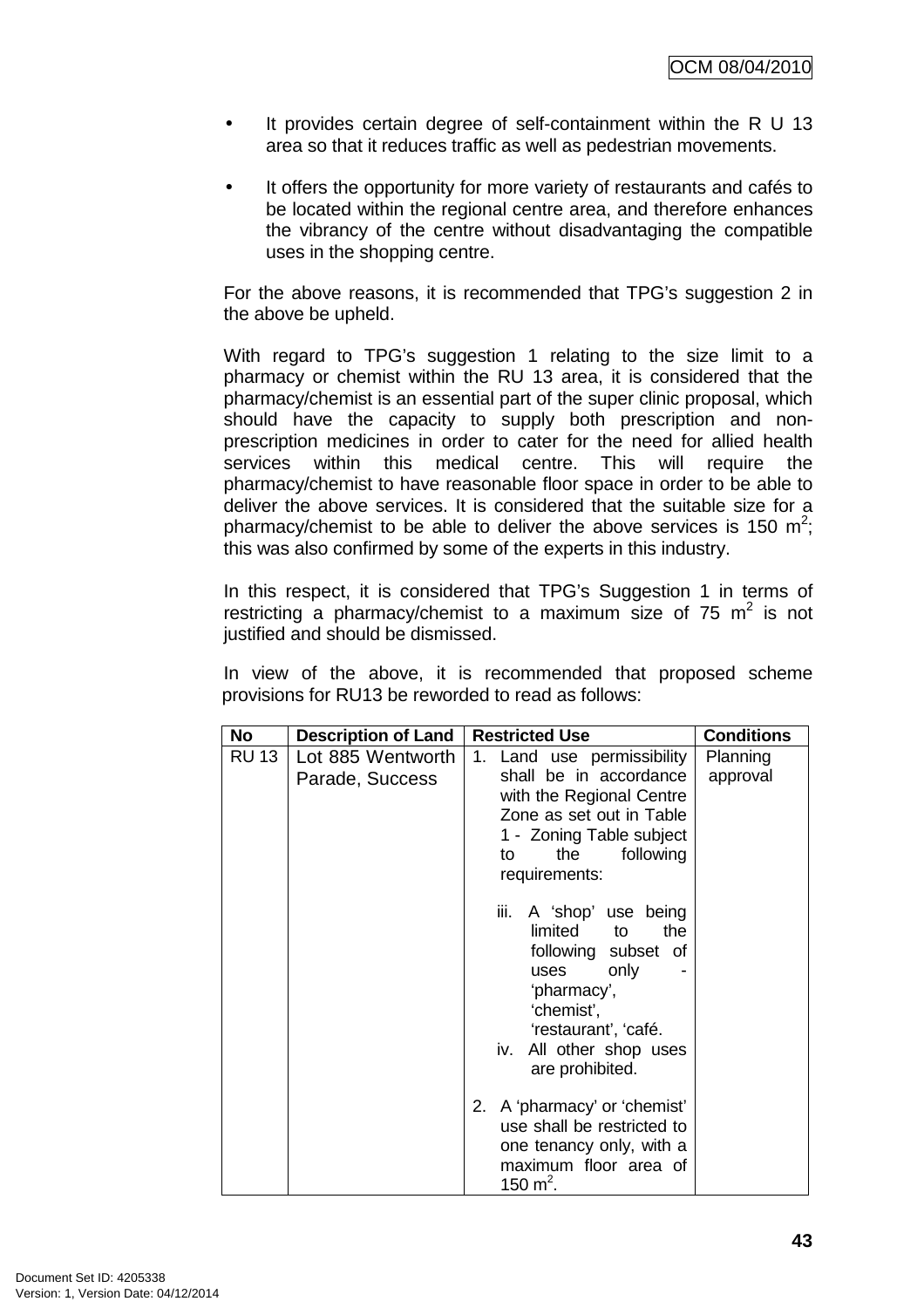- It provides certain degree of self-containment within the R U 13 area so that it reduces traffic as well as pedestrian movements.

- It offers the opportunity for more variety of restaurants and cafés to be located within the regional centre area, and therefore enhances the vibrancy of the centre without disadvantaging the compatible uses in the shopping centre.

For the above reasons, it is recommended that TPG's suggestion 2 in the above be upheld.

With regard to TPG's suggestion 1 relating to the size limit to a pharmacy or chemist within the RU 13 area, it is considered that the pharmacy/chemist is an essential part of the super clinic proposal, which should have the capacity to supply both prescription and non-prescription medicines in order to cater for the need for allied health services within this medical centre. This will require the pharmacy/chemist to have reasonable floor space in order to be able to deliver the above services. It is considered that the suitable size for a pharmacy/chemist to be able to deliver the above services is 150 $m^2$; this was also confirmed by some of the experts in this industry.

In this respect, it is considered that TPG's Suggestion 1 in terms of restricting a pharmacy/chemist to a maximum size of 75 $m^2$ is not justified and should be dismissed.

In view of the above, it is recommended that proposed scheme provisions for RU13 be reworded to read as follows:

| No | Description of Land | Restricted Use | Conditions |
|---|---|---|---|
| RU 13 | Lot 885 Wentworth Parade, Success | 1. Land use permissibility shall be in accordance with the Regional Centre Zone as set out in Table 1 - Zoning Table subject to the following requirements:<br><br>iii. A 'shop' use being limited to the following subset of uses only - 'pharmacy', 'chemist', 'restaurant', 'café.<br>iv. All other shop uses are prohibited.<br><br>2. A 'pharmacy' or 'chemist' use shall be restricted to one tenancy only, with a maximum floor area of 150 $m^2$. | Planning approval |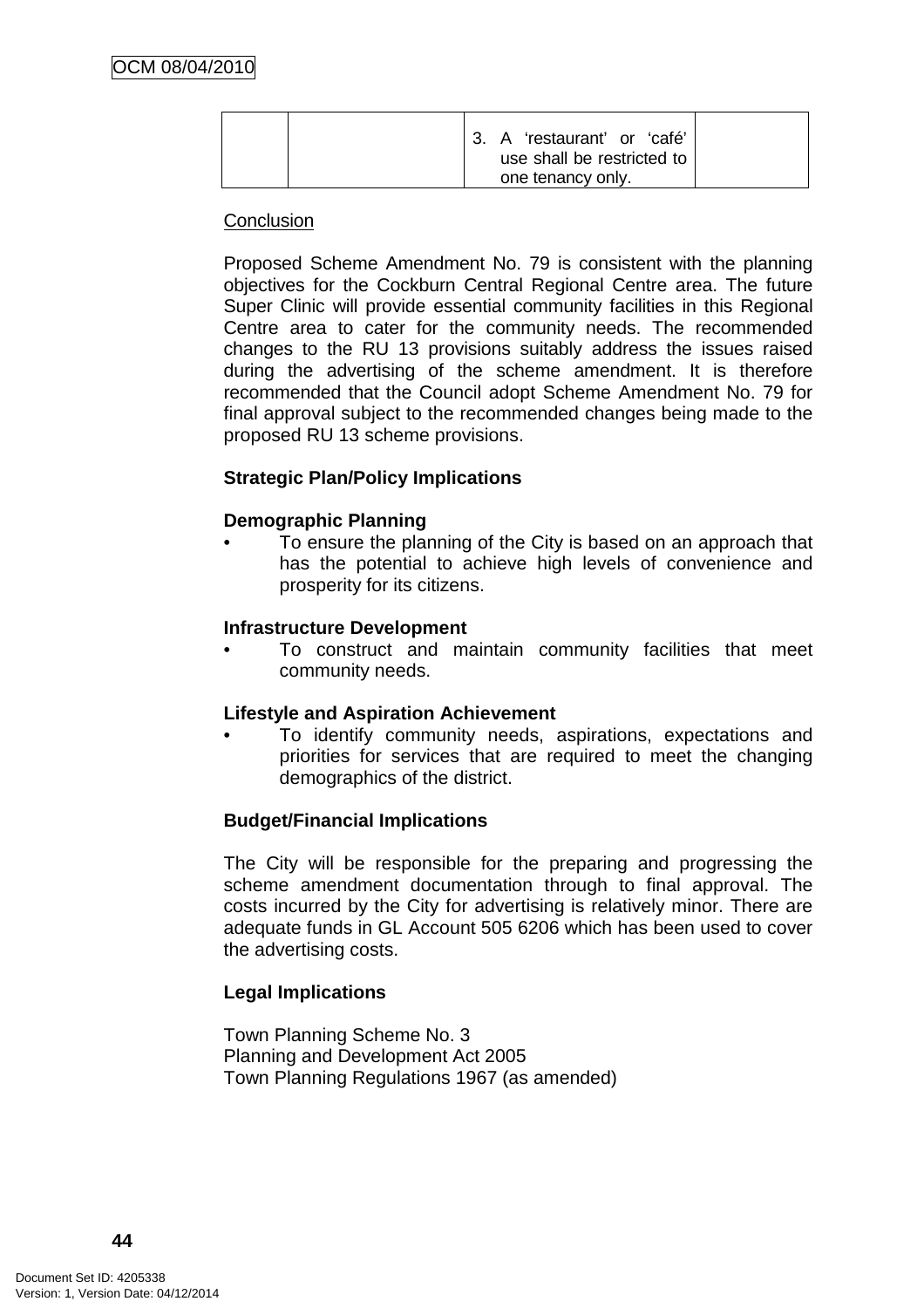| | | 3. A 'restaurant' or 'café' use shall be restricted to one tenancy only. | |
|---|---|---|---|

Conclusion

Proposed Scheme Amendment No. 79 is consistent with the planning objectives for the Cockburn Central Regional Centre area. The future Super Clinic will provide essential community facilities in this Regional Centre area to cater for the community needs. The recommended changes to the RU 13 provisions suitably address the issues raised during the advertising of the scheme amendment. It is therefore recommended that the Council adopt Scheme Amendment No. 79 for final approval subject to the recommended changes being made to the proposed RU 13 scheme provisions.

**Strategic Plan/Policy Implications**

**Demographic Planning**

- To ensure the planning of the City is based on an approach that has the potential to achieve high levels of convenience and prosperity for its citizens.

**Infrastructure Development**

- To construct and maintain community facilities that meet community needs.

**Lifestyle and Aspiration Achievement**

- To identify community needs, aspirations, expectations and priorities for services that are required to meet the changing demographics of the district.

**Budget/Financial Implications**

The City will be responsible for the preparing and progressing the scheme amendment documentation through to final approval. The costs incurred by the City for advertising is relatively minor. There are adequate funds in GL Account 505 6206 which has been used to cover the advertising costs.

**Legal Implications**

Town Planning Scheme No. 3
Planning and Development Act 2005
Town Planning Regulations 1967 (as amended)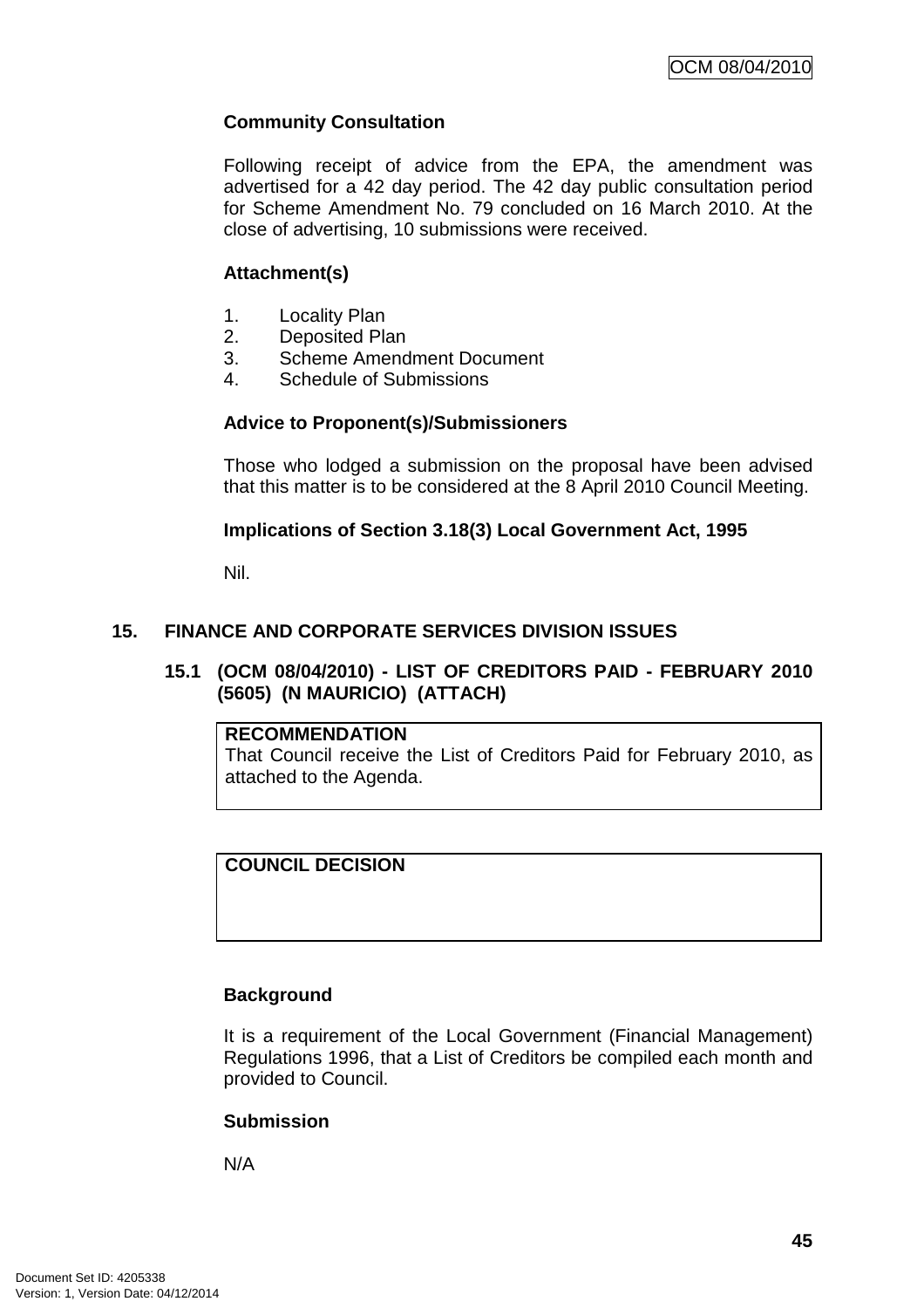**Community Consultation**

Following receipt of advice from the EPA, the amendment was advertised for a 42 day period. The 42 day public consultation period for Scheme Amendment No. 79 concluded on 16 March 2010. At the close of advertising, 10 submissions were received.

**Attachment(s)**

1. Locality Plan
2. Deposited Plan
3. Scheme Amendment Document
4. Schedule of Submissions

**Advice to Proponent(s)/Submissioners**

Those who lodged a submission on the proposal have been advised that this matter is to be considered at the 8 April 2010 Council Meeting.

**Implications of Section 3.18(3) Local Government Act, 1995**

Nil.

## 15. FINANCE AND CORPORATE SERVICES DIVISION ISSUES

### 15.1 (OCM 08/04/2010) - LIST OF CREDITORS PAID - FEBRUARY 2010 (5605) (N MAURICIO) (ATTACH)

| **RECOMMENDATION** |
|---|
| That Council receive the List of Creditors Paid for February 2010, as attached to the Agenda. |

| **COUNCIL DECISION** |
|---|
| |

**Background**

It is a requirement of the Local Government (Financial Management) Regulations 1996, that a List of Creditors be compiled each month and provided to Council.

**Submission**

N/A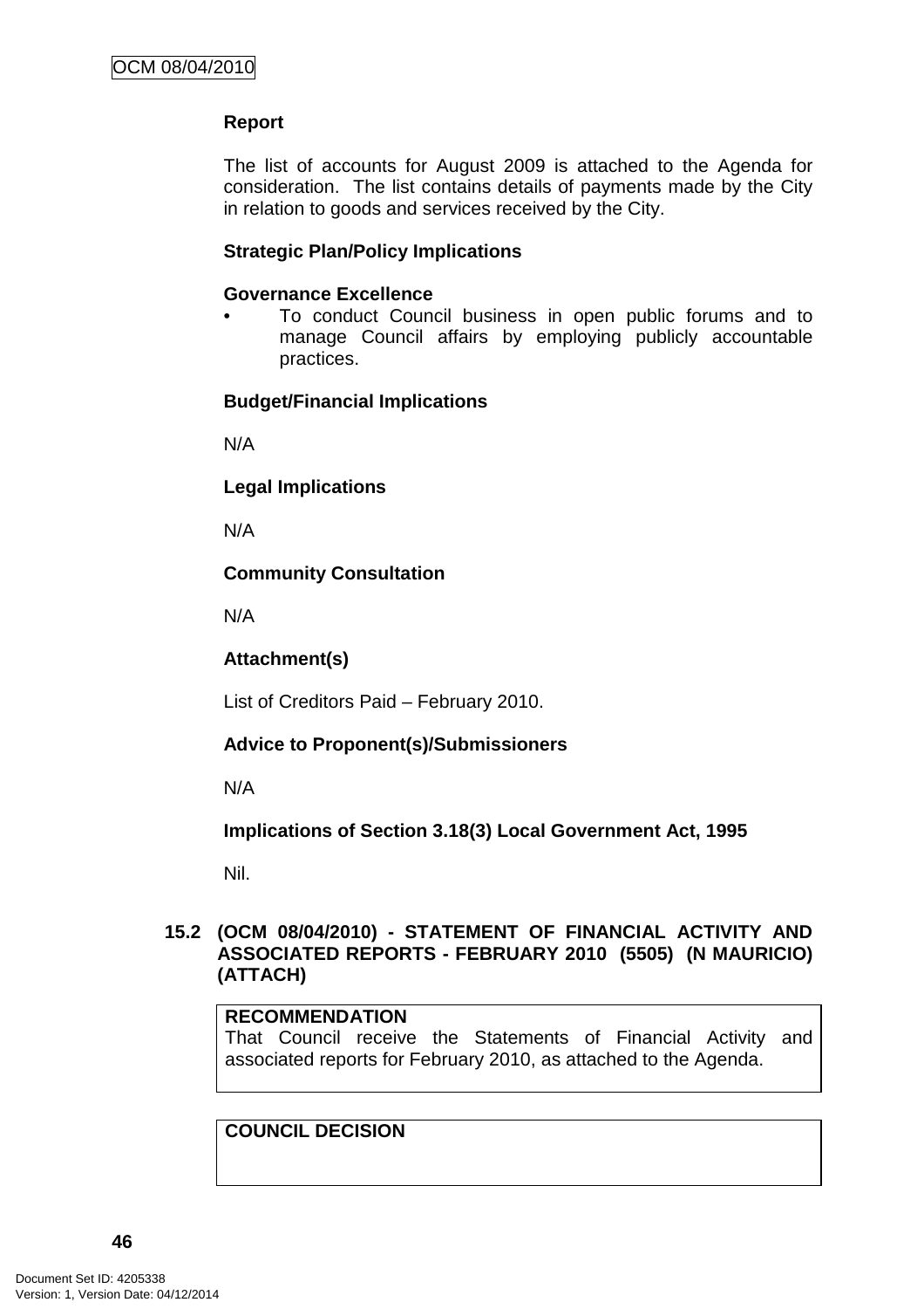**Report**

The list of accounts for August 2009 is attached to the Agenda for consideration. The list contains details of payments made by the City in relation to goods and services received by the City.

**Strategic Plan/Policy Implications**

**Governance Excellence**

- To conduct Council business in open public forums and to manage Council affairs by employing publicly accountable practices.

**Budget/Financial Implications**

N/A

**Legal Implications**

N/A

**Community Consultation**

N/A

**Attachment(s)**

List of Creditors Paid – February 2010.

**Advice to Proponent(s)/Submissioners**

N/A

**Implications of Section 3.18(3) Local Government Act, 1995**

Nil.

## 15.2 (OCM 08/04/2010) - STATEMENT OF FINANCIAL ACTIVITY AND ASSOCIATED REPORTS - FEBRUARY 2010 (5505) (N MAURICIO) (ATTACH)

**RECOMMENDATION**
That Council receive the Statements of Financial Activity and associated reports for February 2010, as attached to the Agenda.

**COUNCIL DECISION**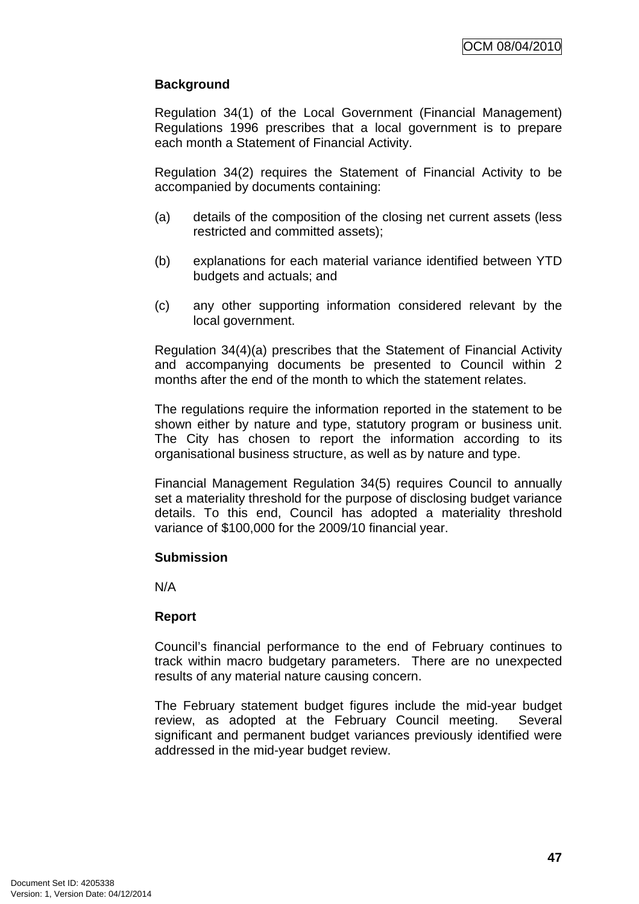**Background**

Regulation 34(1) of the Local Government (Financial Management) Regulations 1996 prescribes that a local government is to prepare each month a Statement of Financial Activity.

Regulation 34(2) requires the Statement of Financial Activity to be accompanied by documents containing:

(a) details of the composition of the closing net current assets (less restricted and committed assets);

(b) explanations for each material variance identified between YTD budgets and actuals; and

(c) any other supporting information considered relevant by the local government.

Regulation 34(4)(a) prescribes that the Statement of Financial Activity and accompanying documents be presented to Council within 2 months after the end of the month to which the statement relates.

The regulations require the information reported in the statement to be shown either by nature and type, statutory program or business unit. The City has chosen to report the information according to its organisational business structure, as well as by nature and type.

Financial Management Regulation 34(5) requires Council to annually set a materiality threshold for the purpose of disclosing budget variance details. To this end, Council has adopted a materiality threshold variance of $100,000 for the 2009/10 financial year.

**Submission**

N/A

**Report**

Council's financial performance to the end of February continues to track within macro budgetary parameters. There are no unexpected results of any material nature causing concern.

The February statement budget figures include the mid-year budget review, as adopted at the February Council meeting. Several significant and permanent budget variances previously identified were addressed in the mid-year budget review.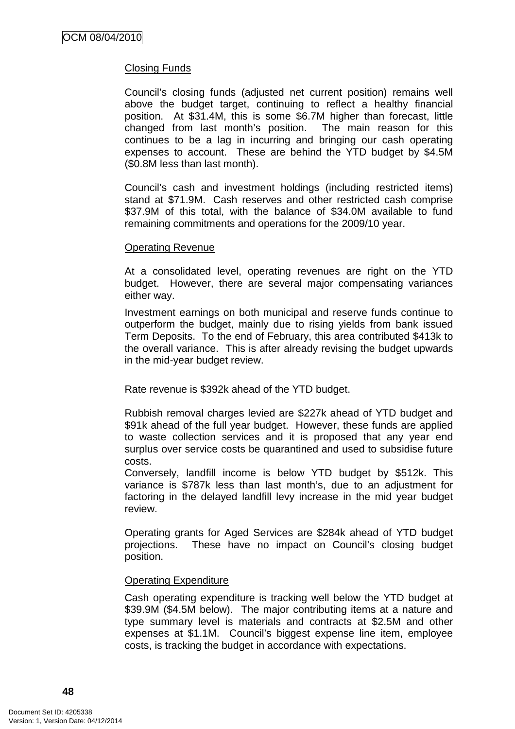Closing Funds

Council's closing funds (adjusted net current position) remains well above the budget target, continuing to reflect a healthy financial position. At $31.4M, this is some $6.7M higher than forecast, little changed from last month's position. The main reason for this continues to be a lag in incurring and bringing our cash operating expenses to account. These are behind the YTD budget by $4.5M ($0.8M less than last month).

Council's cash and investment holdings (including restricted items) stand at $71.9M. Cash reserves and other restricted cash comprise $37.9M of this total, with the balance of $34.0M available to fund remaining commitments and operations for the 2009/10 year.

Operating Revenue

At a consolidated level, operating revenues are right on the YTD budget. However, there are several major compensating variances either way.

Investment earnings on both municipal and reserve funds continue to outperform the budget, mainly due to rising yields from bank issued Term Deposits. To the end of February, this area contributed $413k to the overall variance. This is after already revising the budget upwards in the mid-year budget review.

Rate revenue is $392k ahead of the YTD budget.

Rubbish removal charges levied are $227k ahead of YTD budget and $91k ahead of the full year budget. However, these funds are applied to waste collection services and it is proposed that any year end surplus over service costs be quarantined and used to subsidise future costs.

Conversely, landfill income is below YTD budget by $512k. This variance is $787k less than last month's, due to an adjustment for factoring in the delayed landfill levy increase in the mid year budget review.

Operating grants for Aged Services are $284k ahead of YTD budget projections. These have no impact on Council's closing budget position.

Operating Expenditure

Cash operating expenditure is tracking well below the YTD budget at $39.9M ($4.5M below). The major contributing items at a nature and type summary level is materials and contracts at $2.5M and other expenses at $1.1M. Council's biggest expense line item, employee costs, is tracking the budget in accordance with expectations.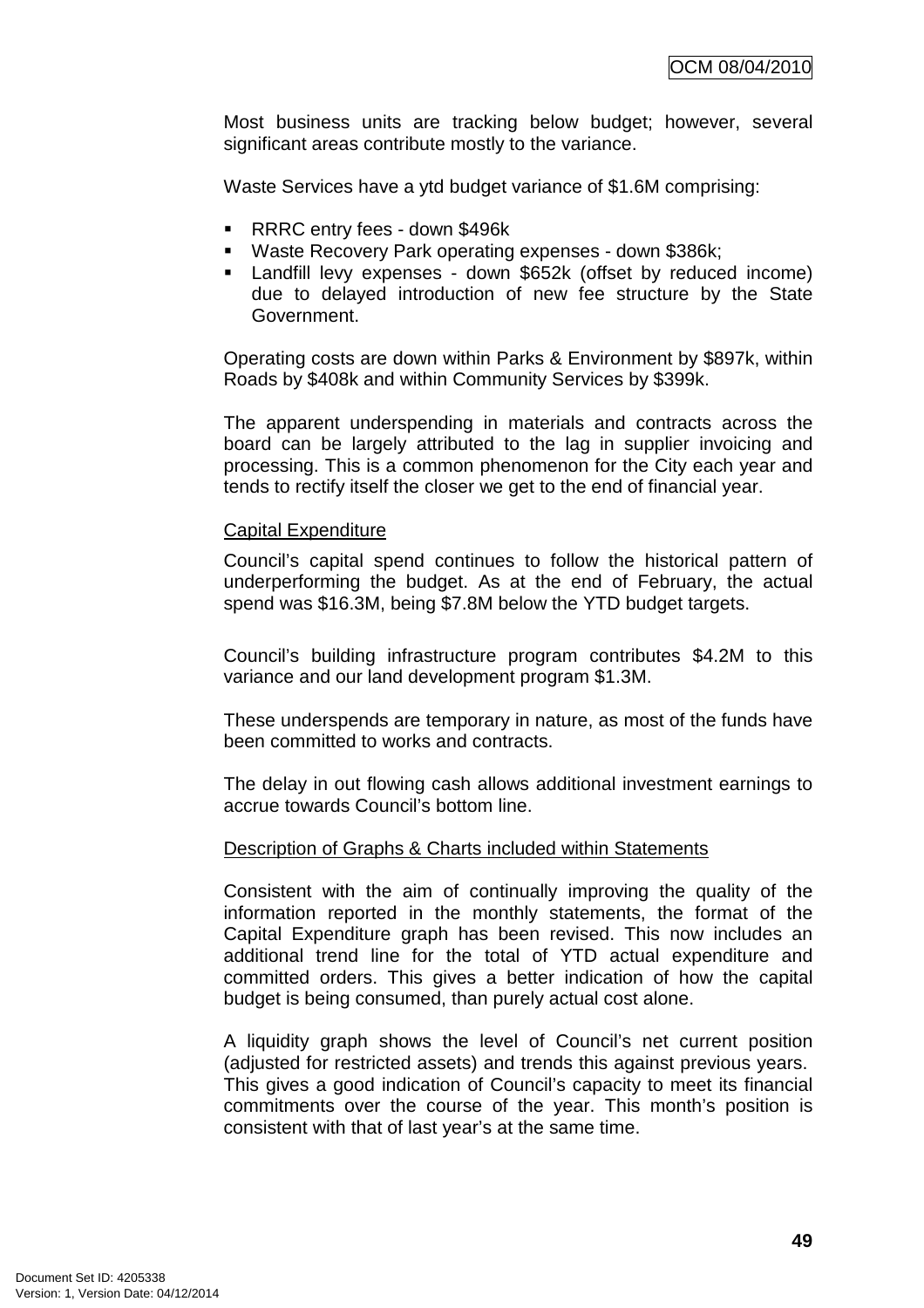Most business units are tracking below budget; however, several significant areas contribute mostly to the variance.

Waste Services have a ytd budget variance of $1.6M comprising:

- RRRC entry fees - down $496k
- Waste Recovery Park operating expenses - down $386k;
- Landfill levy expenses - down $652k (offset by reduced income) due to delayed introduction of new fee structure by the State Government.

Operating costs are down within Parks & Environment by $897k, within Roads by $408k and within Community Services by $399k.

The apparent underspending in materials and contracts across the board can be largely attributed to the lag in supplier invoicing and processing. This is a common phenomenon for the City each year and tends to rectify itself the closer we get to the end of financial year.

Capital Expenditure

Council's capital spend continues to follow the historical pattern of underperforming the budget. As at the end of February, the actual spend was $16.3M, being $7.8M below the YTD budget targets.

Council's building infrastructure program contributes $4.2M to this variance and our land development program $1.3M.

These underspends are temporary in nature, as most of the funds have been committed to works and contracts.

The delay in out flowing cash allows additional investment earnings to accrue towards Council's bottom line.

Description of Graphs & Charts included within Statements

Consistent with the aim of continually improving the quality of the information reported in the monthly statements, the format of the Capital Expenditure graph has been revised. This now includes an additional trend line for the total of YTD actual expenditure and committed orders. This gives a better indication of how the capital budget is being consumed, than purely actual cost alone.

A liquidity graph shows the level of Council's net current position (adjusted for restricted assets) and trends this against previous years. This gives a good indication of Council's capacity to meet its financial commitments over the course of the year. This month's position is consistent with that of last year's at the same time.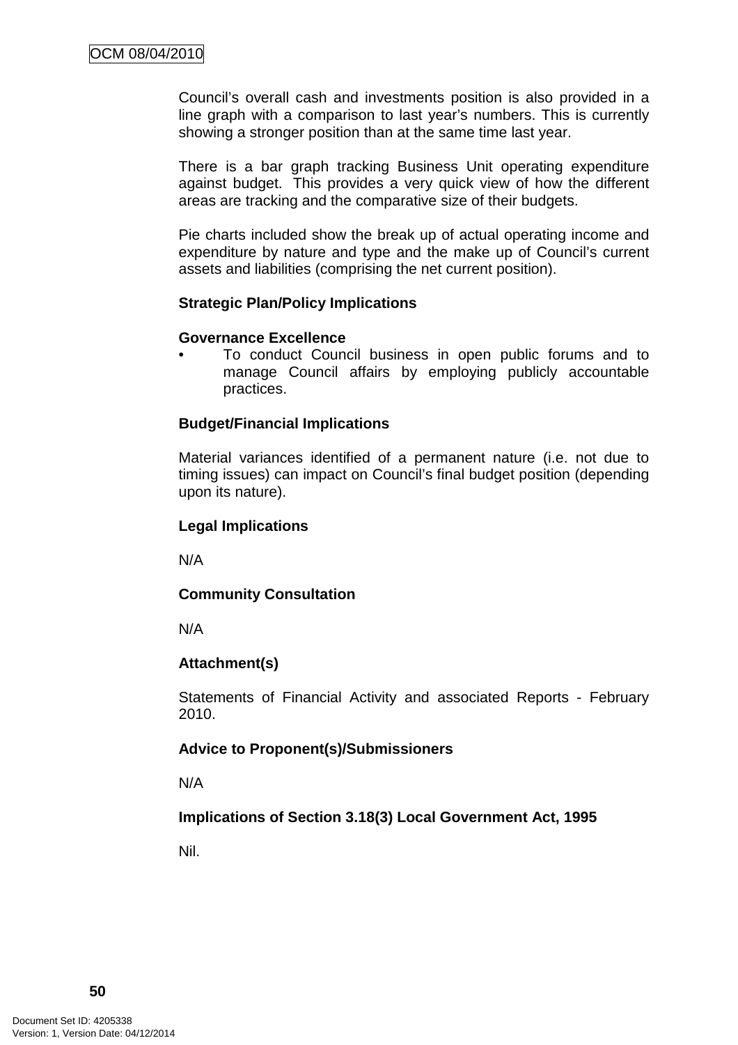Council's overall cash and investments position is also provided in a line graph with a comparison to last year's numbers. This is currently showing a stronger position than at the same time last year.

There is a bar graph tracking Business Unit operating expenditure against budget. This provides a very quick view of how the different areas are tracking and the comparative size of their budgets.

Pie charts included show the break up of actual operating income and expenditure by nature and type and the make up of Council's current assets and liabilities (comprising the net current position).

**Strategic Plan/Policy Implications**

**Governance Excellence**

- To conduct Council business in open public forums and to manage Council affairs by employing publicly accountable practices.

**Budget/Financial Implications**

Material variances identified of a permanent nature (i.e. not due to timing issues) can impact on Council's final budget position (depending upon its nature).

**Legal Implications**

N/A

**Community Consultation**

N/A

**Attachment(s)**

Statements of Financial Activity and associated Reports - February 2010.

**Advice to Proponent(s)/Submissioners**

N/A

**Implications of Section 3.18(3) Local Government Act, 1995**

Nil.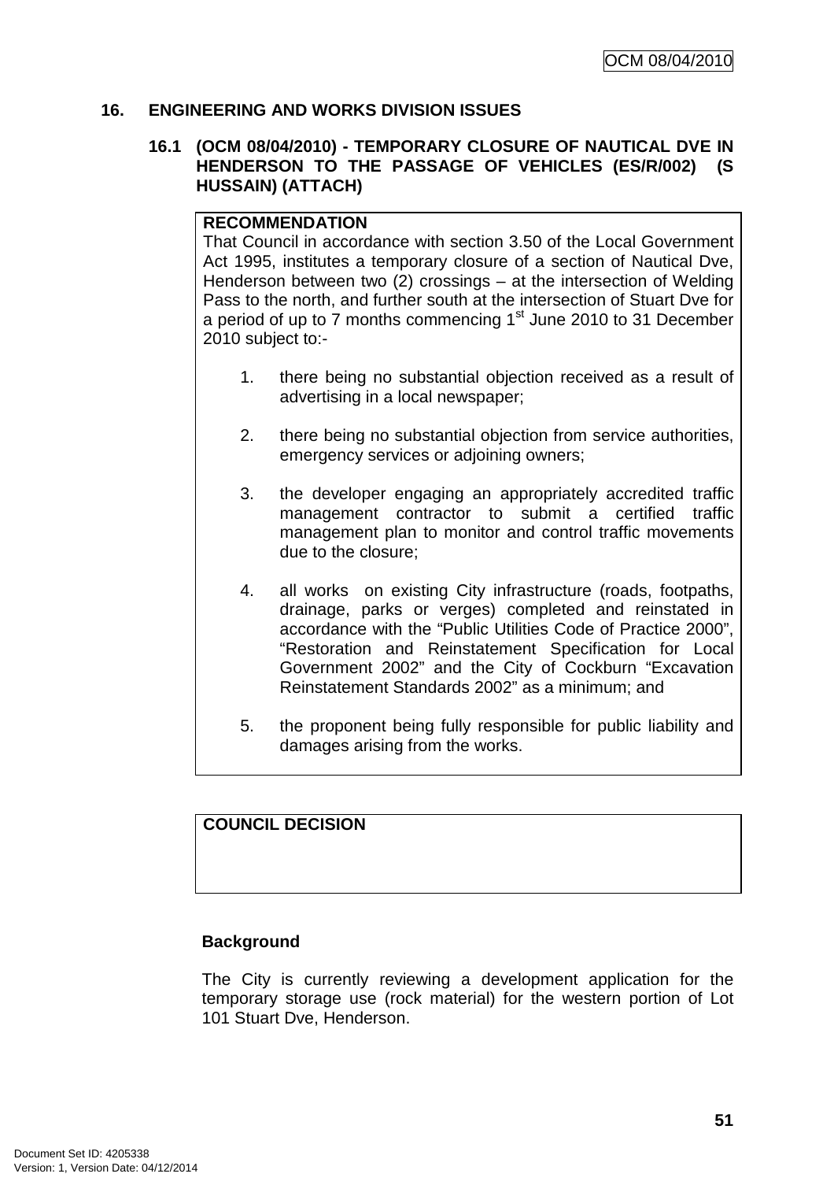## 16. ENGINEERING AND WORKS DIVISION ISSUES

### 16.1 (OCM 08/04/2010) - TEMPORARY CLOSURE OF NAUTICAL DVE IN HENDERSON TO THE PASSAGE OF VEHICLES (ES/R/002) (S HUSSAIN) (ATTACH)

**RECOMMENDATION**

That Council in accordance with section 3.50 of the Local Government Act 1995, institutes a temporary closure of a section of Nautical Dve, Henderson between two (2) crossings – at the intersection of Welding Pass to the north, and further south at the intersection of Stuart Dve for a period of up to 7 months commencing 1st June 2010 to 31 December 2010 subject to:-

1. there being no substantial objection received as a result of advertising in a local newspaper;
2. there being no substantial objection from service authorities, emergency services or adjoining owners;
3. the developer engaging an appropriately accredited traffic management contractor to submit a certified traffic management plan to monitor and control traffic movements due to the closure;
4. all works on existing City infrastructure (roads, footpaths, drainage, parks or verges) completed and reinstated in accordance with the "Public Utilities Code of Practice 2000", "Restoration and Reinstatement Specification for Local Government 2002" and the City of Cockburn "Excavation Reinstatement Standards 2002" as a minimum; and
5. the proponent being fully responsible for public liability and damages arising from the works.

**COUNCIL DECISION**

**Background**

The City is currently reviewing a development application for the temporary storage use (rock material) for the western portion of Lot 101 Stuart Dve, Henderson.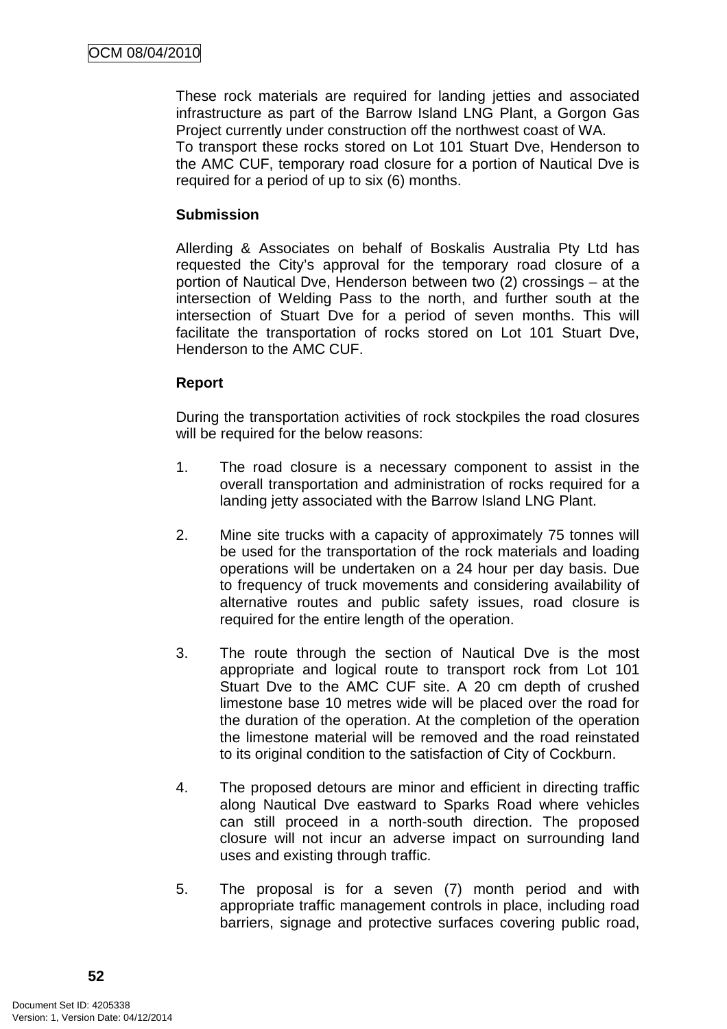These rock materials are required for landing jetties and associated infrastructure as part of the Barrow Island LNG Plant, a Gorgon Gas Project currently under construction off the northwest coast of WA.
To transport these rocks stored on Lot 101 Stuart Dve, Henderson to the AMC CUF, temporary road closure for a portion of Nautical Dve is required for a period of up to six (6) months.

**Submission**

Allerding & Associates on behalf of Boskalis Australia Pty Ltd has requested the City's approval for the temporary road closure of a portion of Nautical Dve, Henderson between two (2) crossings – at the intersection of Welding Pass to the north, and further south at the intersection of Stuart Dve for a period of seven months. This will facilitate the transportation of rocks stored on Lot 101 Stuart Dve, Henderson to the AMC CUF.

**Report**

During the transportation activities of rock stockpiles the road closures will be required for the below reasons:

1. The road closure is a necessary component to assist in the overall transportation and administration of rocks required for a landing jetty associated with the Barrow Island LNG Plant.

2. Mine site trucks with a capacity of approximately 75 tonnes will be used for the transportation of the rock materials and loading operations will be undertaken on a 24 hour per day basis. Due to frequency of truck movements and considering availability of alternative routes and public safety issues, road closure is required for the entire length of the operation.

3. The route through the section of Nautical Dve is the most appropriate and logical route to transport rock from Lot 101 Stuart Dve to the AMC CUF site. A 20 cm depth of crushed limestone base 10 metres wide will be placed over the road for the duration of the operation. At the completion of the operation the limestone material will be removed and the road reinstated to its original condition to the satisfaction of City of Cockburn.

4. The proposed detours are minor and efficient in directing traffic along Nautical Dve eastward to Sparks Road where vehicles can still proceed in a north-south direction. The proposed closure will not incur an adverse impact on surrounding land uses and existing through traffic.

5. The proposal is for a seven (7) month period and with appropriate traffic management controls in place, including road barriers, signage and protective surfaces covering public road,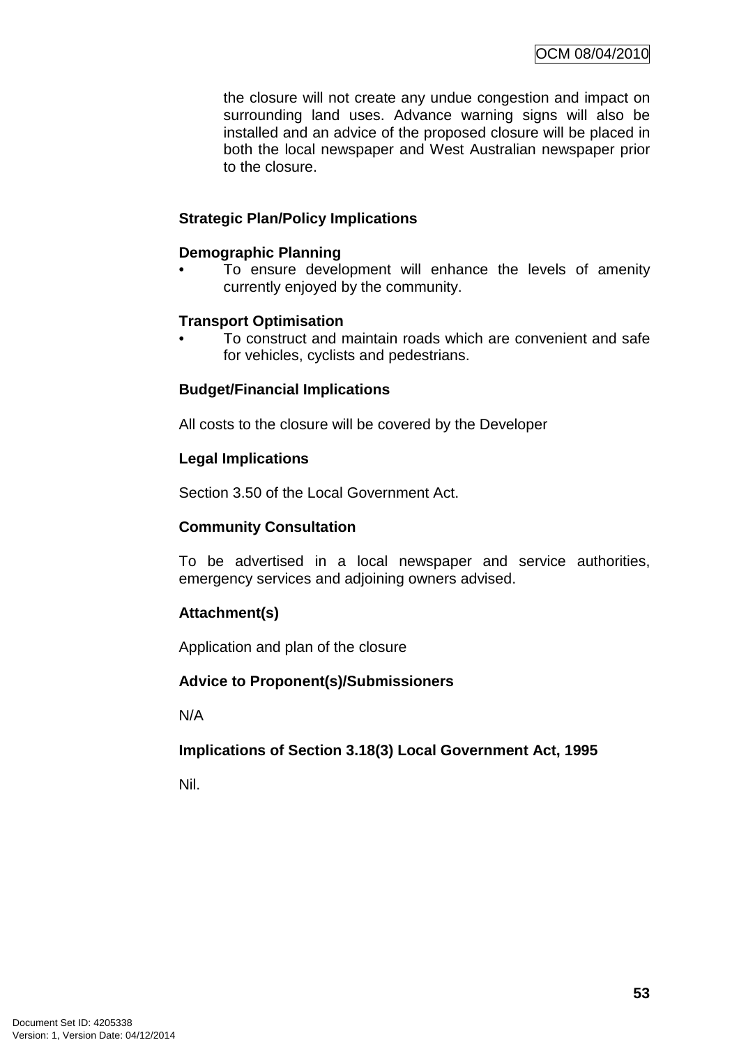the closure will not create any undue congestion and impact on surrounding land uses. Advance warning signs will also be installed and an advice of the proposed closure will be placed in both the local newspaper and West Australian newspaper prior to the closure.

**Strategic Plan/Policy Implications**

**Demographic Planning**

- To ensure development will enhance the levels of amenity currently enjoyed by the community.

**Transport Optimisation**

- To construct and maintain roads which are convenient and safe for vehicles, cyclists and pedestrians.

**Budget/Financial Implications**

All costs to the closure will be covered by the Developer

**Legal Implications**

Section 3.50 of the Local Government Act.

**Community Consultation**

To be advertised in a local newspaper and service authorities, emergency services and adjoining owners advised.

**Attachment(s)**

Application and plan of the closure

**Advice to Proponent(s)/Submissioners**

N/A

**Implications of Section 3.18(3) Local Government Act, 1995**

Nil.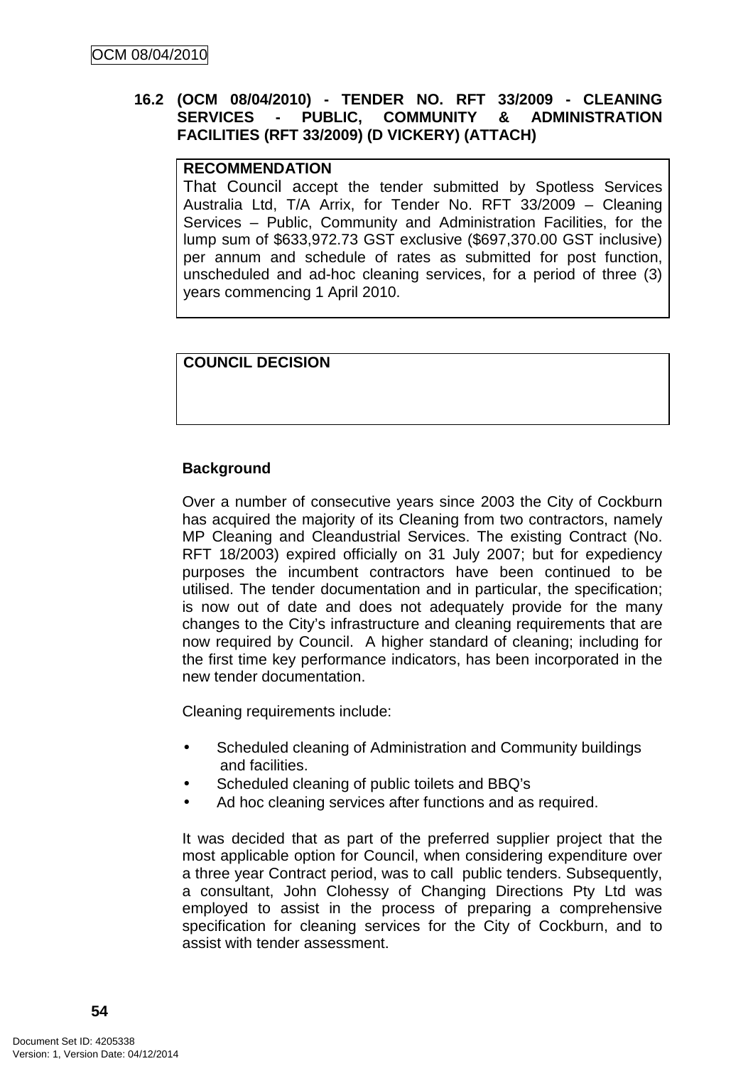### 16.2 (OCM 08/04/2010) - TENDER NO. RFT 33/2009 - CLEANING SERVICES - PUBLIC, COMMUNITY & ADMINISTRATION FACILITIES (RFT 33/2009) (D VICKERY) (ATTACH)

**RECOMMENDATION**

That Council accept the tender submitted by Spotless Services Australia Ltd, T/A Arrix, for Tender No. RFT 33/2009 – Cleaning Services – Public, Community and Administration Facilities, for the lump sum of $633,972.73 GST exclusive ($697,370.00 GST inclusive) per annum and schedule of rates as submitted for post function, unscheduled and ad-hoc cleaning services, for a period of three (3) years commencing 1 April 2010.

**COUNCIL DECISION**

**Background**

Over a number of consecutive years since 2003 the City of Cockburn has acquired the majority of its Cleaning from two contractors, namely MP Cleaning and Cleandustrial Services. The existing Contract (No. RFT 18/2003) expired officially on 31 July 2007; but for expediency purposes the incumbent contractors have been continued to be utilised. The tender documentation and in particular, the specification; is now out of date and does not adequately provide for the many changes to the City's infrastructure and cleaning requirements that are now required by Council. A higher standard of cleaning; including for the first time key performance indicators, has been incorporated in the new tender documentation.

Cleaning requirements include:

- Scheduled cleaning of Administration and Community buildings and facilities.
- Scheduled cleaning of public toilets and BBQ's
- Ad hoc cleaning services after functions and as required.

It was decided that as part of the preferred supplier project that the most applicable option for Council, when considering expenditure over a three year Contract period, was to call public tenders. Subsequently, a consultant, John Clohessy of Changing Directions Pty Ltd was employed to assist in the process of preparing a comprehensive specification for cleaning services for the City of Cockburn, and to assist with tender assessment.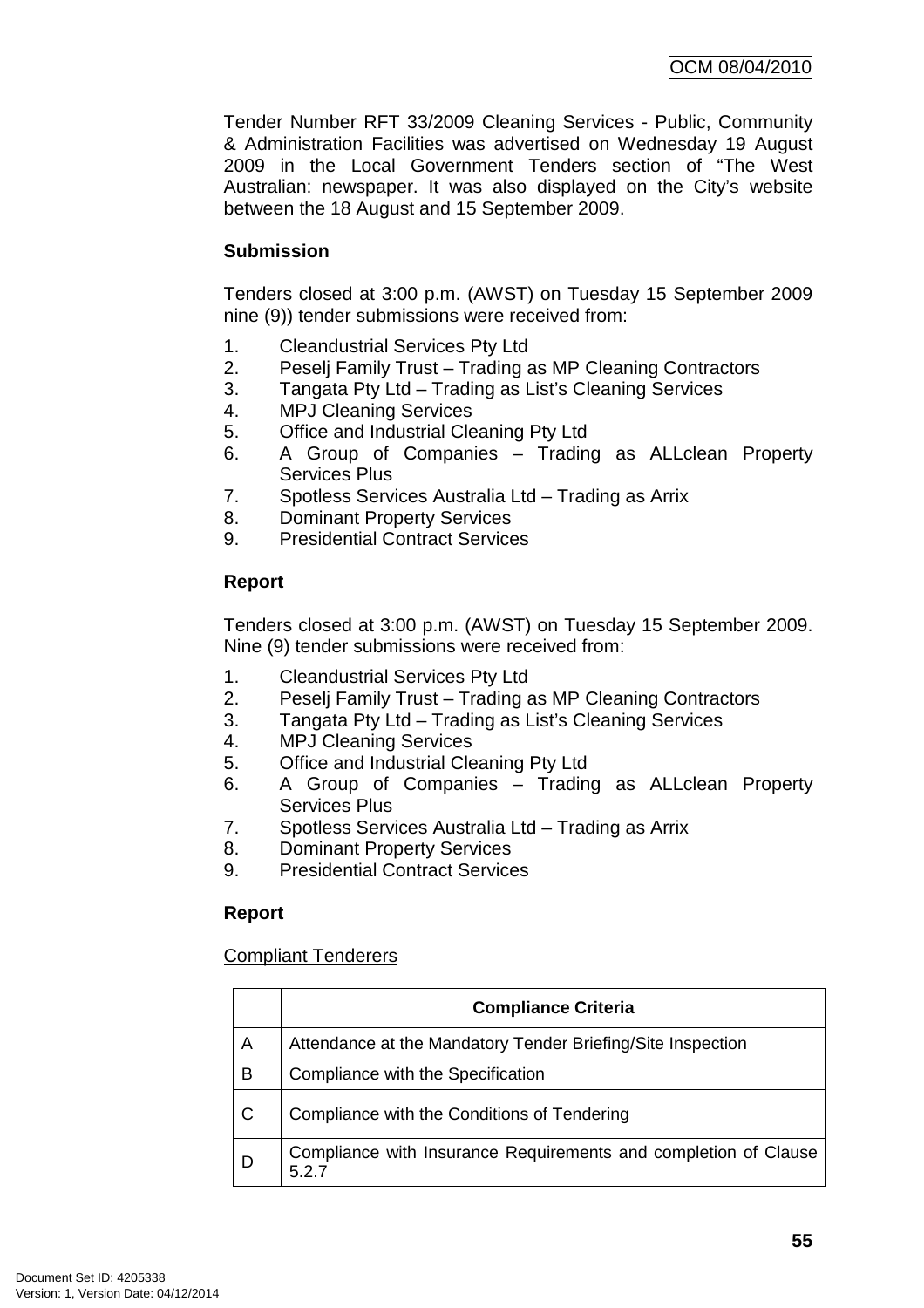Tender Number RFT 33/2009 Cleaning Services - Public, Community & Administration Facilities was advertised on Wednesday 19 August 2009 in the Local Government Tenders section of "The West Australian: newspaper. It was also displayed on the City's website between the 18 August and 15 September 2009.

**Submission**

Tenders closed at 3:00 p.m. (AWST) on Tuesday 15 September 2009 nine (9)) tender submissions were received from:

1. Cleandustrial Services Pty Ltd
2. Peselj Family Trust – Trading as MP Cleaning Contractors
3. Tangata Pty Ltd – Trading as List's Cleaning Services
4. MPJ Cleaning Services
5. Office and Industrial Cleaning Pty Ltd
6. A Group of Companies – Trading as ALLclean Property Services Plus
7. Spotless Services Australia Ltd – Trading as Arrix
8. Dominant Property Services
9. Presidential Contract Services

**Report**

Tenders closed at 3:00 p.m. (AWST) on Tuesday 15 September 2009. Nine (9) tender submissions were received from:

1. Cleandustrial Services Pty Ltd
2. Peselj Family Trust – Trading as MP Cleaning Contractors
3. Tangata Pty Ltd – Trading as List's Cleaning Services
4. MPJ Cleaning Services
5. Office and Industrial Cleaning Pty Ltd
6. A Group of Companies – Trading as ALLclean Property Services Plus
7. Spotless Services Australia Ltd – Trading as Arrix
8. Dominant Property Services
9. Presidential Contract Services

**Report**

Compliant Tenderers

| | Compliance Criteria |
|---|---|
| A | Attendance at the Mandatory Tender Briefing/Site Inspection |
| B | Compliance with the Specification |
| C | Compliance with the Conditions of Tendering |
| D | Compliance with Insurance Requirements and completion of Clause 5.2.7 |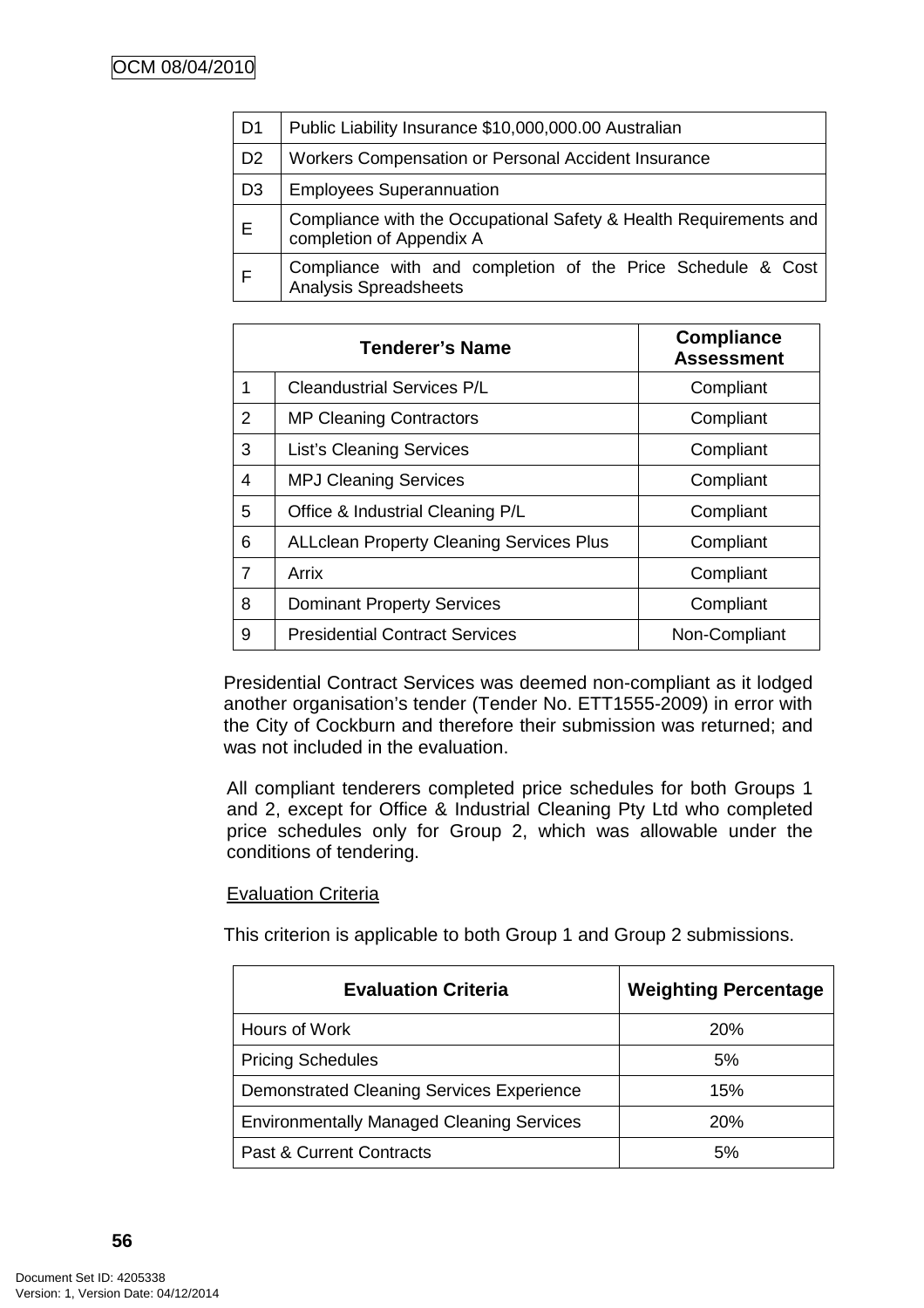| D1 | Public Liability Insurance $10,000,000.00 Australian |
|---|---|
| D2 | Workers Compensation or Personal Accident Insurance |
| D3 | Employees Superannuation |
| E | Compliance with the Occupational Safety & Health Requirements and completion of Appendix A |
| F | Compliance with and completion of the Price Schedule & Cost Analysis Spreadsheets |

| Tenderer's Name | | Compliance Assessment |
|---|---|---|
| 1 | Cleandustrial Services P/L | Compliant |
| 2 | MP Cleaning Contractors | Compliant |
| 3 | List's Cleaning Services | Compliant |
| 4 | MPJ Cleaning Services | Compliant |
| 5 | Office & Industrial Cleaning P/L | Compliant |
| 6 | ALLclean Property Cleaning Services Plus | Compliant |
| 7 | Arrix | Compliant |
| 8 | Dominant Property Services | Compliant |
| 9 | Presidential Contract Services | Non-Compliant |

Presidential Contract Services was deemed non-compliant as it lodged another organisation's tender (Tender No. ETT1555-2009) in error with the City of Cockburn and therefore their submission was returned; and was not included in the evaluation.

All compliant tenderers completed price schedules for both Groups 1 and 2, except for Office & Industrial Cleaning Pty Ltd who completed price schedules only for Group 2, which was allowable under the conditions of tendering.

Evaluation Criteria

This criterion is applicable to both Group 1 and Group 2 submissions.

| Evaluation Criteria | Weighting Percentage |
|---|---|
| Hours of Work | 20% |
| Pricing Schedules | 5% |
| Demonstrated Cleaning Services Experience | 15% |
| Environmentally Managed Cleaning Services | 20% |
| Past & Current Contracts | 5% |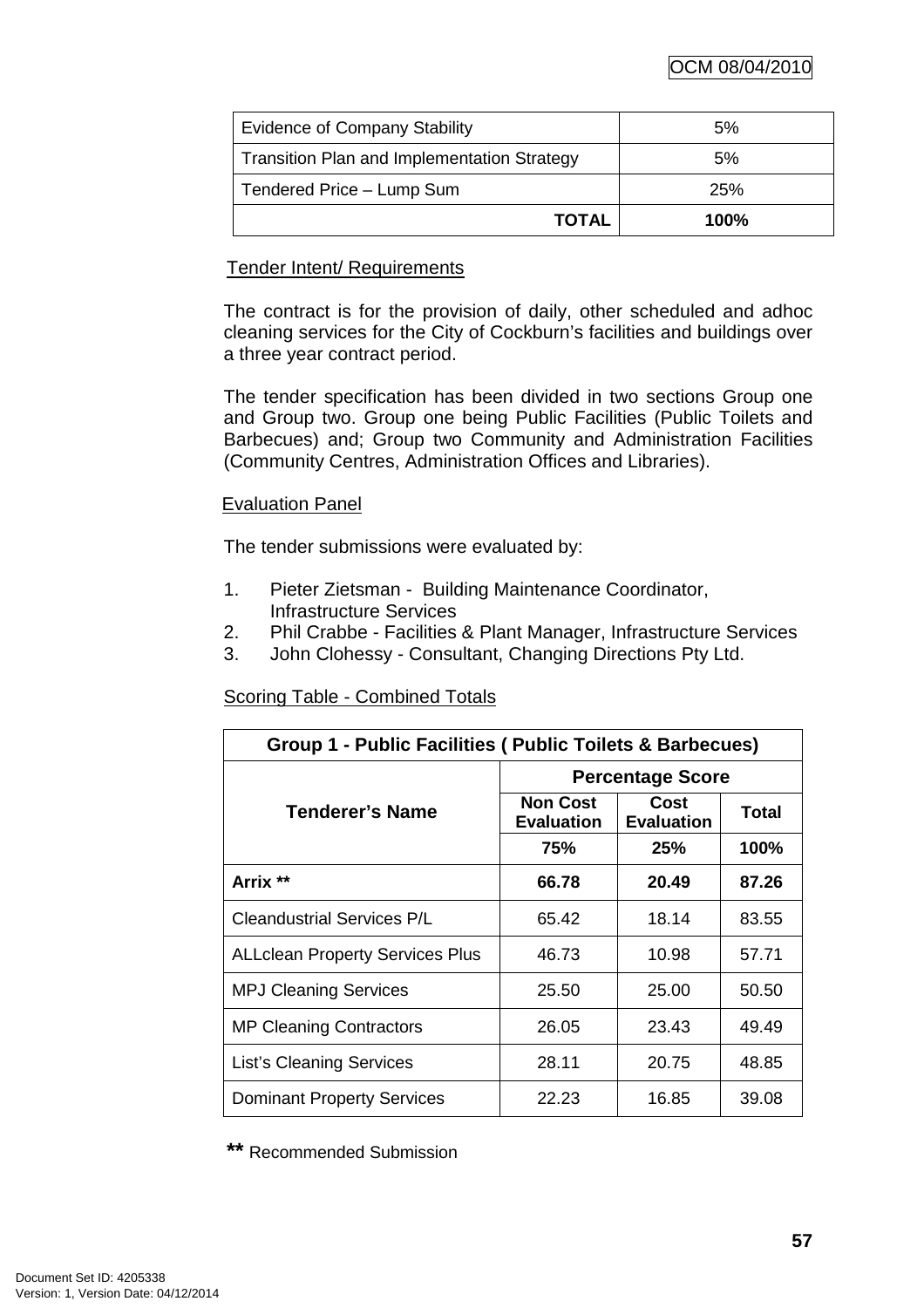| | |
|---|---|
| Evidence of Company Stability | 5% |
| Transition Plan and Implementation Strategy | 5% |
| Tendered Price – Lump Sum | 25% |
| **TOTAL** | **100%** |

Tender Intent/ Requirements

The contract is for the provision of daily, other scheduled and adhoc cleaning services for the City of Cockburn's facilities and buildings over a three year contract period.

The tender specification has been divided in two sections Group one and Group two. Group one being Public Facilities (Public Toilets and Barbecues) and; Group two Community and Administration Facilities (Community Centres, Administration Offices and Libraries).

Evaluation Panel

The tender submissions were evaluated by:

1. Pieter Zietsman - Building Maintenance Coordinator, Infrastructure Services
2. Phil Crabbe - Facilities & Plant Manager, Infrastructure Services
3. John Clohessy - Consultant, Changing Directions Pty Ltd.

Scoring Table - Combined Totals

| **Group 1 - Public Facilities ( Public Toilets & Barbecues)** | | | |
|---|---|---|---|
| **Tenderer's Name** | **Percentage Score** | | |
| | **Non Cost Evaluation** | **Cost Evaluation** | **Total** |
| | **75%** | **25%** | **100%** |
| **Arrix \*\*** | **66.78** | **20.49** | **87.26** |
| Cleandustrial Services P/L | 65.42 | 18.14 | 83.55 |
| ALLclean Property Services Plus | 46.73 | 10.98 | 57.71 |
| MPJ Cleaning Services | 25.50 | 25.00 | 50.50 |
| MP Cleaning Contractors | 26.05 | 23.43 | 49.49 |
| List's Cleaning Services | 28.11 | 20.75 | 48.85 |
| Dominant Property Services | 22.23 | 16.85 | 39.08 |

**\*\*** Recommended Submission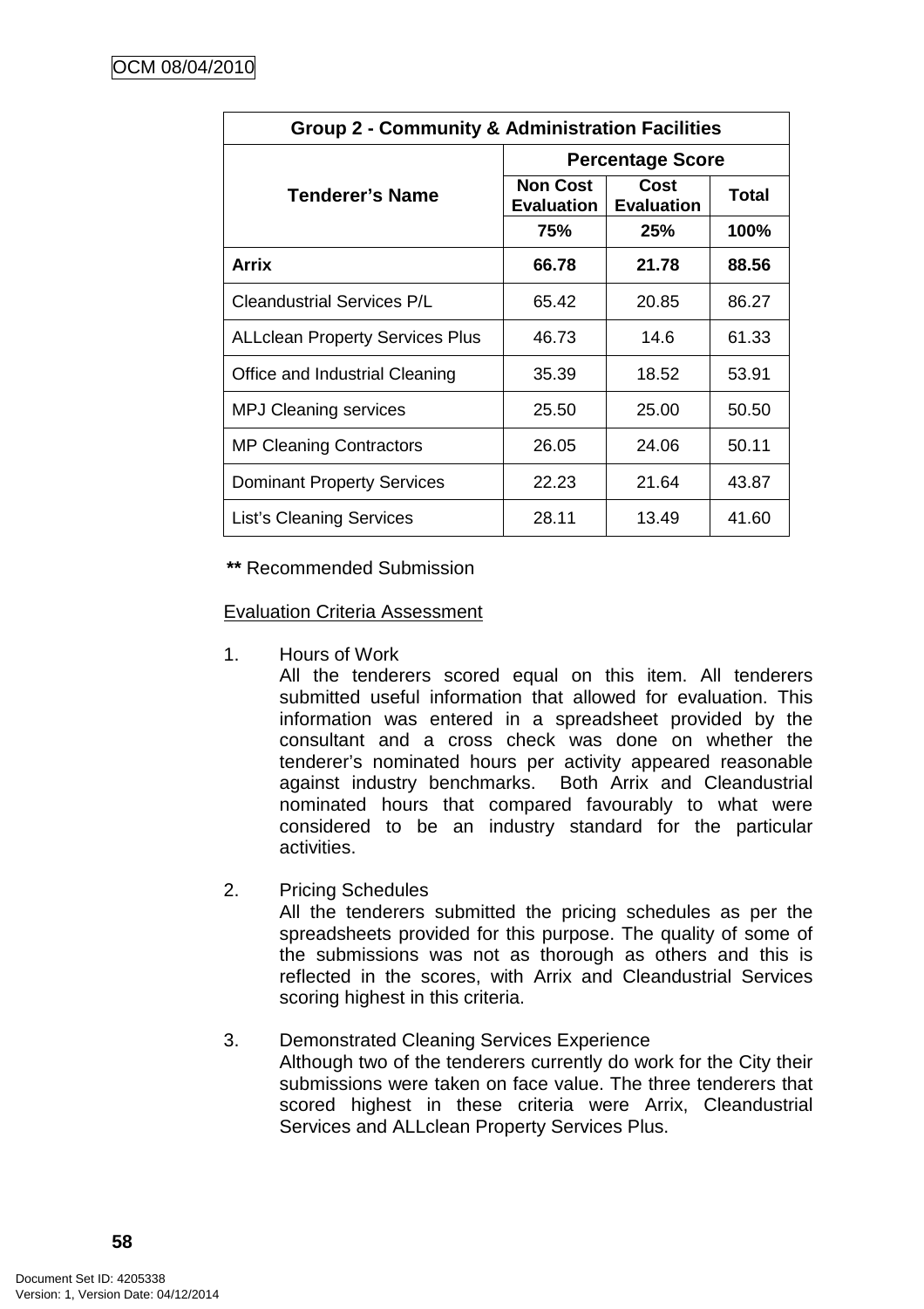| Group 2 - Community & Administration Facilities | | | |
|---|---|---|---|
| **Tenderer's Name** | **Percentage Score** | | |
| | **Non Cost Evaluation** | **Cost Evaluation** | **Total** |
| | **75%** | **25%** | **100%** |
| **Arrix** | **66.78** | **21.78** | **88.56** |
| Cleandustrial Services P/L | 65.42 | 20.85 | 86.27 |
| ALLclean Property Services Plus | 46.73 | 14.6 | 61.33 |
| Office and Industrial Cleaning | 35.39 | 18.52 | 53.91 |
| MPJ Cleaning services | 25.50 | 25.00 | 50.50 |
| MP Cleaning Contractors | 26.05 | 24.06 | 50.11 |
| Dominant Property Services | 22.23 | 21.64 | 43.87 |
| List's Cleaning Services | 28.11 | 13.49 | 41.60 |

**\*\*** Recommended Submission

Evaluation Criteria Assessment

1. Hours of Work
   All the tenderers scored equal on this item. All tenderers submitted useful information that allowed for evaluation. This information was entered in a spreadsheet provided by the consultant and a cross check was done on whether the tenderer's nominated hours per activity appeared reasonable against industry benchmarks. Both Arrix and Cleandustrial nominated hours that compared favourably to what were considered to be an industry standard for the particular activities.

2. Pricing Schedules
   All the tenderers submitted the pricing schedules as per the spreadsheets provided for this purpose. The quality of some of the submissions was not as thorough as others and this is reflected in the scores, with Arrix and Cleandustrial Services scoring highest in this criteria.

3. Demonstrated Cleaning Services Experience
   Although two of the tenderers currently do work for the City their submissions were taken on face value. The three tenderers that scored highest in these criteria were Arrix, Cleandustrial Services and ALLclean Property Services Plus.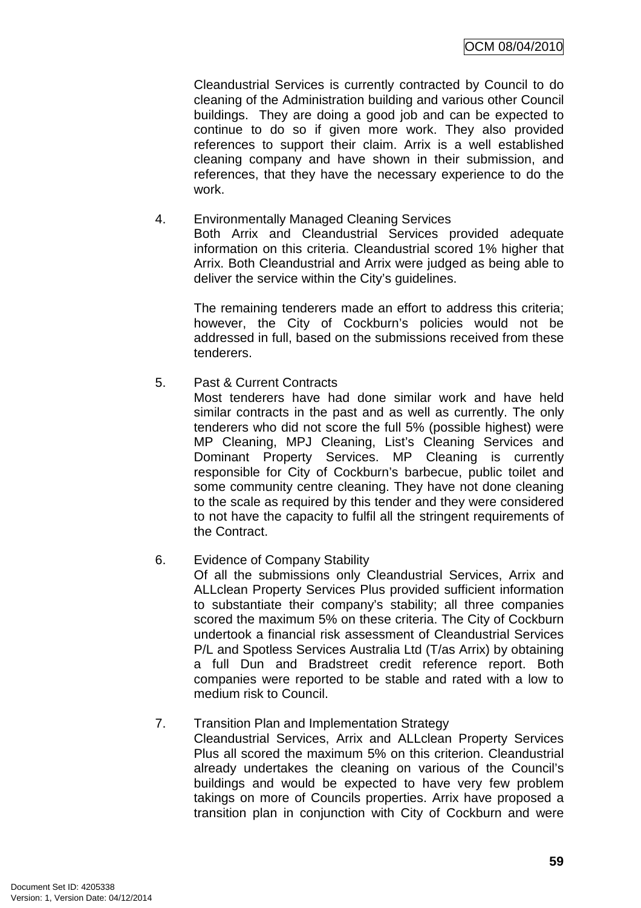Cleandustrial Services is currently contracted by Council to do cleaning of the Administration building and various other Council buildings. They are doing a good job and can be expected to continue to do so if given more work. They also provided references to support their claim. Arrix is a well established cleaning company and have shown in their submission, and references, that they have the necessary experience to do the work.

4. Environmentally Managed Cleaning Services
   Both Arrix and Cleandustrial Services provided adequate information on this criteria. Cleandustrial scored 1% higher that Arrix. Both Cleandustrial and Arrix were judged as being able to deliver the service within the City's guidelines.

   The remaining tenderers made an effort to address this criteria; however, the City of Cockburn's policies would not be addressed in full, based on the submissions received from these tenderers.

5. Past & Current Contracts
   Most tenderers have had done similar work and have held similar contracts in the past and as well as currently. The only tenderers who did not score the full 5% (possible highest) were MP Cleaning, MPJ Cleaning, List's Cleaning Services and Dominant Property Services. MP Cleaning is currently responsible for City of Cockburn's barbecue, public toilet and some community centre cleaning. They have not done cleaning to the scale as required by this tender and they were considered to not have the capacity to fulfil all the stringent requirements of the Contract.

6. Evidence of Company Stability
   Of all the submissions only Cleandustrial Services, Arrix and ALLclean Property Services Plus provided sufficient information to substantiate their company's stability; all three companies scored the maximum 5% on these criteria. The City of Cockburn undertook a financial risk assessment of Cleandustrial Services P/L and Spotless Services Australia Ltd (T/as Arrix) by obtaining a full Dun and Bradstreet credit reference report. Both companies were reported to be stable and rated with a low to medium risk to Council.

7. Transition Plan and Implementation Strategy
   Cleandustrial Services, Arrix and ALLclean Property Services Plus all scored the maximum 5% on this criterion. Cleandustrial already undertakes the cleaning on various of the Council's buildings and would be expected to have very few problem takings on more of Councils properties. Arrix have proposed a transition plan in conjunction with City of Cockburn and were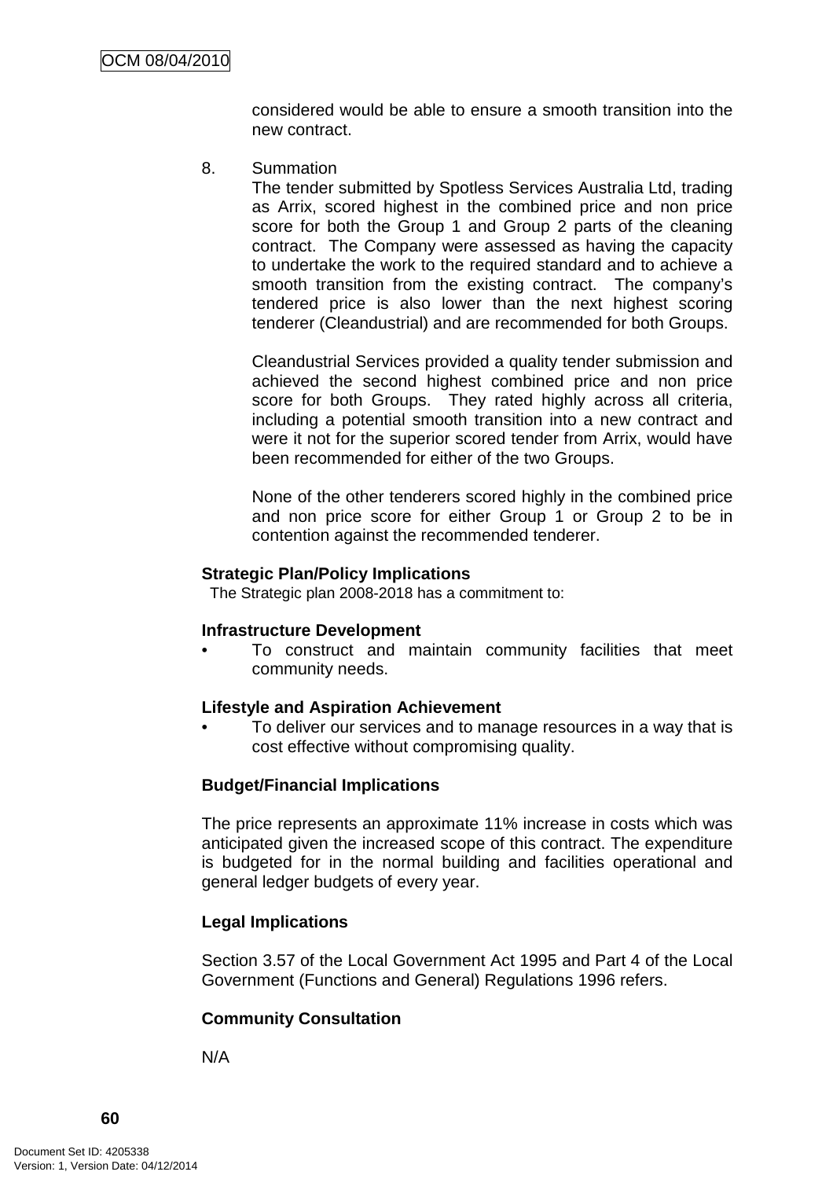considered would be able to ensure a smooth transition into the new contract.

8. Summation

   The tender submitted by Spotless Services Australia Ltd, trading as Arrix, scored highest in the combined price and non price score for both the Group 1 and Group 2 parts of the cleaning contract. The Company were assessed as having the capacity to undertake the work to the required standard and to achieve a smooth transition from the existing contract. The company's tendered price is also lower than the next highest scoring tenderer (Cleandustrial) and are recommended for both Groups.

   Cleandustrial Services provided a quality tender submission and achieved the second highest combined price and non price score for both Groups. They rated highly across all criteria, including a potential smooth transition into a new contract and were it not for the superior scored tender from Arrix, would have been recommended for either of the two Groups.

   None of the other tenderers scored highly in the combined price and non price score for either Group 1 or Group 2 to be in contention against the recommended tenderer.

**Strategic Plan/Policy Implications**

The Strategic plan 2008-2018 has a commitment to:

**Infrastructure Development**

- To construct and maintain community facilities that meet community needs.

**Lifestyle and Aspiration Achievement**

- To deliver our services and to manage resources in a way that is cost effective without compromising quality.

**Budget/Financial Implications**

The price represents an approximate 11% increase in costs which was anticipated given the increased scope of this contract. The expenditure is budgeted for in the normal building and facilities operational and general ledger budgets of every year.

**Legal Implications**

Section 3.57 of the Local Government Act 1995 and Part 4 of the Local Government (Functions and General) Regulations 1996 refers.

**Community Consultation**

N/A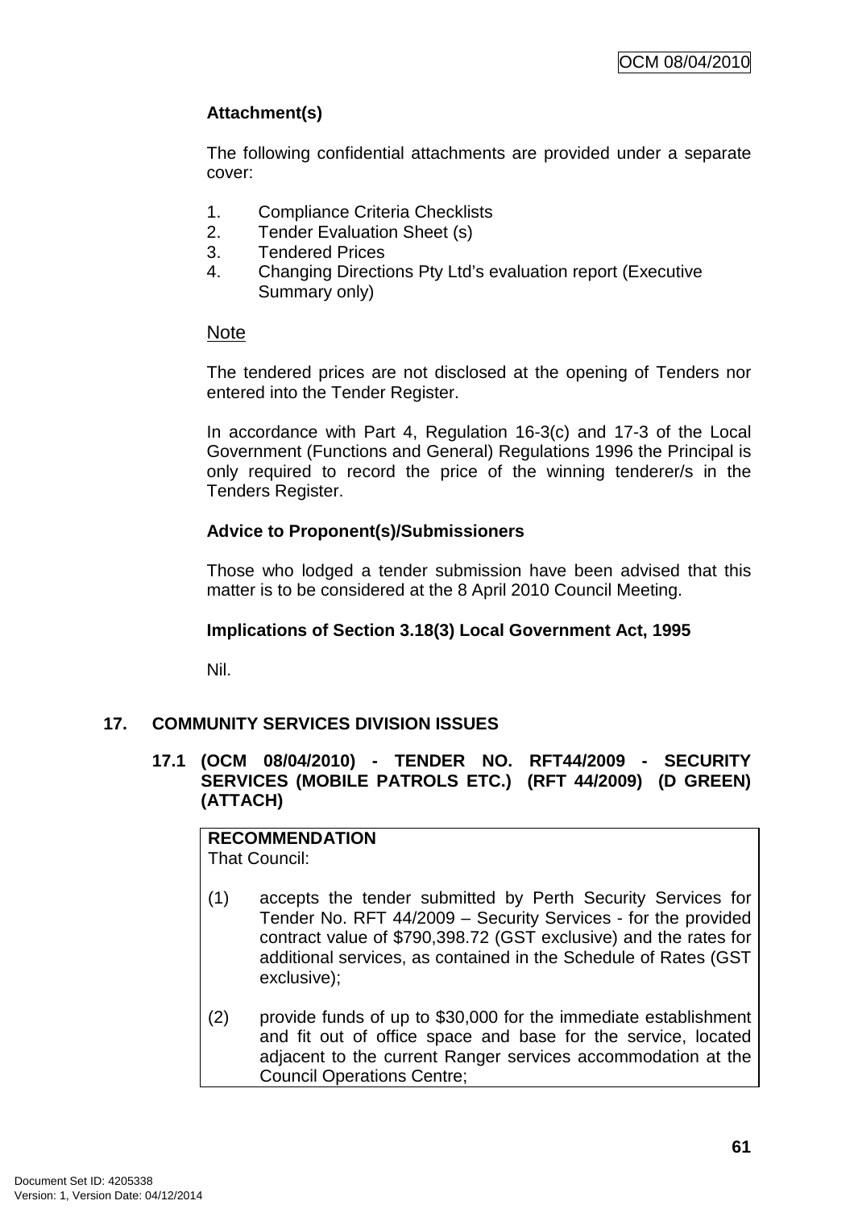**Attachment(s)**

The following confidential attachments are provided under a separate cover:

1. Compliance Criteria Checklists
2. Tender Evaluation Sheet (s)
3. Tendered Prices
4. Changing Directions Pty Ltd's evaluation report (Executive Summary only)

Note

The tendered prices are not disclosed at the opening of Tenders nor entered into the Tender Register.

In accordance with Part 4, Regulation 16-3(c) and 17-3 of the Local Government (Functions and General) Regulations 1996 the Principal is only required to record the price of the winning tenderer/s in the Tenders Register.

**Advice to Proponent(s)/Submissioners**

Those who lodged a tender submission have been advised that this matter is to be considered at the 8 April 2010 Council Meeting.

**Implications of Section 3.18(3) Local Government Act, 1995**

Nil.

## 17. COMMUNITY SERVICES DIVISION ISSUES

### 17.1 (OCM 08/04/2010) - TENDER NO. RFT44/2009 - SECURITY SERVICES (MOBILE PATROLS ETC.) (RFT 44/2009) (D GREEN) (ATTACH)

**RECOMMENDATION**
That Council:

(1) accepts the tender submitted by Perth Security Services for Tender No. RFT 44/2009 – Security Services - for the provided contract value of $790,398.72 (GST exclusive) and the rates for additional services, as contained in the Schedule of Rates (GST exclusive);

(2) provide funds of up to $30,000 for the immediate establishment and fit out of office space and base for the service, located adjacent to the current Ranger services accommodation at the Council Operations Centre;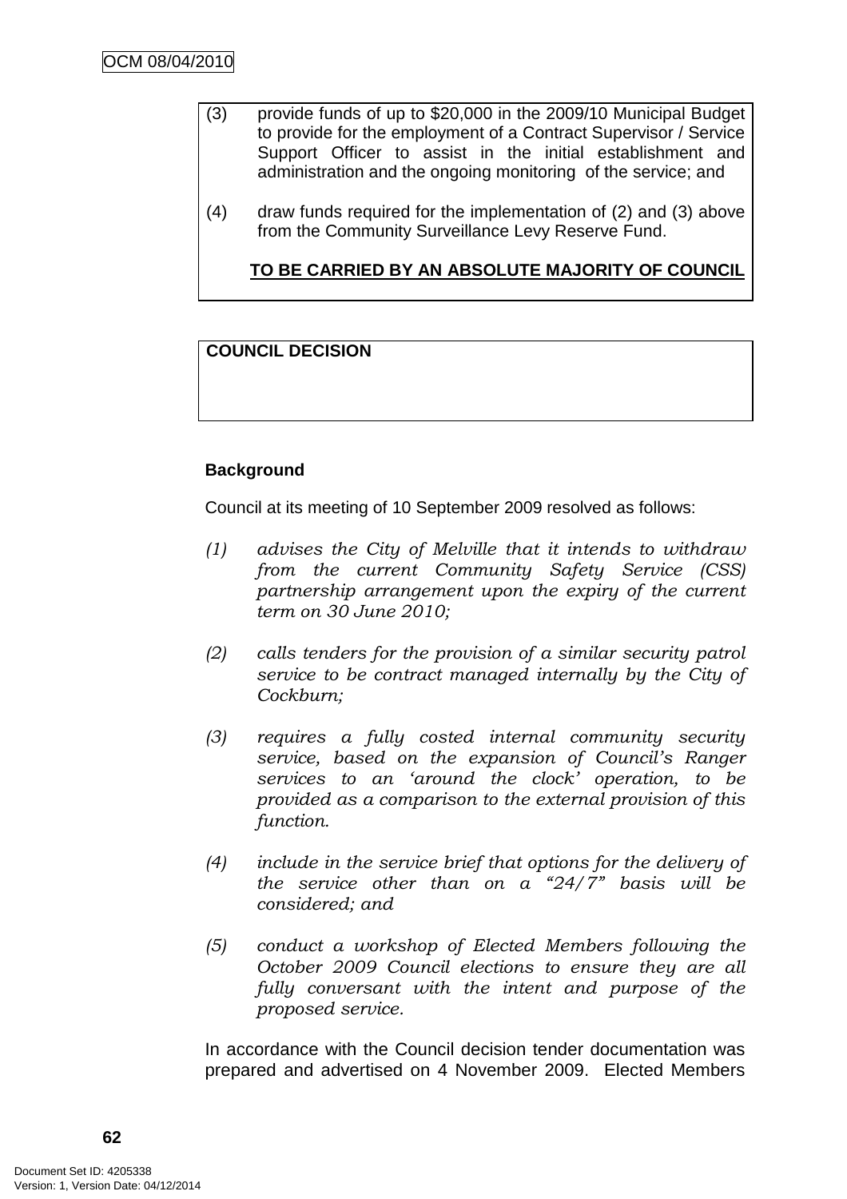(3) provide funds of up to $20,000 in the 2009/10 Municipal Budget to provide for the employment of a Contract Supervisor / Service Support Officer to assist in the initial establishment and administration and the ongoing monitoring of the service; and

(4) draw funds required for the implementation of (2) and (3) above from the Community Surveillance Levy Reserve Fund.

**TO BE CARRIED BY AN ABSOLUTE MAJORITY OF COUNCIL**

**COUNCIL DECISION**

**Background**

Council at its meeting of 10 September 2009 resolved as follows:

*(1) advises the City of Melville that it intends to withdraw from the current Community Safety Service (CSS) partnership arrangement upon the expiry of the current term on 30 June 2010;*

*(2) calls tenders for the provision of a similar security patrol service to be contract managed internally by the City of Cockburn;*

*(3) requires a fully costed internal community security service, based on the expansion of Council's Ranger services to an 'around the clock' operation, to be provided as a comparison to the external provision of this function.*

*(4) include in the service brief that options for the delivery of the service other than on a "24/7" basis will be considered; and*

*(5) conduct a workshop of Elected Members following the October 2009 Council elections to ensure they are all fully conversant with the intent and purpose of the proposed service.*

In accordance with the Council decision tender documentation was prepared and advertised on 4 November 2009. Elected Members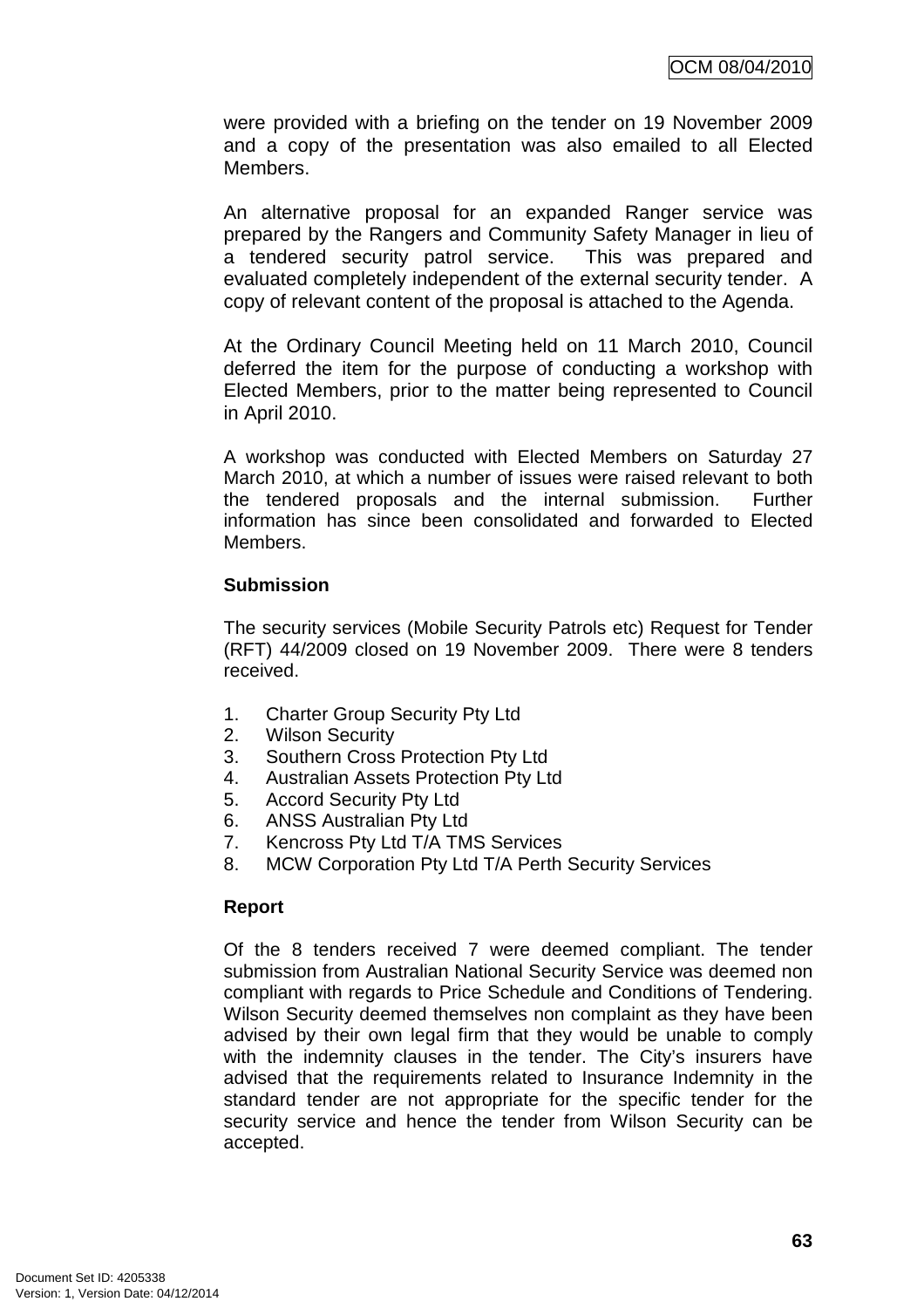were provided with a briefing on the tender on 19 November 2009 and a copy of the presentation was also emailed to all Elected Members.

An alternative proposal for an expanded Ranger service was prepared by the Rangers and Community Safety Manager in lieu of a tendered security patrol service. This was prepared and evaluated completely independent of the external security tender. A copy of relevant content of the proposal is attached to the Agenda.

At the Ordinary Council Meeting held on 11 March 2010, Council deferred the item for the purpose of conducting a workshop with Elected Members, prior to the matter being represented to Council in April 2010.

A workshop was conducted with Elected Members on Saturday 27 March 2010, at which a number of issues were raised relevant to both the tendered proposals and the internal submission. Further information has since been consolidated and forwarded to Elected Members.

**Submission**

The security services (Mobile Security Patrols etc) Request for Tender (RFT) 44/2009 closed on 19 November 2009. There were 8 tenders received.

1. Charter Group Security Pty Ltd
2. Wilson Security
3. Southern Cross Protection Pty Ltd
4. Australian Assets Protection Pty Ltd
5. Accord Security Pty Ltd
6. ANSS Australian Pty Ltd
7. Kencross Pty Ltd T/A TMS Services
8. MCW Corporation Pty Ltd T/A Perth Security Services

**Report**

Of the 8 tenders received 7 were deemed compliant. The tender submission from Australian National Security Service was deemed non compliant with regards to Price Schedule and Conditions of Tendering. Wilson Security deemed themselves non complaint as they have been advised by their own legal firm that they would be unable to comply with the indemnity clauses in the tender. The City's insurers have advised that the requirements related to Insurance Indemnity in the standard tender are not appropriate for the specific tender for the security service and hence the tender from Wilson Security can be accepted.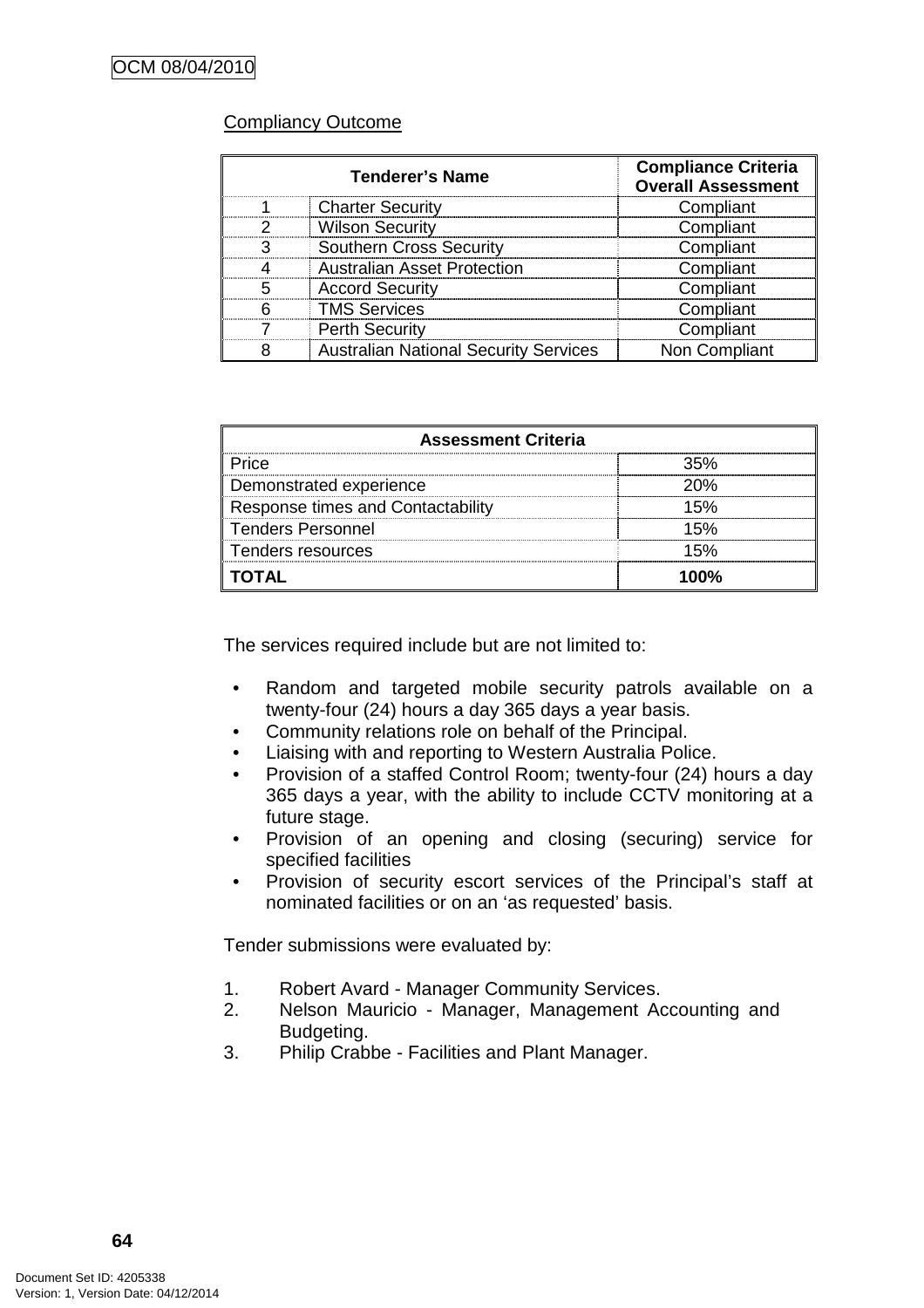Compliancy Outcome

| Tenderer's Name | | Compliance Criteria Overall Assessment |
|---|---|---|
| 1 | Charter Security | Compliant |
| 2 | Wilson Security | Compliant |
| 3 | Southern Cross Security | Compliant |
| 4 | Australian Asset Protection | Compliant |
| 5 | Accord Security | Compliant |
| 6 | TMS Services | Compliant |
| 7 | Perth Security | Compliant |
| 8 | Australian National Security Services | Non Compliant |

| Assessment Criteria | |
|---|---|
| Price | 35% |
| Demonstrated experience | 20% |
| Response times and Contactability | 15% |
| Tenders Personnel | 15% |
| Tenders resources | 15% |
| **TOTAL** | **100%** |

The services required include but are not limited to:

- Random and targeted mobile security patrols available on a twenty-four (24) hours a day 365 days a year basis.
- Community relations role on behalf of the Principal.
- Liaising with and reporting to Western Australia Police.
- Provision of a staffed Control Room; twenty-four (24) hours a day 365 days a year, with the ability to include CCTV monitoring at a future stage.
- Provision of an opening and closing (securing) service for specified facilities
- Provision of security escort services of the Principal's staff at nominated facilities or on an 'as requested' basis.

Tender submissions were evaluated by:

1. Robert Avard - Manager Community Services.
2. Nelson Mauricio - Manager, Management Accounting and Budgeting.
3. Philip Crabbe - Facilities and Plant Manager.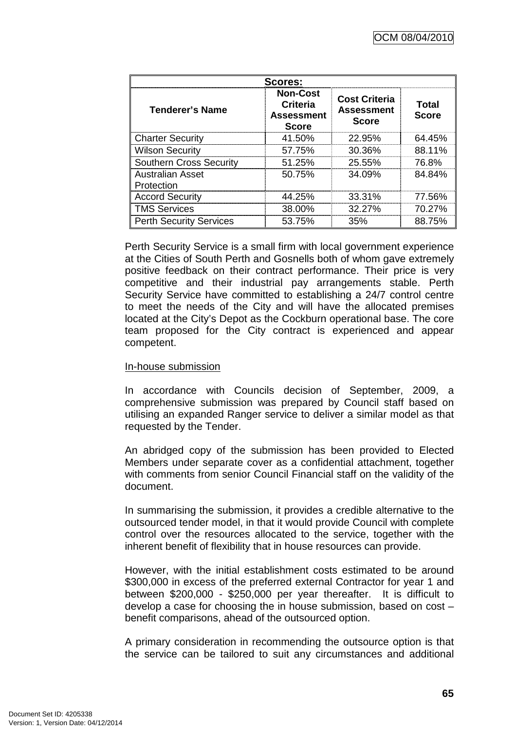| Scores: | | | |
|---|---|---|---|
| **Tenderer's Name** | **Non-Cost Criteria Assessment Score** | **Cost Criteria Assessment Score** | **Total Score** |
| Charter Security | 41.50% | 22.95% | 64.45% |
| Wilson Security | 57.75% | 30.36% | 88.11% |
| Southern Cross Security | 51.25% | 25.55% | 76.8% |
| Australian Asset Protection | 50.75% | 34.09% | 84.84% |
| Accord Security | 44.25% | 33.31% | 77.56% |
| TMS Services | 38.00% | 32.27% | 70.27% |
| Perth Security Services | 53.75% | 35% | 88.75% |

Perth Security Service is a small firm with local government experience at the Cities of South Perth and Gosnells both of whom gave extremely positive feedback on their contract performance. Their price is very competitive and their industrial pay arrangements stable. Perth Security Service have committed to establishing a 24/7 control centre to meet the needs of the City and will have the allocated premises located at the City's Depot as the Cockburn operational base. The core team proposed for the City contract is experienced and appear competent.

In-house submission

In accordance with Councils decision of September, 2009, a comprehensive submission was prepared by Council staff based on utilising an expanded Ranger service to deliver a similar model as that requested by the Tender.

An abridged copy of the submission has been provided to Elected Members under separate cover as a confidential attachment, together with comments from senior Council Financial staff on the validity of the document.

In summarising the submission, it provides a credible alternative to the outsourced tender model, in that it would provide Council with complete control over the resources allocated to the service, together with the inherent benefit of flexibility that in house resources can provide.

However, with the initial establishment costs estimated to be around $300,000 in excess of the preferred external Contractor for year 1 and between $200,000 - $250,000 per year thereafter. It is difficult to develop a case for choosing the in house submission, based on cost – benefit comparisons, ahead of the outsourced option.

A primary consideration in recommending the outsource option is that the service can be tailored to suit any circumstances and additional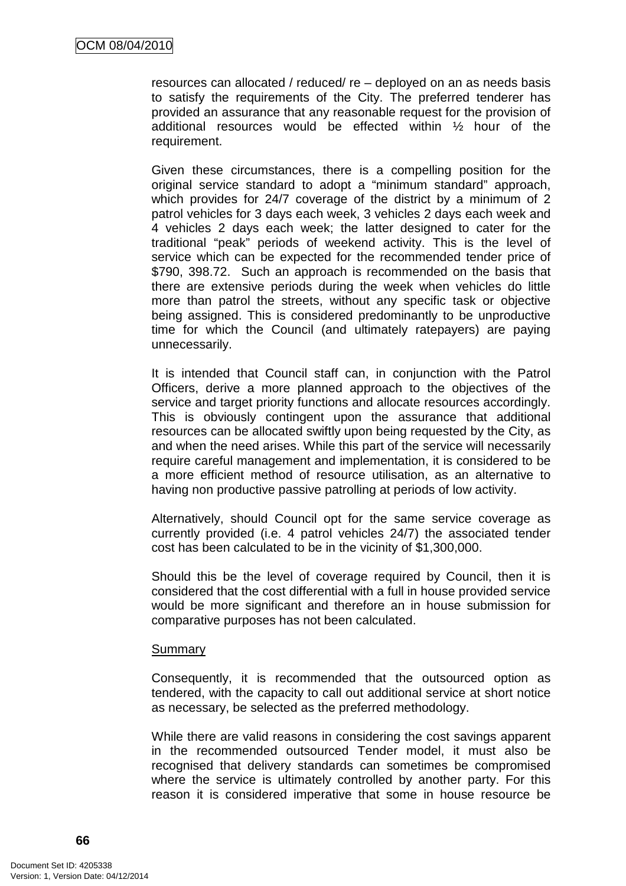resources can allocated / reduced/ re – deployed on an as needs basis to satisfy the requirements of the City. The preferred tenderer has provided an assurance that any reasonable request for the provision of additional resources would be effected within ½ hour of the requirement.

Given these circumstances, there is a compelling position for the original service standard to adopt a "minimum standard" approach, which provides for 24/7 coverage of the district by a minimum of 2 patrol vehicles for 3 days each week, 3 vehicles 2 days each week and 4 vehicles 2 days each week; the latter designed to cater for the traditional "peak" periods of weekend activity. This is the level of service which can be expected for the recommended tender price of $790, 398.72. Such an approach is recommended on the basis that there are extensive periods during the week when vehicles do little more than patrol the streets, without any specific task or objective being assigned. This is considered predominantly to be unproductive time for which the Council (and ultimately ratepayers) are paying unnecessarily.

It is intended that Council staff can, in conjunction with the Patrol Officers, derive a more planned approach to the objectives of the service and target priority functions and allocate resources accordingly. This is obviously contingent upon the assurance that additional resources can be allocated swiftly upon being requested by the City, as and when the need arises. While this part of the service will necessarily require careful management and implementation, it is considered to be a more efficient method of resource utilisation, as an alternative to having non productive passive patrolling at periods of low activity.

Alternatively, should Council opt for the same service coverage as currently provided (i.e. 4 patrol vehicles 24/7) the associated tender cost has been calculated to be in the vicinity of $1,300,000.

Should this be the level of coverage required by Council, then it is considered that the cost differential with a full in house provided service would be more significant and therefore an in house submission for comparative purposes has not been calculated.

Summary

Consequently, it is recommended that the outsourced option as tendered, with the capacity to call out additional service at short notice as necessary, be selected as the preferred methodology.

While there are valid reasons in considering the cost savings apparent in the recommended outsourced Tender model, it must also be recognised that delivery standards can sometimes be compromised where the service is ultimately controlled by another party. For this reason it is considered imperative that some in house resource be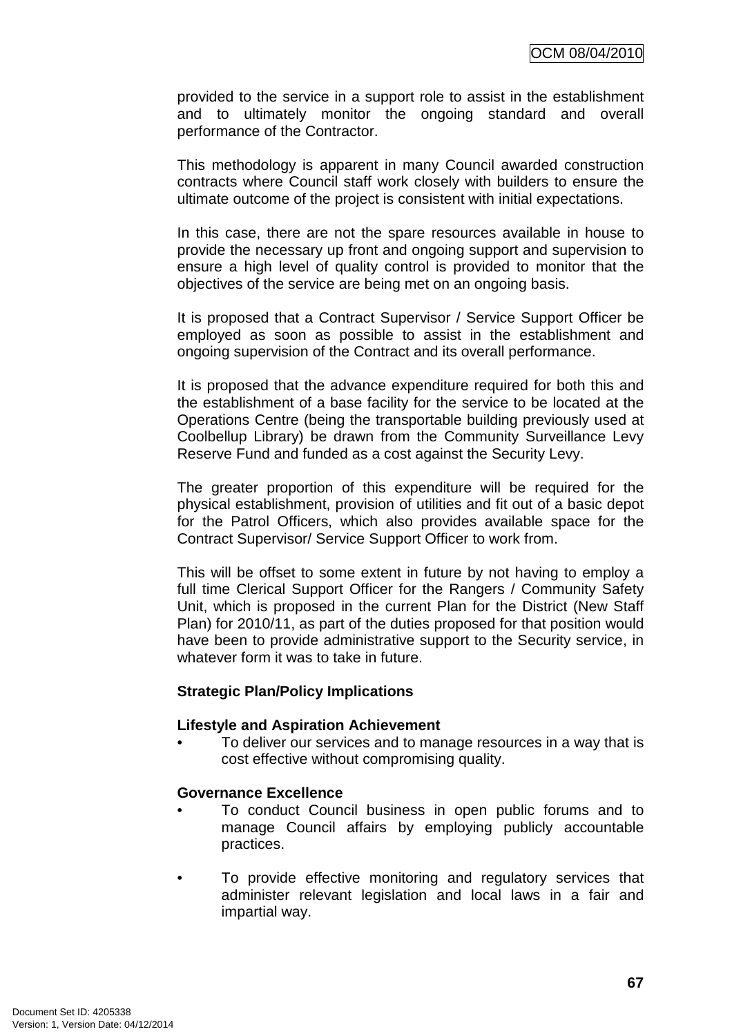provided to the service in a support role to assist in the establishment and to ultimately monitor the ongoing standard and overall performance of the Contractor.

This methodology is apparent in many Council awarded construction contracts where Council staff work closely with builders to ensure the ultimate outcome of the project is consistent with initial expectations.

In this case, there are not the spare resources available in house to provide the necessary up front and ongoing support and supervision to ensure a high level of quality control is provided to monitor that the objectives of the service are being met on an ongoing basis.

It is proposed that a Contract Supervisor / Service Support Officer be employed as soon as possible to assist in the establishment and ongoing supervision of the Contract and its overall performance.

It is proposed that the advance expenditure required for both this and the establishment of a base facility for the service to be located at the Operations Centre (being the transportable building previously used at Coolbellup Library) be drawn from the Community Surveillance Levy Reserve Fund and funded as a cost against the Security Levy.

The greater proportion of this expenditure will be required for the physical establishment, provision of utilities and fit out of a basic depot for the Patrol Officers, which also provides available space for the Contract Supervisor/ Service Support Officer to work from.

This will be offset to some extent in future by not having to employ a full time Clerical Support Officer for the Rangers / Community Safety Unit, which is proposed in the current Plan for the District (New Staff Plan) for 2010/11, as part of the duties proposed for that position would have been to provide administrative support to the Security service, in whatever form it was to take in future.

**Strategic Plan/Policy Implications**

**Lifestyle and Aspiration Achievement**

- To deliver our services and to manage resources in a way that is cost effective without compromising quality.

**Governance Excellence**

- To conduct Council business in open public forums and to manage Council affairs by employing publicly accountable practices.

- To provide effective monitoring and regulatory services that administer relevant legislation and local laws in a fair and impartial way.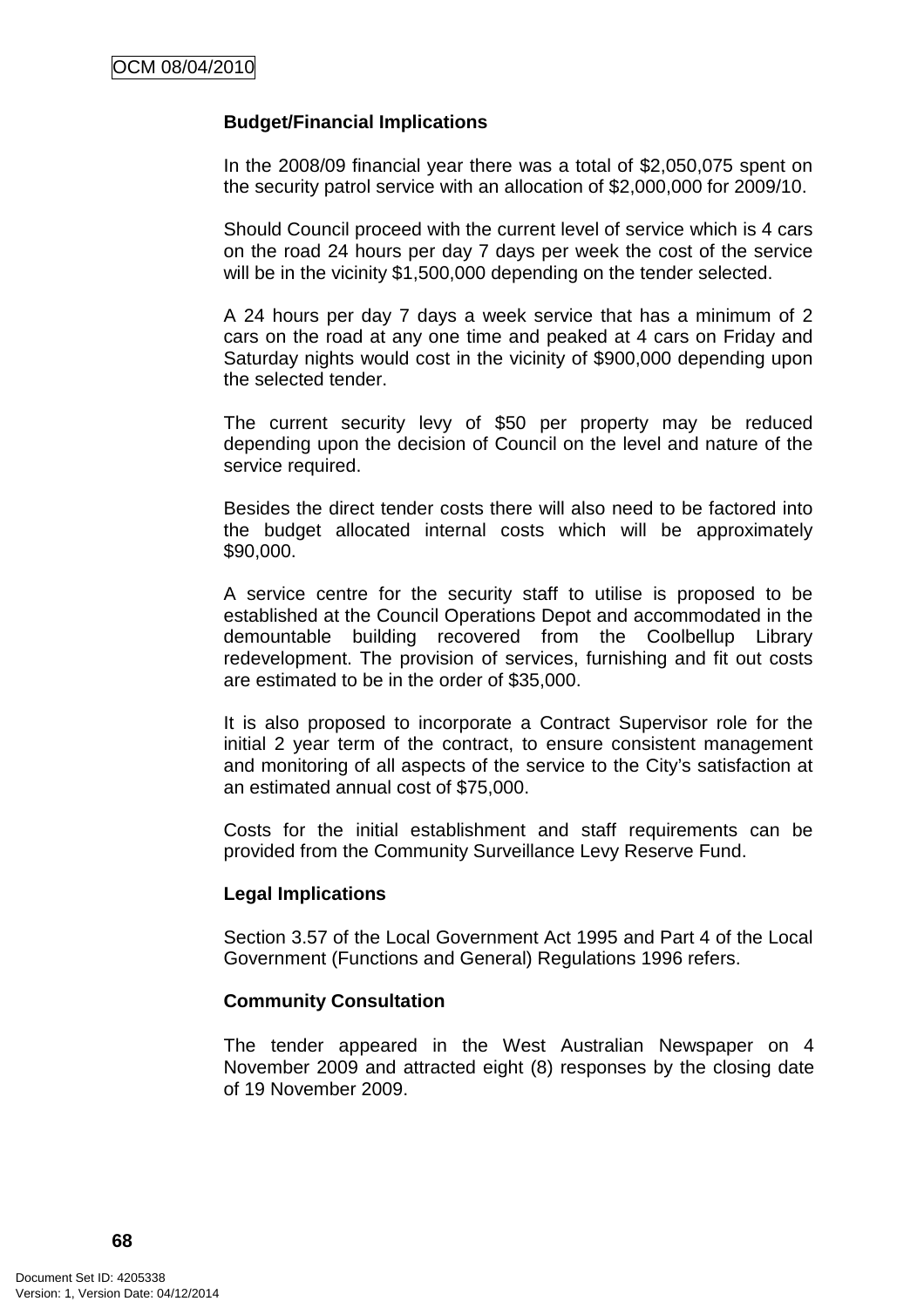**Budget/Financial Implications**

In the 2008/09 financial year there was a total of $2,050,075 spent on the security patrol service with an allocation of $2,000,000 for 2009/10.

Should Council proceed with the current level of service which is 4 cars on the road 24 hours per day 7 days per week the cost of the service will be in the vicinity $1,500,000 depending on the tender selected.

A 24 hours per day 7 days a week service that has a minimum of 2 cars on the road at any one time and peaked at 4 cars on Friday and Saturday nights would cost in the vicinity of $900,000 depending upon the selected tender.

The current security levy of $50 per property may be reduced depending upon the decision of Council on the level and nature of the service required.

Besides the direct tender costs there will also need to be factored into the budget allocated internal costs which will be approximately $90,000.

A service centre for the security staff to utilise is proposed to be established at the Council Operations Depot and accommodated in the demountable building recovered from the Coolbellup Library redevelopment. The provision of services, furnishing and fit out costs are estimated to be in the order of $35,000.

It is also proposed to incorporate a Contract Supervisor role for the initial 2 year term of the contract, to ensure consistent management and monitoring of all aspects of the service to the City's satisfaction at an estimated annual cost of $75,000.

Costs for the initial establishment and staff requirements can be provided from the Community Surveillance Levy Reserve Fund.

**Legal Implications**

Section 3.57 of the Local Government Act 1995 and Part 4 of the Local Government (Functions and General) Regulations 1996 refers.

**Community Consultation**

The tender appeared in the West Australian Newspaper on 4 November 2009 and attracted eight (8) responses by the closing date of 19 November 2009.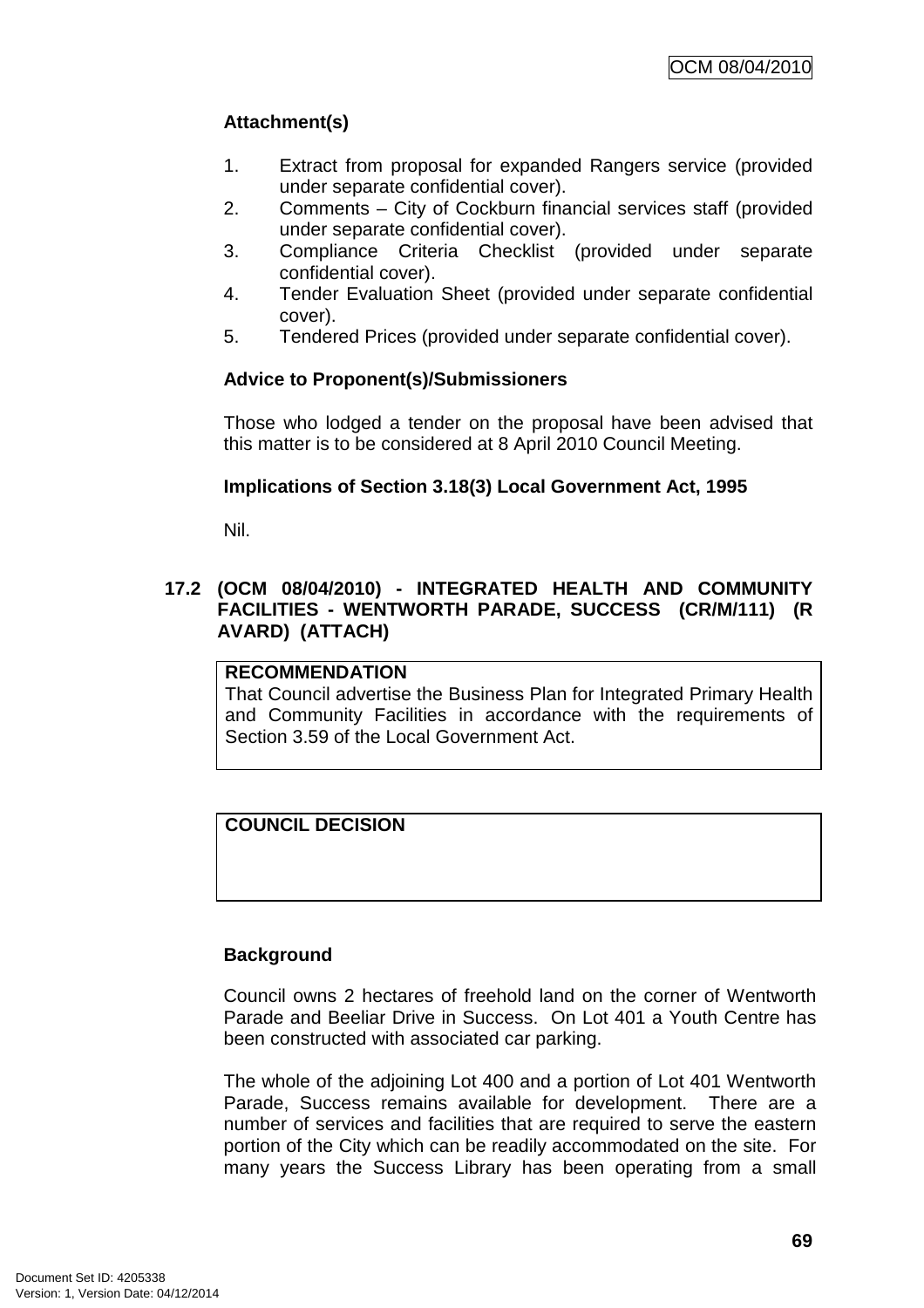### Attachment(s)

1. Extract from proposal for expanded Rangers service (provided under separate confidential cover).
2. Comments – City of Cockburn financial services staff (provided under separate confidential cover).
3. Compliance Criteria Checklist (provided under separate confidential cover).
4. Tender Evaluation Sheet (provided under separate confidential cover).
5. Tendered Prices (provided under separate confidential cover).

### Advice to Proponent(s)/Submissioners

Those who lodged a tender on the proposal have been advised that this matter is to be considered at 8 April 2010 Council Meeting.

### Implications of Section 3.18(3) Local Government Act, 1995

Nil.

## 17.2 (OCM 08/04/2010) - INTEGRATED HEALTH AND COMMUNITY FACILITIES - WENTWORTH PARADE, SUCCESS (CR/M/111) (R AVARD) (ATTACH)

| **RECOMMENDATION** |
|---|
| That Council advertise the Business Plan for Integrated Primary Health and Community Facilities in accordance with the requirements of Section 3.59 of the Local Government Act. |

| **COUNCIL DECISION** |
|---|
| |

### Background

Council owns 2 hectares of freehold land on the corner of Wentworth Parade and Beeliar Drive in Success. On Lot 401 a Youth Centre has been constructed with associated car parking.

The whole of the adjoining Lot 400 and a portion of Lot 401 Wentworth Parade, Success remains available for development. There are a number of services and facilities that are required to serve the eastern portion of the City which can be readily accommodated on the site. For many years the Success Library has been operating from a small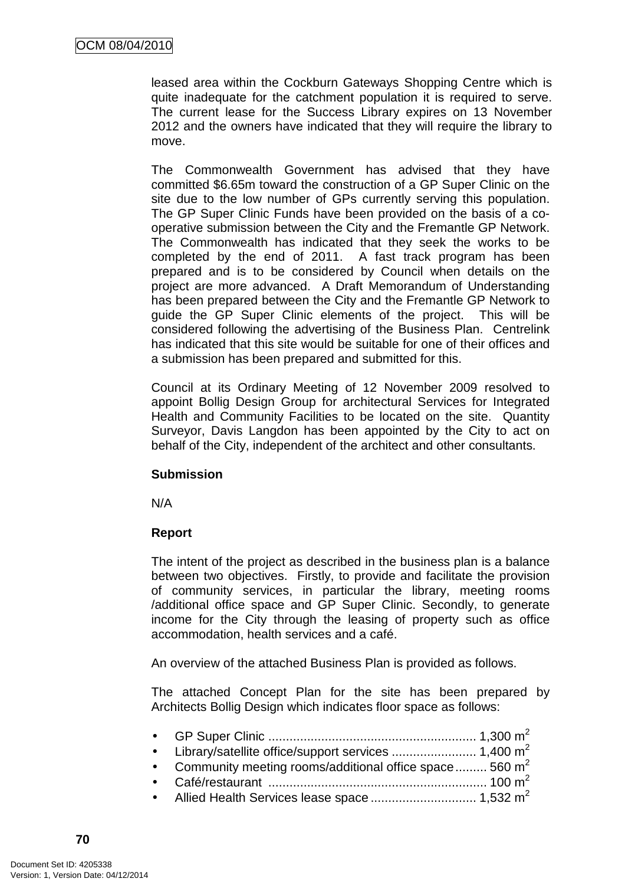leased area within the Cockburn Gateways Shopping Centre which is quite inadequate for the catchment population it is required to serve. The current lease for the Success Library expires on 13 November 2012 and the owners have indicated that they will require the library to move.

The Commonwealth Government has advised that they have committed $6.65m toward the construction of a GP Super Clinic on the site due to the low number of GPs currently serving this population. The GP Super Clinic Funds have been provided on the basis of a co-operative submission between the City and the Fremantle GP Network. The Commonwealth has indicated that they seek the works to be completed by the end of 2011. A fast track program has been prepared and is to be considered by Council when details on the project are more advanced. A Draft Memorandum of Understanding has been prepared between the City and the Fremantle GP Network to guide the GP Super Clinic elements of the project. This will be considered following the advertising of the Business Plan. Centrelink has indicated that this site would be suitable for one of their offices and a submission has been prepared and submitted for this.

Council at its Ordinary Meeting of 12 November 2009 resolved to appoint Bollig Design Group for architectural Services for Integrated Health and Community Facilities to be located on the site. Quantity Surveyor, Davis Langdon has been appointed by the City to act on behalf of the City, independent of the architect and other consultants.

**Submission**

N/A

**Report**

The intent of the project as described in the business plan is a balance between two objectives. Firstly, to provide and facilitate the provision of community services, in particular the library, meeting rooms /additional office space and GP Super Clinic. Secondly, to generate income for the City through the leasing of property such as office accommodation, health services and a café.

An overview of the attached Business Plan is provided as follows.

The attached Concept Plan for the site has been prepared by Architects Bollig Design which indicates floor space as follows:

- GP Super Clinic ........................................................... 1,300 m$^2$
- Library/satellite office/support services ........................ 1,400 m$^2$
- Community meeting rooms/additional office space......... 560 m$^2$
- Café/restaurant ............................................................. 100 m$^2$
- Allied Health Services lease space .............................. 1,532 m$^2$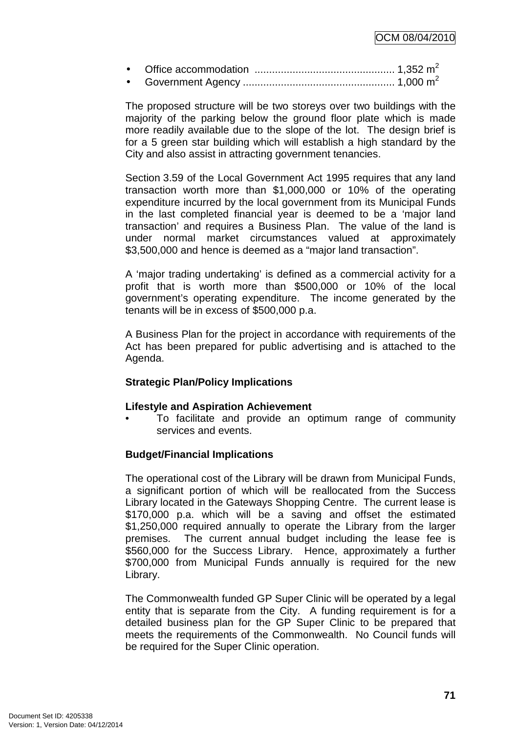- Office accommodation ................................................ 1,352 $m^2$
- Government Agency .................................................... 1,000 $m^2$

The proposed structure will be two storeys over two buildings with the majority of the parking below the ground floor plate which is made more readily available due to the slope of the lot. The design brief is for a 5 green star building which will establish a high standard by the City and also assist in attracting government tenancies.

Section 3.59 of the Local Government Act 1995 requires that any land transaction worth more than $1,000,000 or 10% of the operating expenditure incurred by the local government from its Municipal Funds in the last completed financial year is deemed to be a 'major land transaction' and requires a Business Plan. The value of the land is under normal market circumstances valued at approximately $3,500,000 and hence is deemed as a "major land transaction".

A 'major trading undertaking' is defined as a commercial activity for a profit that is worth more than $500,000 or 10% of the local government's operating expenditure. The income generated by the tenants will be in excess of $500,000 p.a.

A Business Plan for the project in accordance with requirements of the Act has been prepared for public advertising and is attached to the Agenda.

**Strategic Plan/Policy Implications**

**Lifestyle and Aspiration Achievement**

- To facilitate and provide an optimum range of community services and events.

**Budget/Financial Implications**

The operational cost of the Library will be drawn from Municipal Funds, a significant portion of which will be reallocated from the Success Library located in the Gateways Shopping Centre. The current lease is $170,000 p.a. which will be a saving and offset the estimated $1,250,000 required annually to operate the Library from the larger premises. The current annual budget including the lease fee is $560,000 for the Success Library. Hence, approximately a further $700,000 from Municipal Funds annually is required for the new Library.

The Commonwealth funded GP Super Clinic will be operated by a legal entity that is separate from the City. A funding requirement is for a detailed business plan for the GP Super Clinic to be prepared that meets the requirements of the Commonwealth. No Council funds will be required for the Super Clinic operation.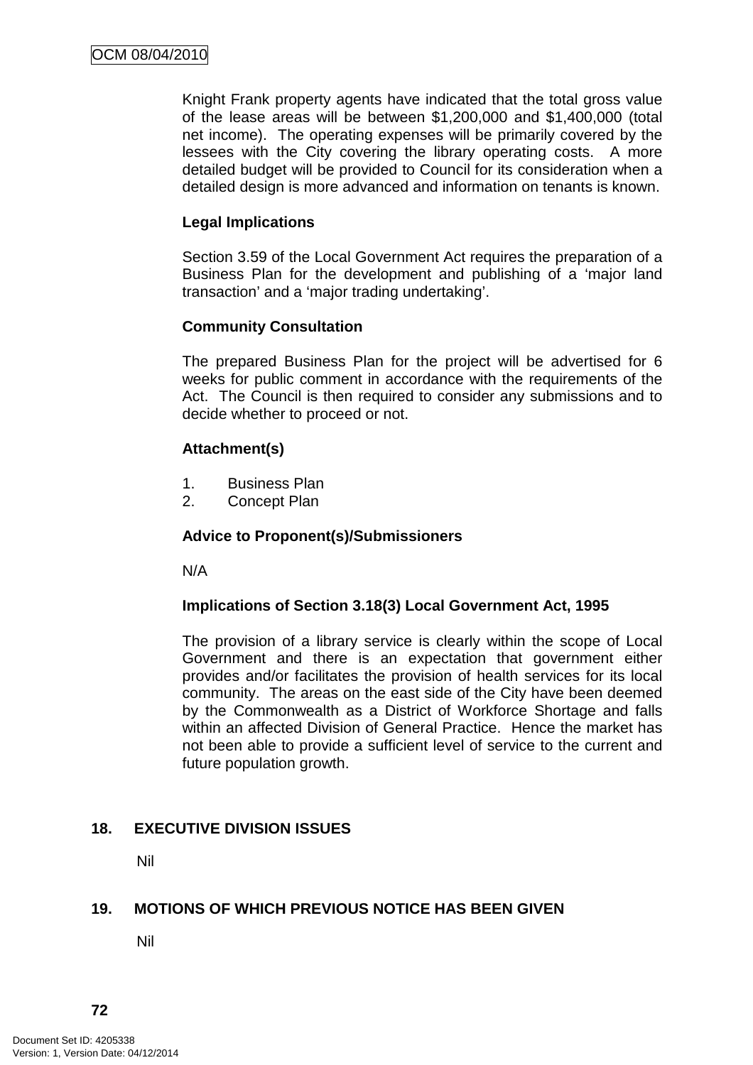Knight Frank property agents have indicated that the total gross value of the lease areas will be between $1,200,000 and $1,400,000 (total net income). The operating expenses will be primarily covered by the lessees with the City covering the library operating costs. A more detailed budget will be provided to Council for its consideration when a detailed design is more advanced and information on tenants is known.

**Legal Implications**

Section 3.59 of the Local Government Act requires the preparation of a Business Plan for the development and publishing of a 'major land transaction' and a 'major trading undertaking'.

**Community Consultation**

The prepared Business Plan for the project will be advertised for 6 weeks for public comment in accordance with the requirements of the Act. The Council is then required to consider any submissions and to decide whether to proceed or not.

**Attachment(s)**

1. Business Plan
2. Concept Plan

**Advice to Proponent(s)/Submissioners**

N/A

**Implications of Section 3.18(3) Local Government Act, 1995**

The provision of a library service is clearly within the scope of Local Government and there is an expectation that government either provides and/or facilitates the provision of health services for its local community. The areas on the east side of the City have been deemed by the Commonwealth as a District of Workforce Shortage and falls within an affected Division of General Practice. Hence the market has not been able to provide a sufficient level of service to the current and future population growth.

## 18. EXECUTIVE DIVISION ISSUES

Nil

## 19. MOTIONS OF WHICH PREVIOUS NOTICE HAS BEEN GIVEN

Nil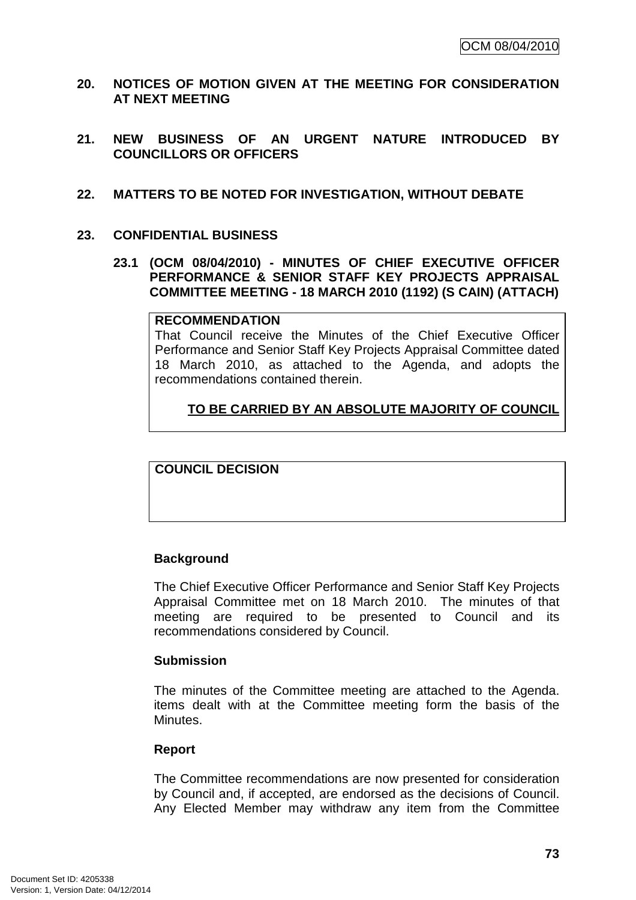**20. NOTICES OF MOTION GIVEN AT THE MEETING FOR CONSIDERATION AT NEXT MEETING**

**21. NEW BUSINESS OF AN URGENT NATURE INTRODUCED BY COUNCILLORS OR OFFICERS**

**22. MATTERS TO BE NOTED FOR INVESTIGATION, WITHOUT DEBATE**

**23. CONFIDENTIAL BUSINESS**

**23.1 (OCM 08/04/2010) - MINUTES OF CHIEF EXECUTIVE OFFICER PERFORMANCE & SENIOR STAFF KEY PROJECTS APPRAISAL COMMITTEE MEETING - 18 MARCH 2010 (1192) (S CAIN) (ATTACH)**

**RECOMMENDATION**

That Council receive the Minutes of the Chief Executive Officer Performance and Senior Staff Key Projects Appraisal Committee dated 18 March 2010, as attached to the Agenda, and adopts the recommendations contained therein.

**TO BE CARRIED BY AN ABSOLUTE MAJORITY OF COUNCIL**

**COUNCIL DECISION**

**Background**

The Chief Executive Officer Performance and Senior Staff Key Projects Appraisal Committee met on 18 March 2010. The minutes of that meeting are required to be presented to Council and its recommendations considered by Council.

**Submission**

The minutes of the Committee meeting are attached to the Agenda. items dealt with at the Committee meeting form the basis of the Minutes.

**Report**

The Committee recommendations are now presented for consideration by Council and, if accepted, are endorsed as the decisions of Council. Any Elected Member may withdraw any item from the Committee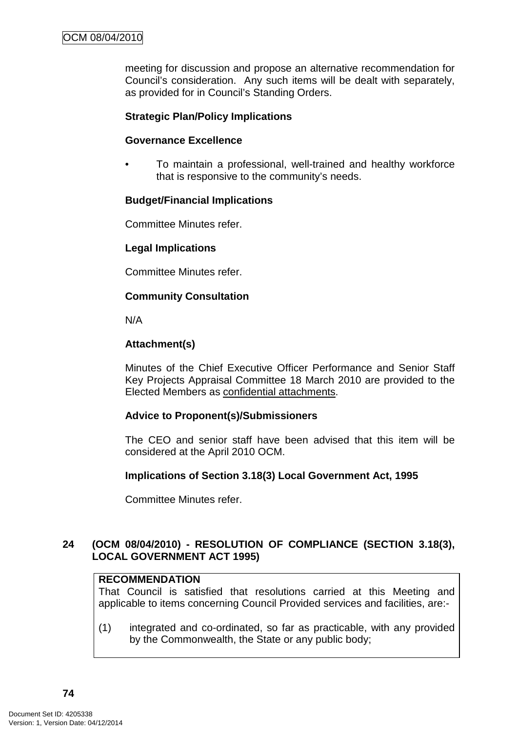meeting for discussion and propose an alternative recommendation for Council's consideration. Any such items will be dealt with separately, as provided for in Council's Standing Orders.

**Strategic Plan/Policy Implications**

**Governance Excellence**

- To maintain a professional, well-trained and healthy workforce that is responsive to the community's needs.

**Budget/Financial Implications**

Committee Minutes refer.

**Legal Implications**

Committee Minutes refer.

**Community Consultation**

N/A

**Attachment(s)**

Minutes of the Chief Executive Officer Performance and Senior Staff Key Projects Appraisal Committee 18 March 2010 are provided to the Elected Members as confidential attachments.

**Advice to Proponent(s)/Submissioners**

The CEO and senior staff have been advised that this item will be considered at the April 2010 OCM.

**Implications of Section 3.18(3) Local Government Act, 1995**

Committee Minutes refer.

## 24 (OCM 08/04/2010) - RESOLUTION OF COMPLIANCE (SECTION 3.18(3), LOCAL GOVERNMENT ACT 1995)

**RECOMMENDATION**

That Council is satisfied that resolutions carried at this Meeting and applicable to items concerning Council Provided services and facilities, are:-

(1) integrated and co-ordinated, so far as practicable, with any provided by the Commonwealth, the State or any public body;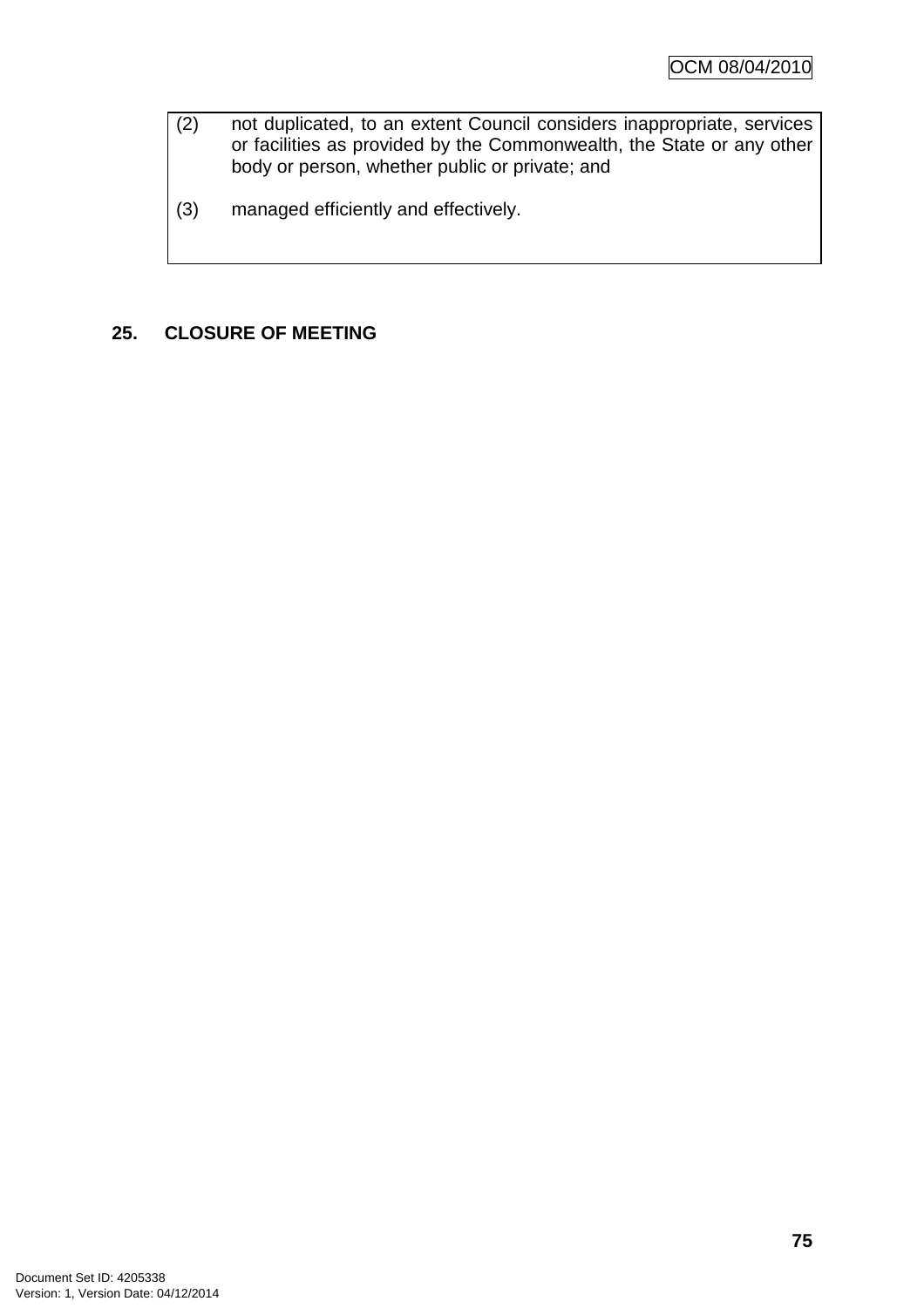(2) not duplicated, to an extent Council considers inappropriate, services or facilities as provided by the Commonwealth, the State or any other body or person, whether public or private; and

(3) managed efficiently and effectively.

## 25. CLOSURE OF MEETING